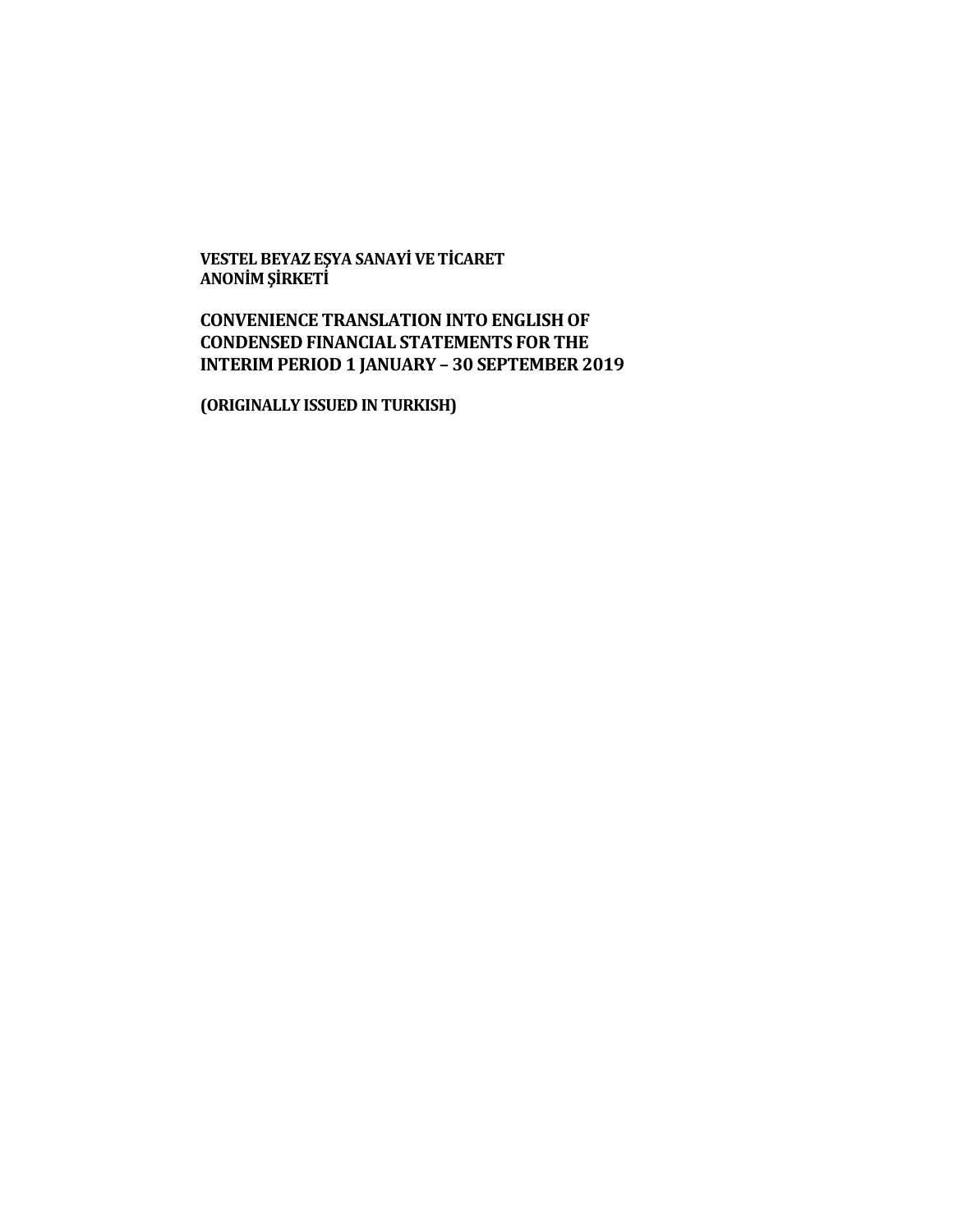**VESTEL BEYAZ EŞYA SANAYİ VE TİCARET ANONİM ŞİRKETİ**

**CONVENIENCE TRANSLATION INTO ENGLISH OF CONDENSED FINANCIAL STATEMENTS FOR THE INTERIM PERIOD 1 JANUARY – 30 SEPTEMBER 2019**

**(ORIGINALLY ISSUED IN TURKISH)**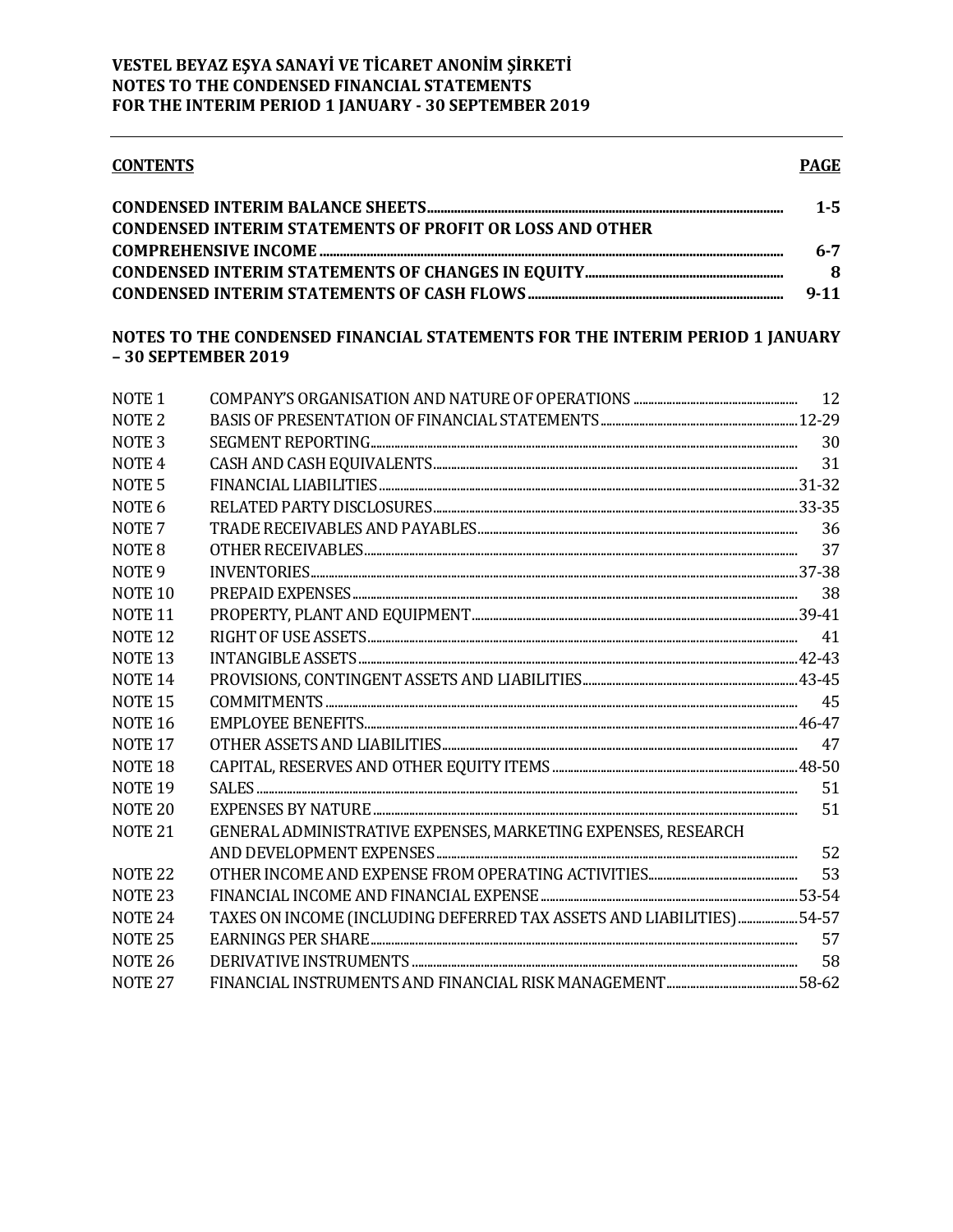**VESTEL BEYAZ EŞYA SANAYİ VE TİCARET ANONİM ŞİRKETİ**
**NOTES TO THE CONDENSED FINANCIAL STATEMENTS**
**FOR THE INTERIM PERIOD 1 JANUARY - 30 SEPTEMBER 2019**

| **CONTENTS** | **PAGE** |
|---|---|
| **CONDENSED INTERIM BALANCE SHEETS** | **1-5** |
| **CONDENSED INTERIM STATEMENTS OF PROFIT OR LOSS AND OTHER COMPREHENSIVE INCOME** | **6-7** |
| **CONDENSED INTERIM STATEMENTS OF CHANGES IN EQUITY** | **8** |
| **CONDENSED INTERIM STATEMENTS OF CASH FLOWS** | **9-11** |

**NOTES TO THE CONDENSED FINANCIAL STATEMENTS FOR THE INTERIM PERIOD 1 JANUARY – 30 SEPTEMBER 2019**

| | | |
|---|---|---|
| NOTE 1 | COMPANY'S ORGANISATION AND NATURE OF OPERATIONS | 12 |
| NOTE 2 | BASIS OF PRESENTATION OF FINANCIAL STATEMENTS | 12-29 |
| NOTE 3 | SEGMENT REPORTING | 30 |
| NOTE 4 | CASH AND CASH EQUIVALENTS | 31 |
| NOTE 5 | FINANCIAL LIABILITIES | 31-32 |
| NOTE 6 | RELATED PARTY DISCLOSURES | 33-35 |
| NOTE 7 | TRADE RECEIVABLES AND PAYABLES | 36 |
| NOTE 8 | OTHER RECEIVABLES | 37 |
| NOTE 9 | INVENTORIES | 37-38 |
| NOTE 10 | PREPAID EXPENSES | 38 |
| NOTE 11 | PROPERTY, PLANT AND EQUIPMENT | 39-41 |
| NOTE 12 | RIGHT OF USE ASSETS | 41 |
| NOTE 13 | INTANGIBLE ASSETS | 42-43 |
| NOTE 14 | PROVISIONS, CONTINGENT ASSETS AND LIABILITIES | 43-45 |
| NOTE 15 | COMMITMENTS | 45 |
| NOTE 16 | EMPLOYEE BENEFITS | 46-47 |
| NOTE 17 | OTHER ASSETS AND LIABILITIES | 47 |
| NOTE 18 | CAPITAL, RESERVES AND OTHER EQUITY ITEMS | 48-50 |
| NOTE 19 | SALES | 51 |
| NOTE 20 | EXPENSES BY NATURE | 51 |
| NOTE 21 | GENERAL ADMINISTRATIVE EXPENSES, MARKETING EXPENSES, RESEARCH AND DEVELOPMENT EXPENSES | 52 |
| NOTE 22 | OTHER INCOME AND EXPENSE FROM OPERATING ACTIVITIES | 53 |
| NOTE 23 | FINANCIAL INCOME AND FINANCIAL EXPENSE | 53-54 |
| NOTE 24 | TAXES ON INCOME (INCLUDING DEFERRED TAX ASSETS AND LIABILITIES) | 54-57 |
| NOTE 25 | EARNINGS PER SHARE | 57 |
| NOTE 26 | DERIVATIVE INSTRUMENTS | 58 |
| NOTE 27 | FINANCIAL INSTRUMENTS AND FINANCIAL RISK MANAGEMENT | 58-62 |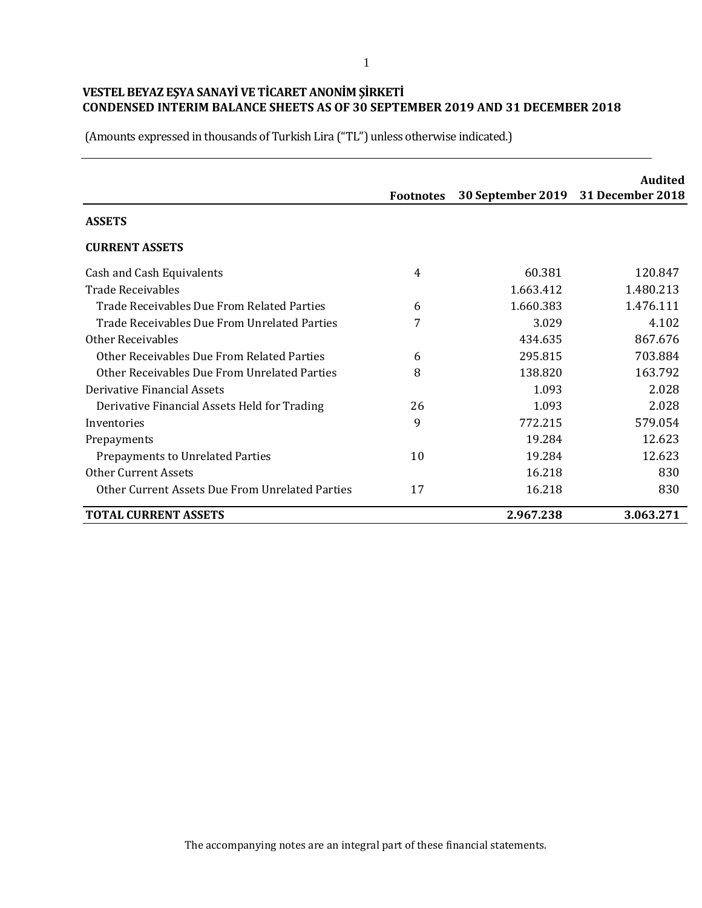# VESTEL BEYAZ EŞYA SANAYİ VE TİCARET ANONİM ŞİRKETİ
## CONDENSED INTERIM BALANCE SHEETS AS OF 30 SEPTEMBER 2019 AND 31 DECEMBER 2018

(Amounts expressed in thousands of Turkish Lira ("TL") unless otherwise indicated.)

| | Footnotes | 30 September 2019 | Audited 31 December 2018 |
|---|---|---|---|
| **ASSETS** | | | |
| **CURRENT ASSETS** | | | |
| Cash and Cash Equivalents | 4 | 60.381 | 120.847 |
| Trade Receivables | | 1.663.412 | 1.480.213 |
| Trade Receivables Due From Related Parties | 6 | 1.660.383 | 1.476.111 |
| Trade Receivables Due From Unrelated Parties | 7 | 3.029 | 4.102 |
| Other Receivables | | 434.635 | 867.676 |
| Other Receivables Due From Related Parties | 6 | 295.815 | 703.884 |
| Other Receivables Due From Unrelated Parties | 8 | 138.820 | 163.792 |
| Derivative Financial Assets | | 1.093 | 2.028 |
| Derivative Financial Assets Held for Trading | 26 | 1.093 | 2.028 |
| Inventories | 9 | 772.215 | 579.054 |
| Prepayments | | 19.284 | 12.623 |
| Prepayments to Unrelated Parties | 10 | 19.284 | 12.623 |
| Other Current Assets | | 16.218 | 830 |
| Other Current Assets Due From Unrelated Parties | 17 | 16.218 | 830 |
| **TOTAL CURRENT ASSETS** | | **2.967.238** | **3.063.271** |

The accompanying notes are an integral part of these financial statements.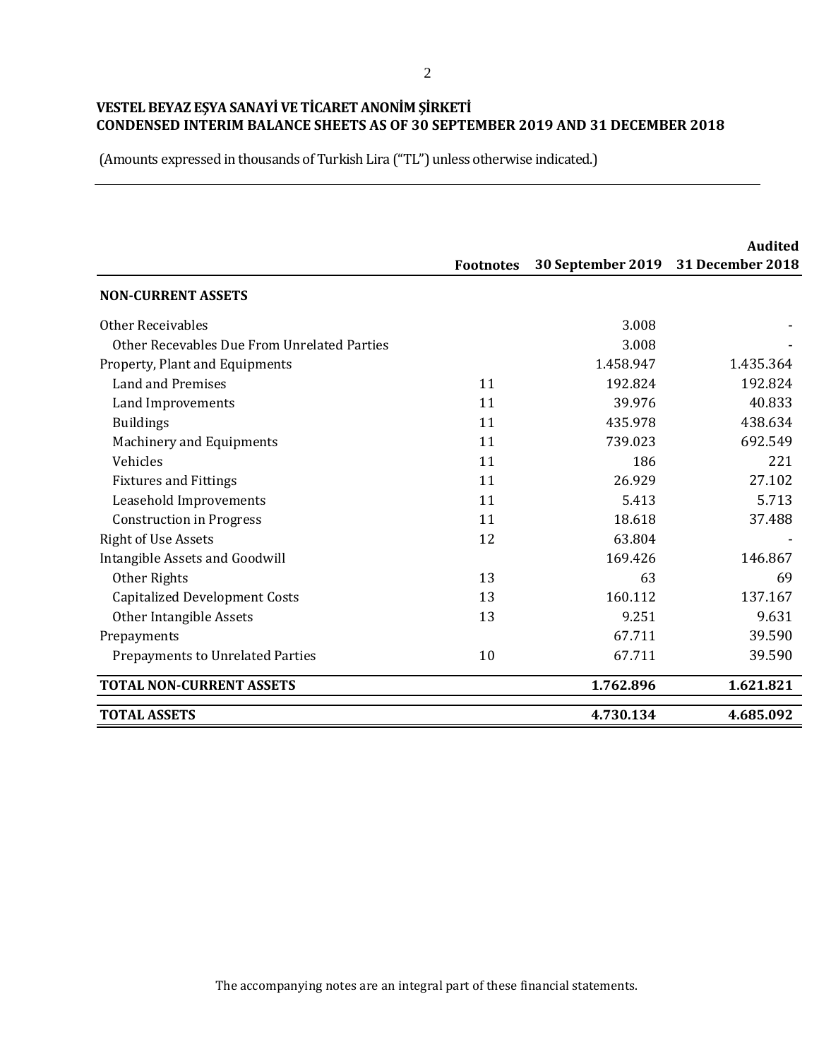**VESTEL BEYAZ EŞYA SANAYİ VE TİCARET ANONİM ŞİRKETİ**
**CONDENSED INTERIM BALANCE SHEETS AS OF 30 SEPTEMBER 2019 AND 31 DECEMBER 2018**

(Amounts expressed in thousands of Turkish Lira ("TL") unless otherwise indicated.)

| | Footnotes | 30 September 2019 | Audited<br>31 December 2018 |
|---|---|---|---|
| **NON-CURRENT ASSETS** | | | |
| Other Receivables | | 3.008 | - |
| Other Recevables Due From Unrelated Parties | | 3.008 | - |
| Property, Plant and Equipments | | 1.458.947 | 1.435.364 |
| Land and Premises | 11 | 192.824 | 192.824 |
| Land Improvements | 11 | 39.976 | 40.833 |
| Buildings | 11 | 435.978 | 438.634 |
| Machinery and Equipments | 11 | 739.023 | 692.549 |
| Vehicles | 11 | 186 | 221 |
| Fixtures and Fittings | 11 | 26.929 | 27.102 |
| Leasehold Improvements | 11 | 5.413 | 5.713 |
| Construction in Progress | 11 | 18.618 | 37.488 |
| Right of Use Assets | 12 | 63.804 | - |
| Intangible Assets and Goodwill | | 169.426 | 146.867 |
| Other Rights | 13 | 63 | 69 |
| Capitalized Development Costs | 13 | 160.112 | 137.167 |
| Other Intangible Assets | 13 | 9.251 | 9.631 |
| Prepayments | | 67.711 | 39.590 |
| Prepayments to Unrelated Parties | 10 | 67.711 | 39.590 |
| **TOTAL NON-CURRENT ASSETS** | | **1.762.896** | **1.621.821** |
| **TOTAL ASSETS** | | **4.730.134** | **4.685.092** |

The accompanying notes are an integral part of these financial statements.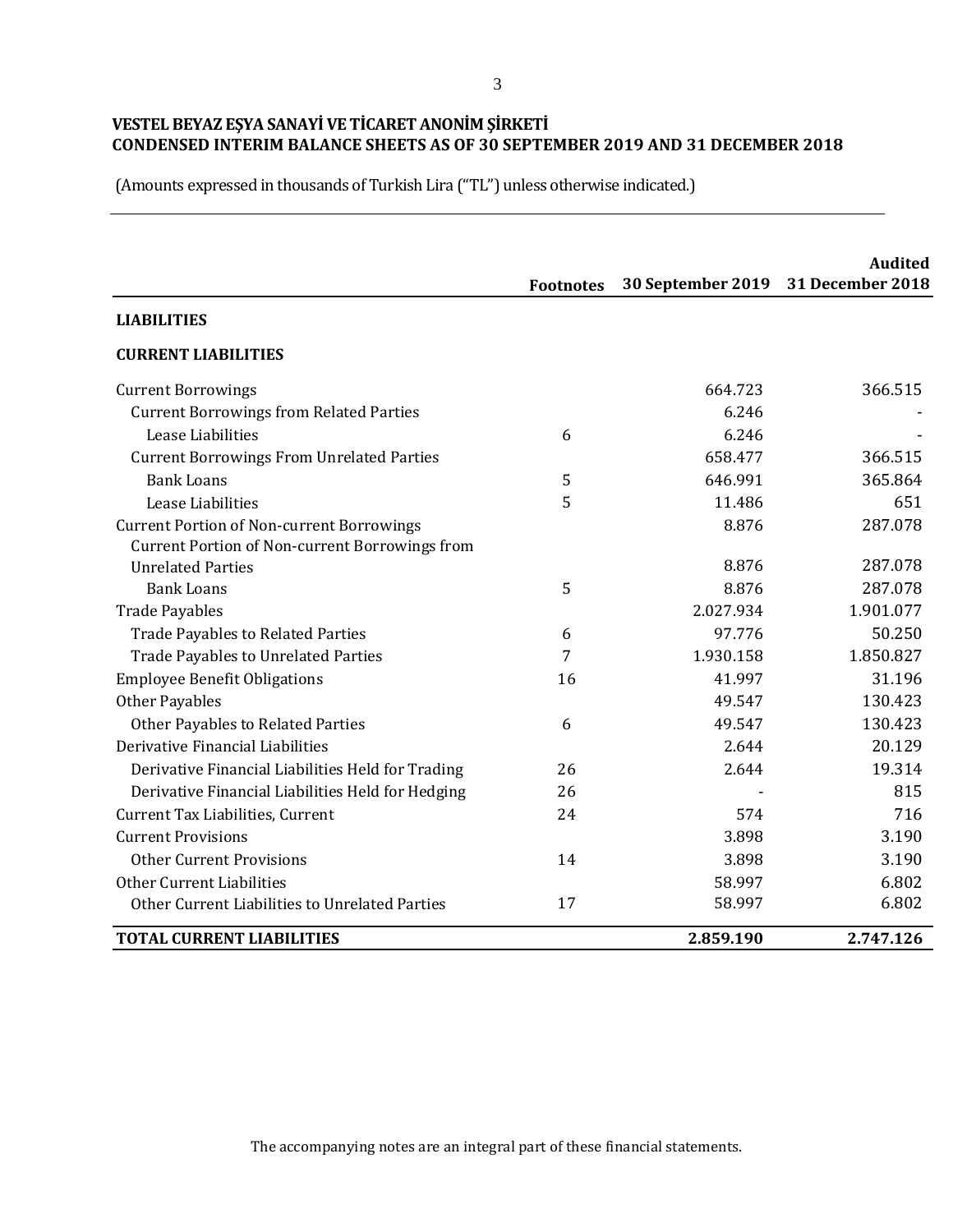**VESTEL BEYAZ EŞYA SANAYİ VE TİCARET ANONİM ŞİRKETİ**
**CONDENSED INTERIM BALANCE SHEETS AS OF 30 SEPTEMBER 2019 AND 31 DECEMBER 2018**

(Amounts expressed in thousands of Turkish Lira ("TL") unless otherwise indicated.)

| | Footnotes | 30 September 2019 | Audited 31 December 2018 |
|---|---|---|---|
| **LIABILITIES** | | | |
| **CURRENT LIABILITIES** | | | |
| Current Borrowings | | 664.723 | 366.515 |
| Current Borrowings from Related Parties | | 6.246 | - |
| Lease Liabilities | 6 | 6.246 | - |
| Current Borrowings From Unrelated Parties | | 658.477 | 366.515 |
| Bank Loans | 5 | 646.991 | 365.864 |
| Lease Liabilities | 5 | 11.486 | 651 |
| Current Portion of Non-current Borrowings | | 8.876 | 287.078 |
| Current Portion of Non-current Borrowings from Unrelated Parties | | 8.876 | 287.078 |
| Bank Loans | 5 | 8.876 | 287.078 |
| Trade Payables | | 2.027.934 | 1.901.077 |
| Trade Payables to Related Parties | 6 | 97.776 | 50.250 |
| Trade Payables to Unrelated Parties | 7 | 1.930.158 | 1.850.827 |
| Employee Benefit Obligations | 16 | 41.997 | 31.196 |
| Other Payables | | 49.547 | 130.423 |
| Other Payables to Related Parties | 6 | 49.547 | 130.423 |
| Derivative Financial Liabilities | | 2.644 | 20.129 |
| Derivative Financial Liabilities Held for Trading | 26 | 2.644 | 19.314 |
| Derivative Financial Liabilities Held for Hedging | 26 | - | 815 |
| Current Tax Liabilities, Current | 24 | 574 | 716 |
| Current Provisions | | 3.898 | 3.190 |
| Other Current Provisions | 14 | 3.898 | 3.190 |
| Other Current Liabilities | | 58.997 | 6.802 |
| Other Current Liabilities to Unrelated Parties | 17 | 58.997 | 6.802 |
| **TOTAL CURRENT LIABILITIES** | | **2.859.190** | **2.747.126** |

The accompanying notes are an integral part of these financial statements.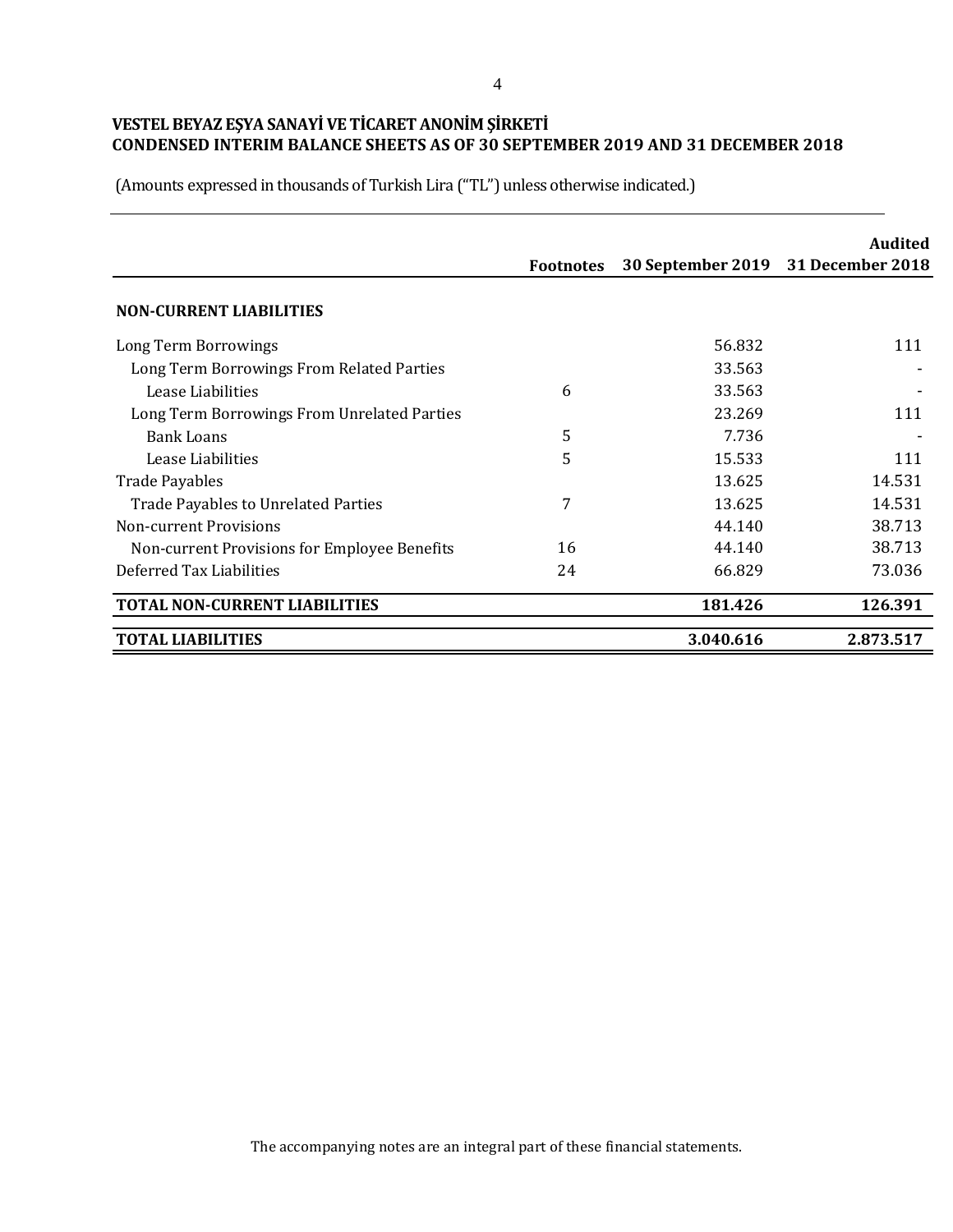**VESTEL BEYAZ EŞYA SANAYİ VE TİCARET ANONİM ŞİRKETİ**
**CONDENSED INTERIM BALANCE SHEETS AS OF 30 SEPTEMBER 2019 AND 31 DECEMBER 2018**

(Amounts expressed in thousands of Turkish Lira ("TL") unless otherwise indicated.)

| | Footnotes | 30 September 2019 | Audited 31 December 2018 |
|---|---|---|---|
| **NON-CURRENT LIABILITIES** | | | |
| Long Term Borrowings | | 56.832 | 111 |
| Long Term Borrowings From Related Parties | | 33.563 | - |
| Lease Liabilities | 6 | 33.563 | - |
| Long Term Borrowings From Unrelated Parties | | 23.269 | 111 |
| Bank Loans | 5 | 7.736 | - |
| Lease Liabilities | 5 | 15.533 | 111 |
| Trade Payables | | 13.625 | 14.531 |
| Trade Payables to Unrelated Parties | 7 | 13.625 | 14.531 |
| Non-current Provisions | | 44.140 | 38.713 |
| Non-current Provisions for Employee Benefits | 16 | 44.140 | 38.713 |
| Deferred Tax Liabilities | 24 | 66.829 | 73.036 |
| **TOTAL NON-CURRENT LIABILITIES** | | **181.426** | **126.391** |
| **TOTAL LIABILITIES** | | **3.040.616** | **2.873.517** |

The accompanying notes are an integral part of these financial statements.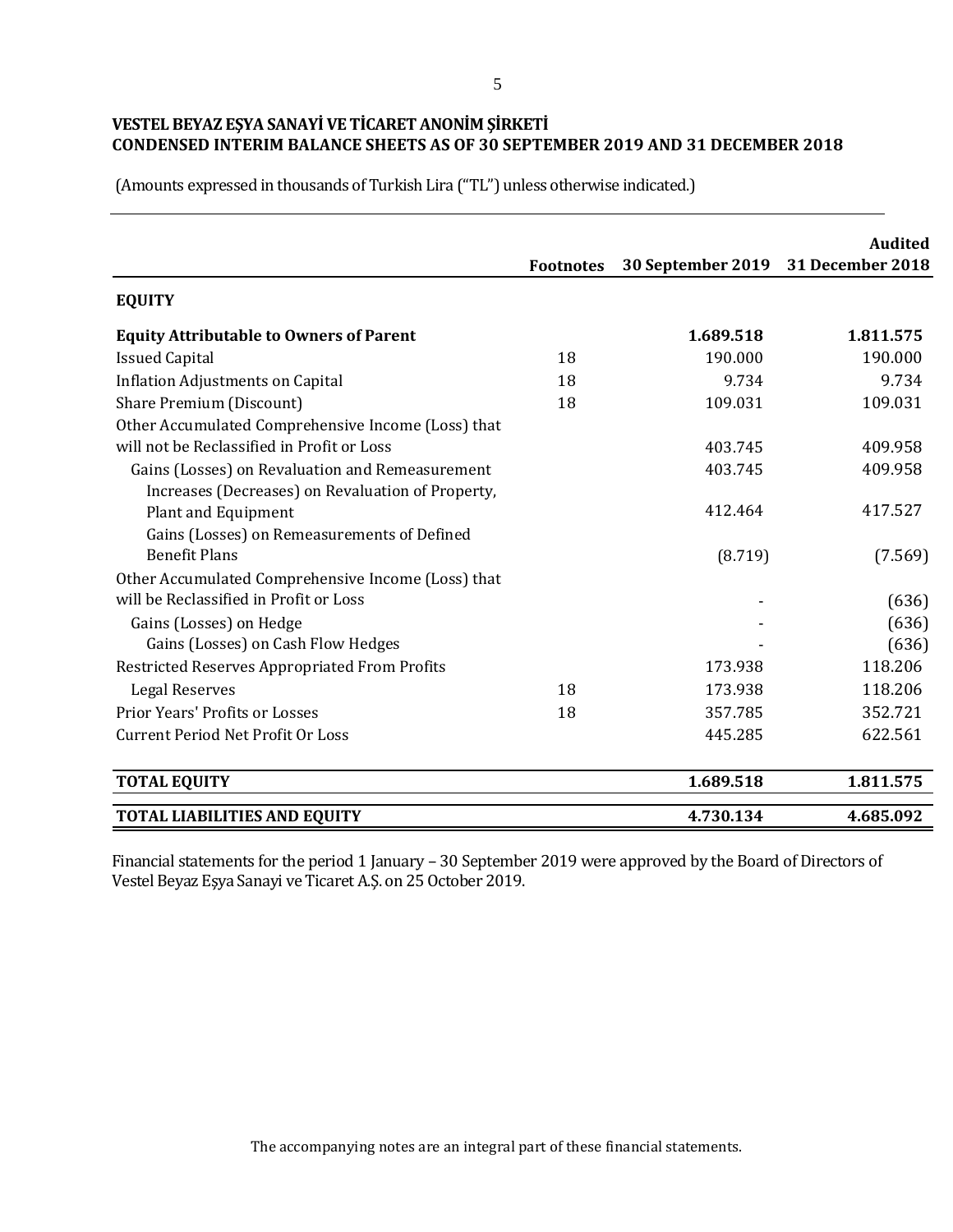**VESTEL BEYAZ EŞYA SANAYİ VE TİCARET ANONİM ŞİRKETİ**
**CONDENSED INTERIM BALANCE SHEETS AS OF 30 SEPTEMBER 2019 AND 31 DECEMBER 2018**

(Amounts expressed in thousands of Turkish Lira ("TL") unless otherwise indicated.)

| | Footnotes | 30 September 2019 | Audited 31 December 2018 |
|---|---|---|---|
| **EQUITY** | | | |
| **Equity Attributable to Owners of Parent** | | **1.689.518** | **1.811.575** |
| Issued Capital | 18 | 190.000 | 190.000 |
| Inflation Adjustments on Capital | 18 | 9.734 | 9.734 |
| Share Premium (Discount) | 18 | 109.031 | 109.031 |
| Other Accumulated Comprehensive Income (Loss) that will not be Reclassified in Profit or Loss | | 403.745 | 409.958 |
| Gains (Losses) on Revaluation and Remeasurement | | 403.745 | 409.958 |
| Increases (Decreases) on Revaluation of Property, Plant and Equipment | | 412.464 | 417.527 |
| Gains (Losses) on Remeasurements of Defined Benefit Plans | | (8.719) | (7.569) |
| Other Accumulated Comprehensive Income (Loss) that will be Reclassified in Profit or Loss | | - | (636) |
| Gains (Losses) on Hedge | | - | (636) |
| Gains (Losses) on Cash Flow Hedges | | - | (636) |
| Restricted Reserves Appropriated From Profits | | 173.938 | 118.206 |
| Legal Reserves | 18 | 173.938 | 118.206 |
| Prior Years' Profits or Losses | 18 | 357.785 | 352.721 |
| Current Period Net Profit Or Loss | | 445.285 | 622.561 |
| **TOTAL EQUITY** | | **1.689.518** | **1.811.575** |
| **TOTAL LIABILITIES AND EQUITY** | | **4.730.134** | **4.685.092** |

Financial statements for the period 1 January – 30 September 2019 were approved by the Board of Directors of Vestel Beyaz Eşya Sanayi ve Ticaret A.Ş. on 25 October 2019.

The accompanying notes are an integral part of these financial statements.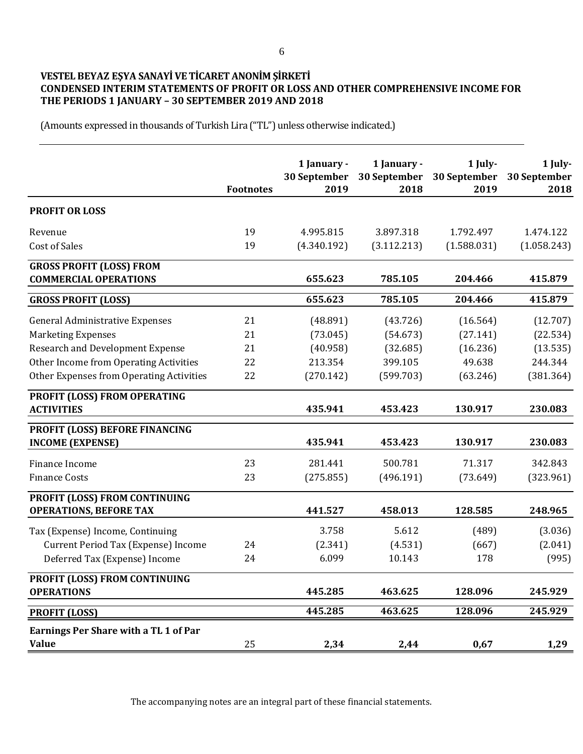**VESTEL BEYAZ EŞYA SANAYİ VE TİCARET ANONİM ŞİRKETİ**
**CONDENSED INTERIM STATEMENTS OF PROFIT OR LOSS AND OTHER COMPREHENSIVE INCOME FOR THE PERIODS 1 JANUARY – 30 SEPTEMBER 2019 AND 2018**

(Amounts expressed in thousands of Turkish Lira ("TL") unless otherwise indicated.)

| | Footnotes | 1 January - 30 September 2019 | 1 January - 30 September 2018 | 1 July- 30 September 2019 | 1 July- 30 September 2018 |
|---|---|---|---|---|---|
| **PROFIT OR LOSS** | | | | | |
| Revenue | 19 | 4.995.815 | 3.897.318 | 1.792.497 | 1.474.122 |
| Cost of Sales | 19 | (4.340.192) | (3.112.213) | (1.588.031) | (1.058.243) |
| **GROSS PROFIT (LOSS) FROM COMMERCIAL OPERATIONS** | | **655.623** | **785.105** | **204.466** | **415.879** |
| **GROSS PROFIT (LOSS)** | | **655.623** | **785.105** | **204.466** | **415.879** |
| General Administrative Expenses | 21 | (48.891) | (43.726) | (16.564) | (12.707) |
| Marketing Expenses | 21 | (73.045) | (54.673) | (27.141) | (22.534) |
| Research and Development Expense | 21 | (40.958) | (32.685) | (16.236) | (13.535) |
| Other Income from Operating Activities | 22 | 213.354 | 399.105 | 49.638 | 244.344 |
| Other Expenses from Operating Activities | 22 | (270.142) | (599.703) | (63.246) | (381.364) |
| **PROFIT (LOSS) FROM OPERATING ACTIVITIES** | | **435.941** | **453.423** | **130.917** | **230.083** |
| **PROFIT (LOSS) BEFORE FINANCING INCOME (EXPENSE)** | | **435.941** | **453.423** | **130.917** | **230.083** |
| Finance Income | 23 | 281.441 | 500.781 | 71.317 | 342.843 |
| Fınance Costs | 23 | (275.855) | (496.191) | (73.649) | (323.961) |
| **PROFIT (LOSS) FROM CONTINUING OPERATIONS, BEFORE TAX** | | **441.527** | **458.013** | **128.585** | **248.965** |
| Tax (Expense) Income, Continuing | | 3.758 | 5.612 | (489) | (3.036) |
| Current Period Tax (Expense) Income | 24 | (2.341) | (4.531) | (667) | (2.041) |
| Deferred Tax (Expense) Income | 24 | 6.099 | 10.143 | 178 | (995) |
| **PROFIT (LOSS) FROM CONTINUING OPERATIONS** | | **445.285** | **463.625** | **128.096** | **245.929** |
| **PROFIT (LOSS)** | | **445.285** | **463.625** | **128.096** | **245.929** |
| **Earnings Per Share with a TL 1 of Par Value** | 25 | **2,34** | **2,44** | **0,67** | **1,29** |

The accompanying notes are an integral part of these financial statements.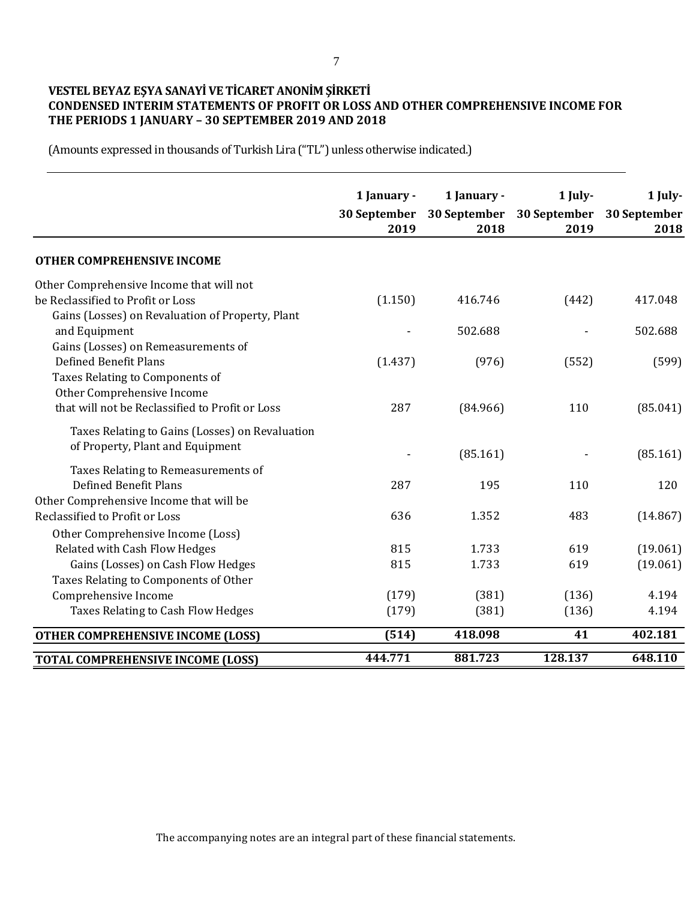**VESTEL BEYAZ EŞYA SANAYİ VE TİCARET ANONİM ŞİRKETİ**
**CONDENSED INTERIM STATEMENTS OF PROFIT OR LOSS AND OTHER COMPREHENSIVE INCOME FOR THE PERIODS 1 JANUARY – 30 SEPTEMBER 2019 AND 2018**

(Amounts expressed in thousands of Turkish Lira ("TL") unless otherwise indicated.)

| | 1 January - 30 September 2019 | 1 January - 30 September 2018 | 1 July- 30 September 2019 | 1 July- 30 September 2018 |
|---|---|---|---|---|
| **OTHER COMPREHENSIVE INCOME** | | | | |
| Other Comprehensive Income that will not be Reclassified to Profit or Loss | (1.150) | 416.746 | (442) | 417.048 |
| Gains (Losses) on Revaluation of Property, Plant and Equipment | - | 502.688 | - | 502.688 |
| Gains (Losses) on Remeasurements of Defined Benefit Plans | (1.437) | (976) | (552) | (599) |
| Taxes Relating to Components of Other Comprehensive Income that will not be Reclassified to Profit or Loss | 287 | (84.966) | 110 | (85.041) |
| Taxes Relating to Gains (Losses) on Revaluation of Property, Plant and Equipment | - | (85.161) | - | (85.161) |
| Taxes Relating to Remeasurements of Defined Benefit Plans | 287 | 195 | 110 | 120 |
| Other Comprehensive Income that will be Reclassified to Profit or Loss | 636 | 1.352 | 483 | (14.867) |
| Other Comprehensive Income (Loss) Related with Cash Flow Hedges | 815 | 1.733 | 619 | (19.061) |
| Gains (Losses) on Cash Flow Hedges | 815 | 1.733 | 619 | (19.061) |
| Taxes Relating to Components of Other Comprehensive Income | (179) | (381) | (136) | 4.194 |
| Taxes Relating to Cash Flow Hedges | (179) | (381) | (136) | 4.194 |
| **OTHER COMPREHENSIVE INCOME (LOSS)** | **(514)** | **418.098** | **41** | **402.181** |
| **TOTAL COMPREHENSIVE INCOME (LOSS)** | **444.771** | **881.723** | **128.137** | **648.110** |

The accompanying notes are an integral part of these financial statements.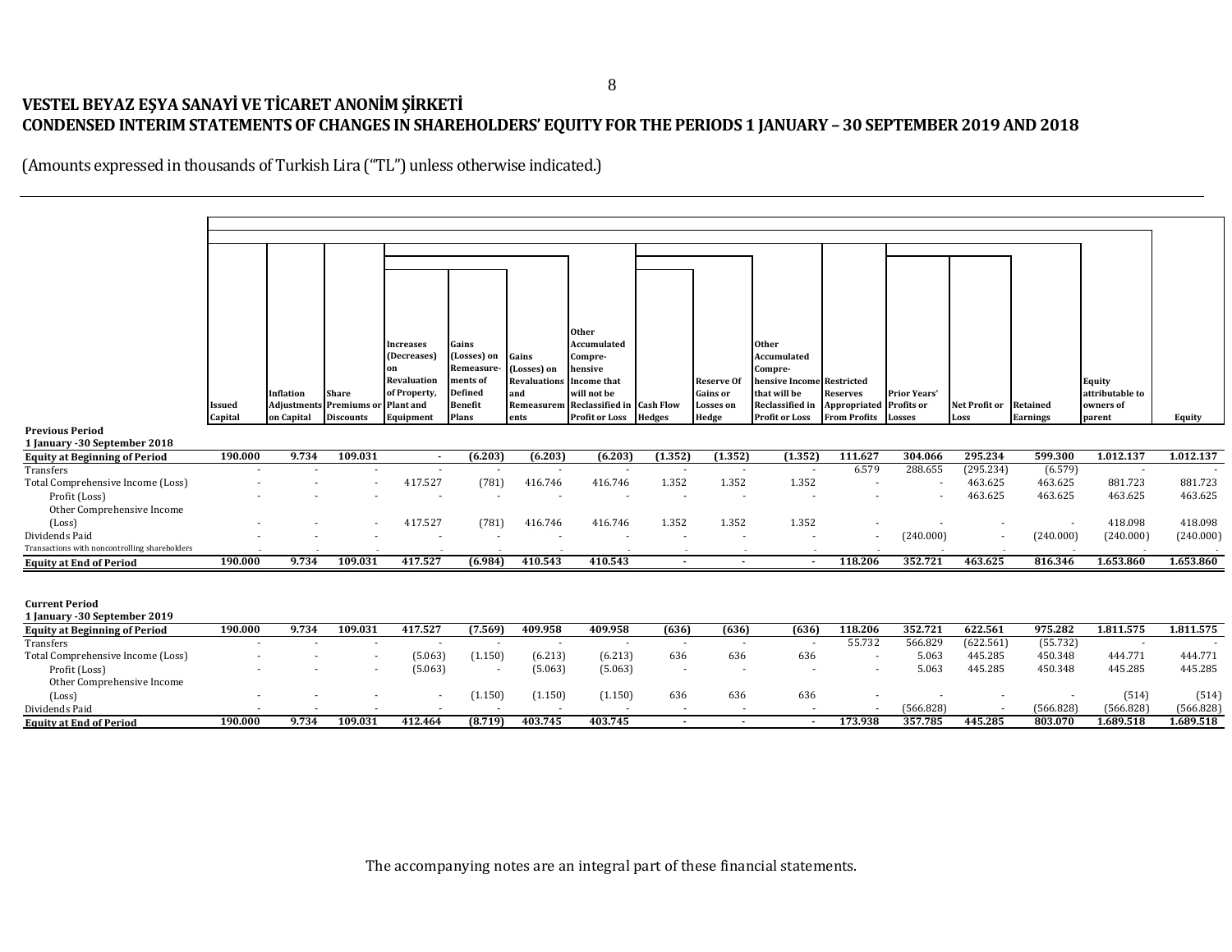**VESTEL BEYAZ EŞYA SANAYİ VE TİCARET ANONİM ŞİRKETİ**
**CONDENSED INTERIM STATEMENTS OF CHANGES IN SHAREHOLDERS' EQUITY FOR THE PERIODS 1 JANUARY – 30 SEPTEMBER 2019 AND 2018**

(Amounts expressed in thousands of Turkish Lira ("TL") unless otherwise indicated.)

| | Issued Capital | Inflation Adjustments on Capital | Share Premiums or Discounts | Increases (Decreases) on Revaluation of Property, Plant and Equipment | Gains (Losses) on Remeasurements of Defined Benefit Plans | Gains (Losses) on Revaluations and Remeasurements | Other Accumulated Comprehensive Income that will not be Reclassified in Profit or Loss | Cash Flow Hedges | Reserve Of Gains or Losses on Hedge | Other Accumulated Comprehensive Income that will be Reclassified in Profit or Loss | Restricted Reserves Appropriated From Profits | Prior Years' Profits or Losses | Net Profit or Loss | Retained Earnings | Equity attributable to owners of parent | Equity |
|---|---|---|---|---|---|---|---|---|---|---|---|---|---|---|---|---|
| **Previous Period** | | | | | | | | | | | | | | | | |
| **1 January -30 September 2018** | | | | | | | | | | | | | | | | |
| **Equity at Beginning of Period** | 190.000 | 9.734 | 109.031 | - | (6.203) | (6.203) | (6.203) | (1.352) | (1.352) | (1.352) | 111.627 | 304.066 | 295.234 | 599.300 | 1.012.137 | 1.012.137 |
| Transfers | - | - | - | - | - | - | - | - | - | - | 6.579 | 288.655 | (295.234) | (6.579) | - | - |
| Total Comprehensive Income (Loss) | - | - | - | 417.527 | (781) | 416.746 | 416.746 | 1.352 | 1.352 | 1.352 | - | - | 463.625 | 463.625 | 881.723 | 881.723 |
| Profit (Loss) | - | - | - | - | - | - | - | - | - | - | - | - | 463.625 | 463.625 | 463.625 | 463.625 |
| Other Comprehensive Income (Loss) | - | - | - | 417.527 | (781) | 416.746 | 416.746 | 1.352 | 1.352 | 1.352 | - | - | - | - | 418.098 | 418.098 |
| Dividends Paid | - | - | - | - | - | - | - | - | - | - | - | (240.000) | - | (240.000) | (240.000) | (240.000) |
| Transactions with noncontrolling shareholders | - | - | - | - | - | - | - | - | - | - | - | - | - | - | - | - |
| **Equity at End of Period** | 190.000 | 9.734 | 109.031 | 417.527 | (6.984) | 410.543 | 410.543 | - | - | - | 118.206 | 352.721 | 463.625 | 816.346 | 1.653.860 | 1.653.860 |
| **Current Period** | | | | | | | | | | | | | | | | |
| **1 January -30 September 2019** | | | | | | | | | | | | | | | | |
| **Equity at Beginning of Period** | 190.000 | 9.734 | 109.031 | 417.527 | (7.569) | 409.958 | 409.958 | (636) | (636) | (636) | 118.206 | 352.721 | 622.561 | 975.282 | 1.811.575 | 1.811.575 |
| Transfers | - | - | - | - | - | - | - | - | - | - | 55.732 | 566.829 | (622.561) | (55.732) | - | - |
| Total Comprehensive Income (Loss) | - | - | - | (5.063) | (1.150) | (6.213) | (6.213) | 636 | 636 | 636 | - | 5.063 | 445.285 | 450.348 | 444.771 | 444.771 |
| Profit (Loss) | - | - | - | (5.063) | - | (5.063) | (5.063) | - | - | - | - | 5.063 | 445.285 | 450.348 | 445.285 | 445.285 |
| Other Comprehensive Income (Loss) | - | - | - | - | (1.150) | (1.150) | (1.150) | 636 | 636 | 636 | - | - | - | - | (514) | (514) |
| Dividends Paid | - | - | - | - | - | - | - | - | - | - | - | (566.828) | - | (566.828) | (566.828) | (566.828) |
| **Equity at End of Period** | 190.000 | 9.734 | 109.031 | 412.464 | (8.719) | 403.745 | 403.745 | - | - | - | 173.938 | 357.785 | 445.285 | 803.070 | 1.689.518 | 1.689.518 |

The accompanying notes are an integral part of these financial statements.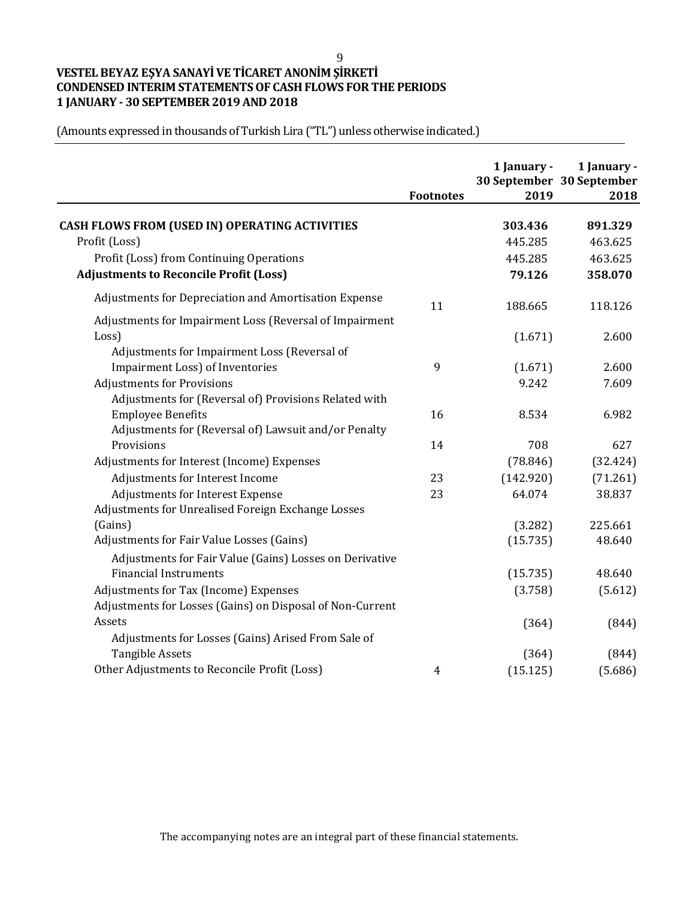# VESTEL BEYAZ EŞYA SANAYİ VE TİCARET ANONİM ŞİRKETİ
## CONDENSED INTERIM STATEMENTS OF CASH FLOWS FOR THE PERIODS 1 JANUARY - 30 SEPTEMBER 2019 AND 2018

(Amounts expressed in thousands of Turkish Lira ("TL") unless otherwise indicated.)

| | Footnotes | 1 January - 30 September 2019 | 1 January - 30 September 2018 |
|---|---|---|---|
| **CASH FLOWS FROM (USED IN) OPERATING ACTIVITIES** | | **303.436** | **891.329** |
| Profit (Loss) | | 445.285 | 463.625 |
| Profit (Loss) from Continuing Operations | | 445.285 | 463.625 |
| **Adjustments to Reconcile Profit (Loss)** | | **79.126** | **358.070** |
| Adjustments for Depreciation and Amortisation Expense | 11 | 188.665 | 118.126 |
| Adjustments for Impairment Loss (Reversal of Impairment Loss) | | (1.671) | 2.600 |
| Adjustments for Impairment Loss (Reversal of Impairment Loss) of Inventories | 9 | (1.671) | 2.600 |
| Adjustments for Provisions | | 9.242 | 7.609 |
| Adjustments for (Reversal of) Provisions Related with Employee Benefits | 16 | 8.534 | 6.982 |
| Adjustments for (Reversal of) Lawsuit and/or Penalty Provisions | 14 | 708 | 627 |
| Adjustments for Interest (Income) Expenses | | (78.846) | (32.424) |
| Adjustments for Interest Income | 23 | (142.920) | (71.261) |
| Adjustments for Interest Expense | 23 | 64.074 | 38.837 |
| Adjustments for Unrealised Foreign Exchange Losses (Gains) | | (3.282) | 225.661 |
| Adjustments for Fair Value Losses (Gains) | | (15.735) | 48.640 |
| Adjustments for Fair Value (Gains) Losses on Derivative Financial Instruments | | (15.735) | 48.640 |
| Adjustments for Tax (Income) Expenses | | (3.758) | (5.612) |
| Adjustments for Losses (Gains) on Disposal of Non-Current Assets | | (364) | (844) |
| Adjustments for Losses (Gains) Arised From Sale of Tangible Assets | | (364) | (844) |
| Other Adjustments to Reconcile Profit (Loss) | 4 | (15.125) | (5.686) |

The accompanying notes are an integral part of these financial statements.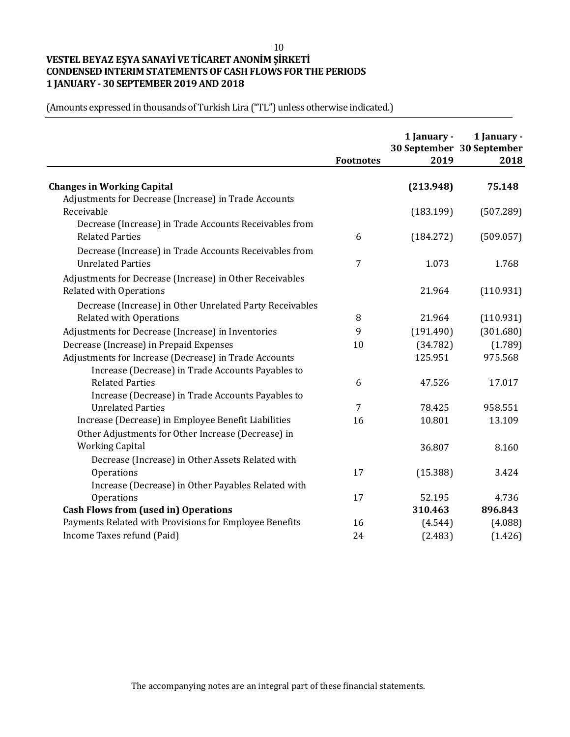# VESTEL BEYAZ EŞYA SANAYİ VE TİCARET ANONİM ŞİRKETİ
# CONDENSED INTERIM STATEMENTS OF CASH FLOWS FOR THE PERIODS 1 JANUARY - 30 SEPTEMBER 2019 AND 2018

(Amounts expressed in thousands of Turkish Lira ("TL") unless otherwise indicated.)

| | Footnotes | 1 January - 30 September 2019 | 1 January - 30 September 2018 |
|---|---|---|---|
| **Changes in Working Capital** | | **(213.948)** | **75.148** |
| Adjustments for Decrease (Increase) in Trade Accounts Receivable | | (183.199) | (507.289) |
| Decrease (Increase) in Trade Accounts Receivables from Related Parties | 6 | (184.272) | (509.057) |
| Decrease (Increase) in Trade Accounts Receivables from Unrelated Parties | 7 | 1.073 | 1.768 |
| Adjustments for Decrease (Increase) in Other Receivables Related with Operations | | 21.964 | (110.931) |
| Decrease (Increase) in Other Unrelated Party Receivables Related with Operations | 8 | 21.964 | (110.931) |
| Adjustments for Decrease (Increase) in Inventories | 9 | (191.490) | (301.680) |
| Decrease (Increase) in Prepaid Expenses | 10 | (34.782) | (1.789) |
| Adjustments for Increase (Decrease) in Trade Accounts | | 125.951 | 975.568 |
| Increase (Decrease) in Trade Accounts Payables to Related Parties | 6 | 47.526 | 17.017 |
| Increase (Decrease) in Trade Accounts Payables to Unrelated Parties | 7 | 78.425 | 958.551 |
| Increase (Decrease) in Employee Benefit Liabilities | 16 | 10.801 | 13.109 |
| Other Adjustments for Other Increase (Decrease) in Working Capital | | 36.807 | 8.160 |
| Decrease (Increase) in Other Assets Related with Operations | 17 | (15.388) | 3.424 |
| Increase (Decrease) in Other Payables Related with Operations | 17 | 52.195 | 4.736 |
| **Cash Flows from (used in) Operations** | | **310.463** | **896.843** |
| Payments Related with Provisions for Employee Benefits | 16 | (4.544) | (4.088) |
| Income Taxes refund (Paid) | 24 | (2.483) | (1.426) |

The accompanying notes are an integral part of these financial statements.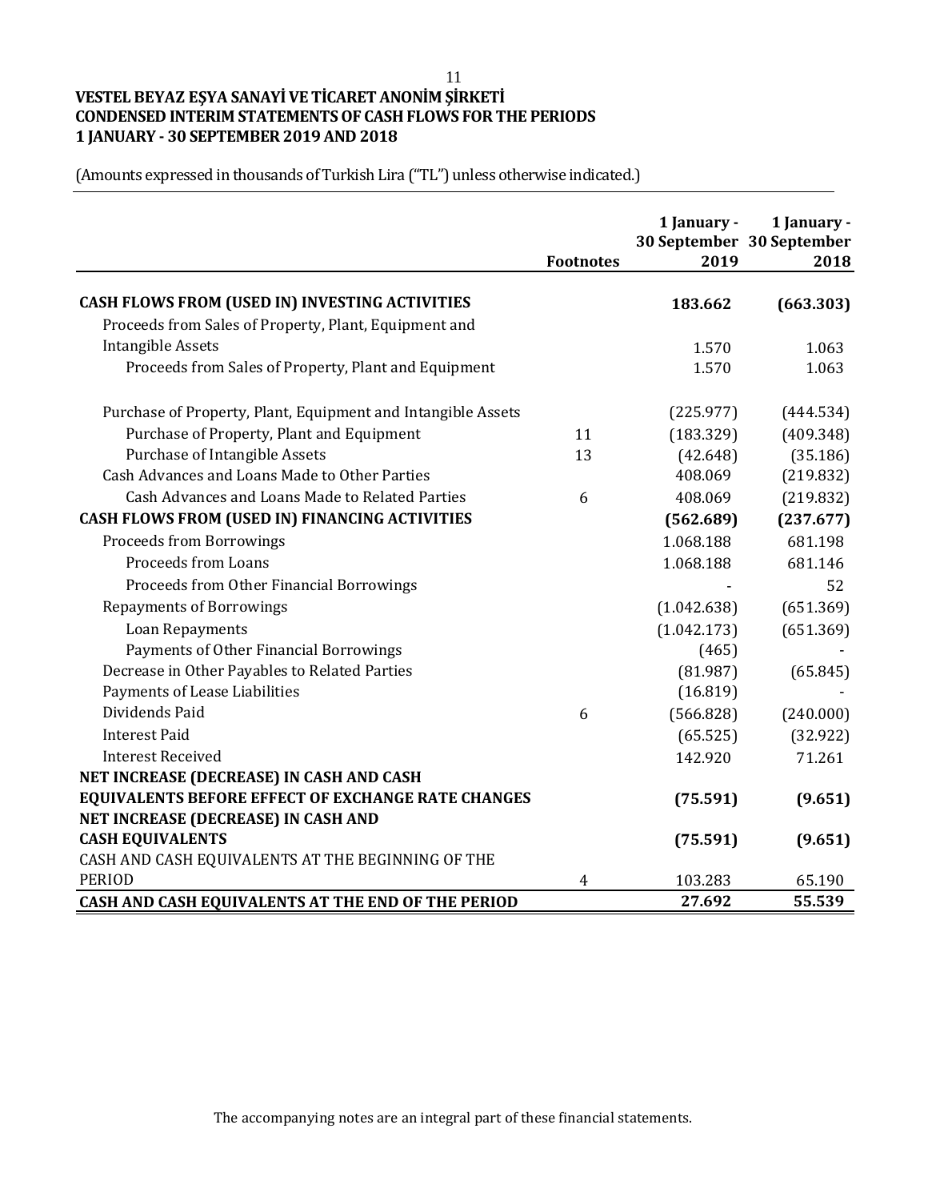**VESTEL BEYAZ EŞYA SANAYİ VE TİCARET ANONİM ŞİRKETİ**
**CONDENSED INTERIM STATEMENTS OF CASH FLOWS FOR THE PERIODS**
**1 JANUARY - 30 SEPTEMBER 2019 AND 2018**

(Amounts expressed in thousands of Turkish Lira ("TL") unless otherwise indicated.)

| | Footnotes | 1 January - 30 September 2019 | 1 January - 30 September 2018 |
|---|---|---|---|
| **CASH FLOWS FROM (USED IN) INVESTING ACTIVITIES** | | **183.662** | **(663.303)** |
| Proceeds from Sales of Property, Plant, Equipment and Intangible Assets | | 1.570 | 1.063 |
| Proceeds from Sales of Property, Plant and Equipment | | 1.570 | 1.063 |
| Purchase of Property, Plant, Equipment and Intangible Assets | | (225.977) | (444.534) |
| Purchase of Property, Plant and Equipment | 11 | (183.329) | (409.348) |
| Purchase of Intangible Assets | 13 | (42.648) | (35.186) |
| Cash Advances and Loans Made to Other Parties | | 408.069 | (219.832) |
| Cash Advances and Loans Made to Related Parties | 6 | 408.069 | (219.832) |
| **CASH FLOWS FROM (USED IN) FINANCING ACTIVITIES** | | **(562.689)** | **(237.677)** |
| Proceeds from Borrowings | | 1.068.188 | 681.198 |
| Proceeds from Loans | | 1.068.188 | 681.146 |
| Proceeds from Other Financial Borrowings | | - | 52 |
| Repayments of Borrowings | | (1.042.638) | (651.369) |
| Loan Repayments | | (1.042.173) | (651.369) |
| Payments of Other Financial Borrowings | | (465) | - |
| Decrease in Other Payables to Related Parties | | (81.987) | (65.845) |
| Payments of Lease Liabilities | | (16.819) | - |
| Dividends Paid | 6 | (566.828) | (240.000) |
| Interest Paid | | (65.525) | (32.922) |
| Interest Received | | 142.920 | 71.261 |
| **NET INCREASE (DECREASE) IN CASH AND CASH EQUIVALENTS BEFORE EFFECT OF EXCHANGE RATE CHANGES** | | **(75.591)** | **(9.651)** |
| **NET INCREASE (DECREASE) IN CASH AND CASH EQUIVALENTS** | | **(75.591)** | **(9.651)** |
| CASH AND CASH EQUIVALENTS AT THE BEGINNING OF THE PERIOD | 4 | 103.283 | 65.190 |
| **CASH AND CASH EQUIVALENTS AT THE END OF THE PERIOD** | | **27.692** | **55.539** |

The accompanying notes are an integral part of these financial statements.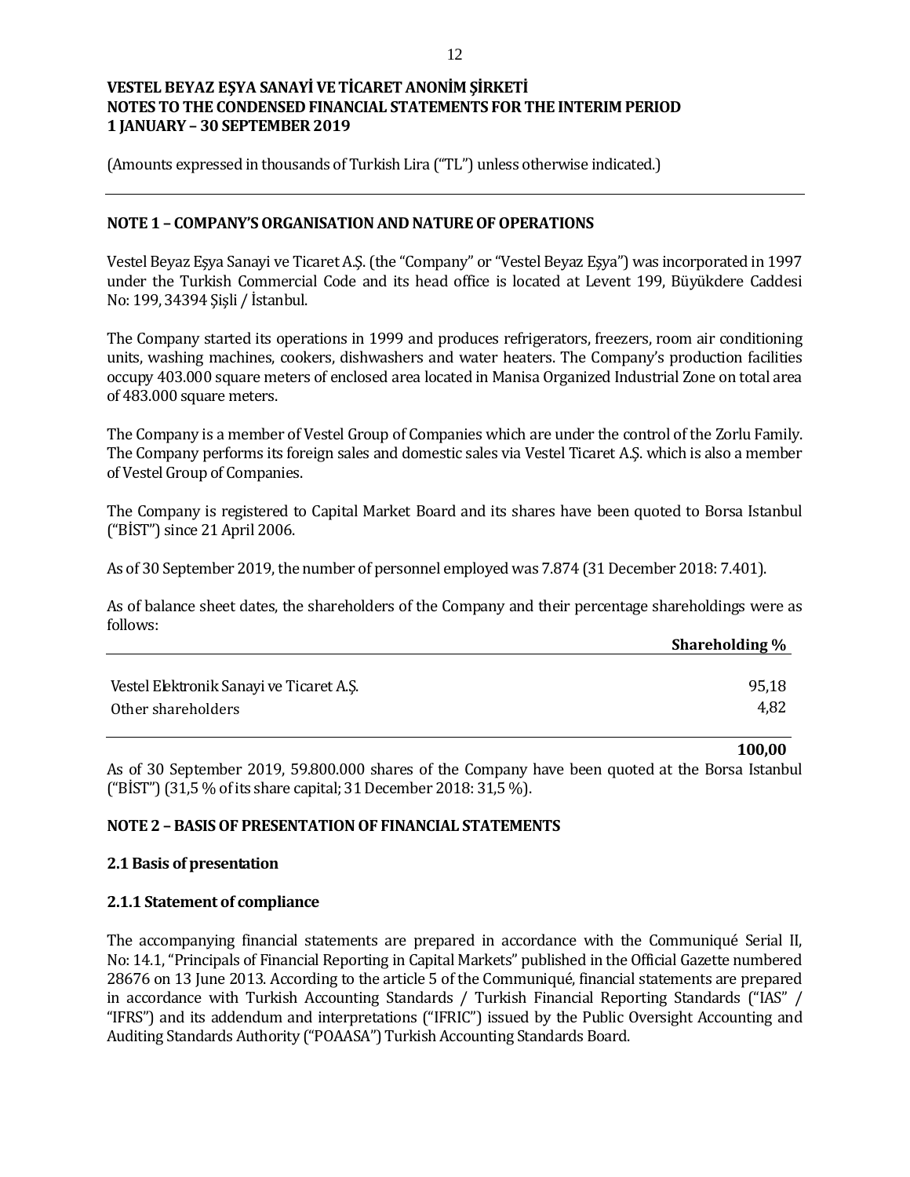**VESTEL BEYAZ EŞYA SANAYİ VE TİCARET ANONİM ŞİRKETİ**
**NOTES TO THE CONDENSED FINANCIAL STATEMENTS FOR THE INTERIM PERIOD**
**1 JANUARY – 30 SEPTEMBER 2019**

(Amounts expressed in thousands of Turkish Lira ("TL") unless otherwise indicated.)

## NOTE 1 – COMPANY'S ORGANISATION AND NATURE OF OPERATIONS

Vestel Beyaz Eşya Sanayi ve Ticaret A.Ş. (the "Company" or "Vestel Beyaz Eşya") was incorporated in 1997 under the Turkish Commercial Code and its head office is located at Levent 199, Büyükdere Caddesi No: 199, 34394 Şişli / İstanbul.

The Company started its operations in 1999 and produces refrigerators, freezers, room air conditioning units, washing machines, cookers, dishwashers and water heaters. The Company's production facilities occupy 403.000 square meters of enclosed area located in Manisa Organized Industrial Zone on total area of 483.000 square meters.

The Company is a member of Vestel Group of Companies which are under the control of the Zorlu Family. The Company performs its foreign sales and domestic sales via Vestel Ticaret A.Ş. which is also a member of Vestel Group of Companies.

The Company is registered to Capital Market Board and its shares have been quoted to Borsa Istanbul ("BİST") since 21 April 2006.

As of 30 September 2019, the number of personnel employed was 7.874 (31 December 2018: 7.401).

As of balance sheet dates, the shareholders of the Company and their percentage shareholdings were as follows:

| | **Shareholding %** |
|---|---|
| Vestel Elektronik Sanayi ve Ticaret A.Ş. | 95,18 |
| Other shareholders | 4,82 |
| | **100,00** |

As of 30 September 2019, 59.800.000 shares of the Company have been quoted at the Borsa Istanbul ("BİST") (31,5 % of its share capital; 31 December 2018: 31,5 %).

## NOTE 2 – BASIS OF PRESENTATION OF FINANCIAL STATEMENTS

### 2.1 Basis of presentation

### 2.1.1 Statement of compliance

The accompanying financial statements are prepared in accordance with the Communiqué Serial II, No: 14.1, "Principals of Financial Reporting in Capital Markets" published in the Official Gazette numbered 28676 on 13 June 2013. According to the article 5 of the Communiqué, financial statements are prepared in accordance with Turkish Accounting Standards / Turkish Financial Reporting Standards ("IAS" / "IFRS") and its addendum and interpretations ("IFRIC") issued by the Public Oversight Accounting and Auditing Standards Authority ("POAASA") Turkish Accounting Standards Board.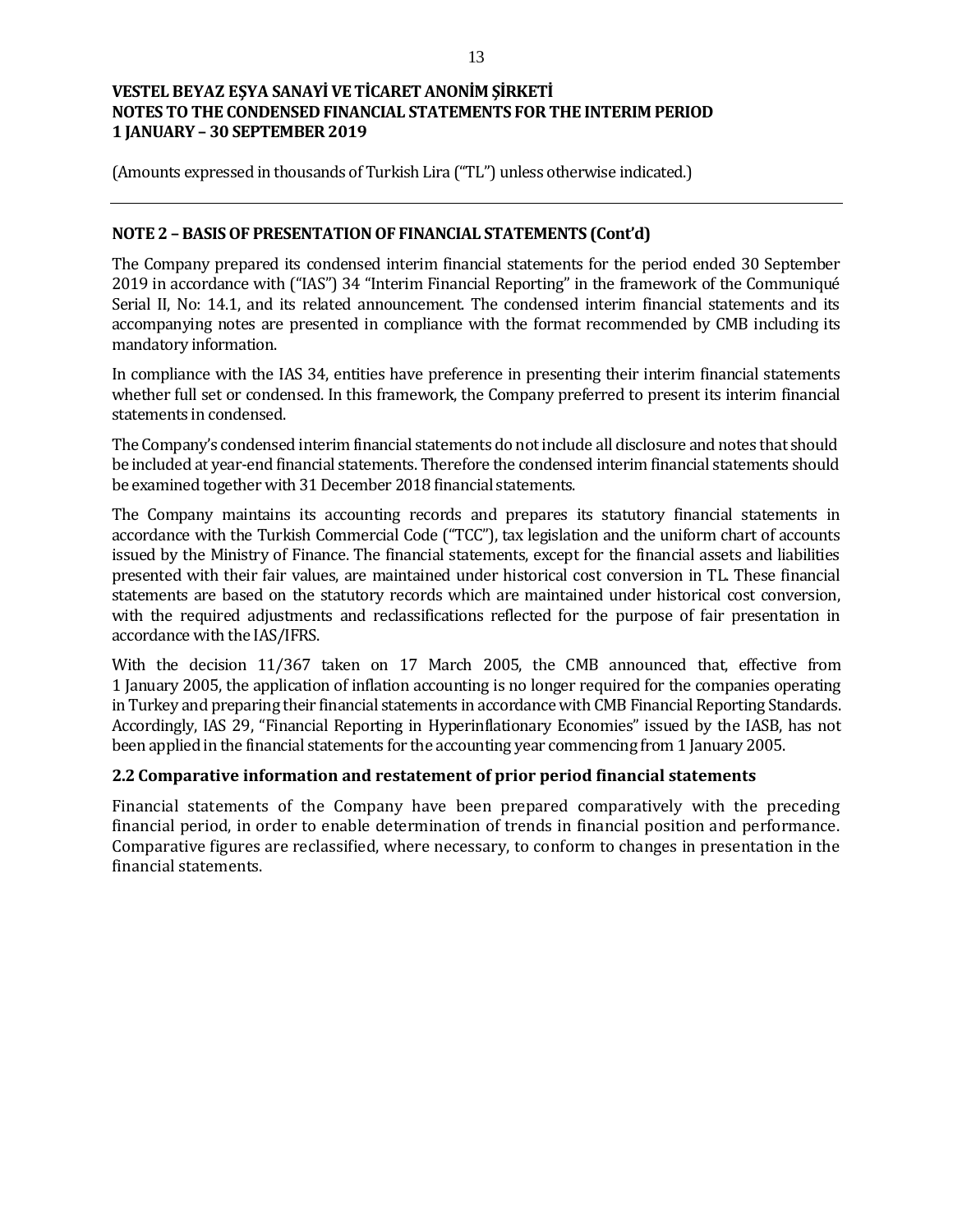(Amounts expressed in thousands of Turkish Lira ("TL") unless otherwise indicated.)

## NOTE 2 – BASIS OF PRESENTATION OF FINANCIAL STATEMENTS (Cont'd)

The Company prepared its condensed interim financial statements for the period ended 30 September 2019 in accordance with ("IAS") 34 "Interim Financial Reporting" in the framework of the Communiqué Serial II, No: 14.1, and its related announcement. The condensed interim financial statements and its accompanying notes are presented in compliance with the format recommended by CMB including its mandatory information.

In compliance with the IAS 34, entities have preference in presenting their interim financial statements whether full set or condensed. In this framework, the Company preferred to present its interim financial statements in condensed.

The Company's condensed interim financial statements do not include all disclosure and notes that should be included at year-end financial statements. Therefore the condensed interim financial statements should be examined together with 31 December 2018 financial statements.

The Company maintains its accounting records and prepares its statutory financial statements in accordance with the Turkish Commercial Code ("TCC"), tax legislation and the uniform chart of accounts issued by the Ministry of Finance. The financial statements, except for the financial assets and liabilities presented with their fair values, are maintained under historical cost conversion in TL. These financial statements are based on the statutory records which are maintained under historical cost conversion, with the required adjustments and reclassifications reflected for the purpose of fair presentation in accordance with the IAS/IFRS.

With the decision 11/367 taken on 17 March 2005, the CMB announced that, effective from 1 January 2005, the application of inflation accounting is no longer required for the companies operating in Turkey and preparing their financial statements in accordance with CMB Financial Reporting Standards. Accordingly, IAS 29, "Financial Reporting in Hyperinflationary Economies" issued by the IASB, has not been applied in the financial statements for the accounting year commencing from 1 January 2005.

### 2.2 Comparative information and restatement of prior period financial statements

Financial statements of the Company have been prepared comparatively with the preceding financial period, in order to enable determination of trends in financial position and performance. Comparative figures are reclassified, where necessary, to conform to changes in presentation in the financial statements.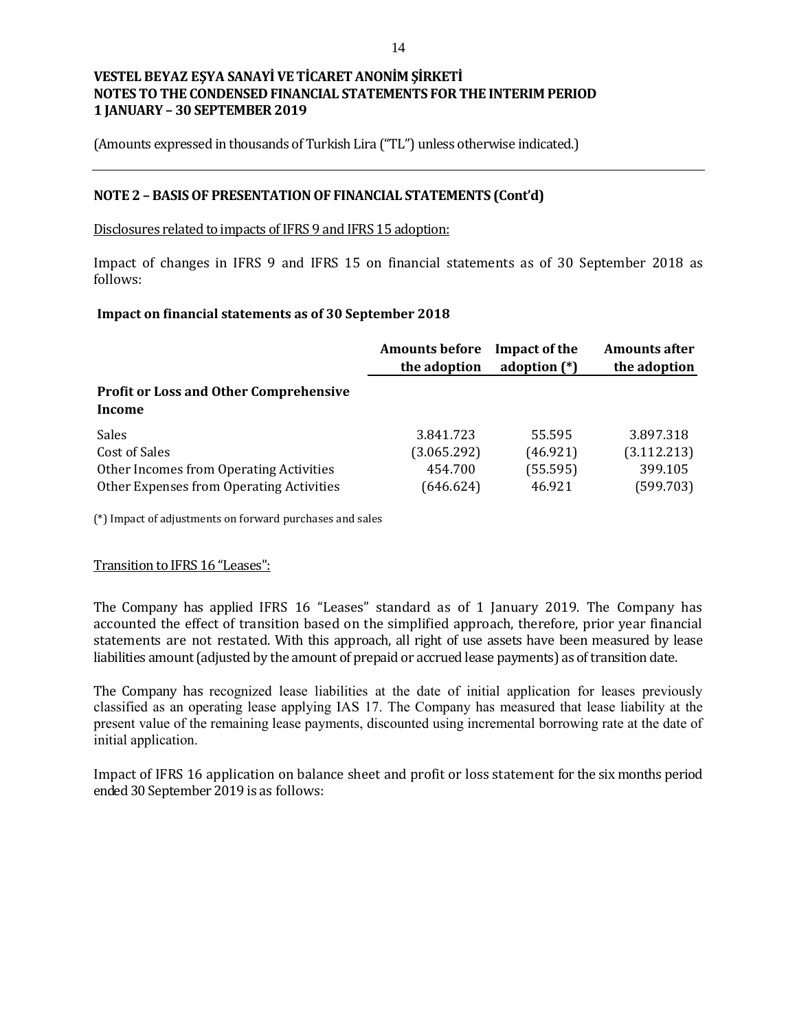VESTEL BEYAZ EŞYA SANAYİ VE TİCARET ANONİM ŞİRKETİ
NOTES TO THE CONDENSED FINANCIAL STATEMENTS FOR THE INTERIM PERIOD
1 JANUARY – 30 SEPTEMBER 2019

(Amounts expressed in thousands of Turkish Lira ("TL") unless otherwise indicated.)

## NOTE 2 – BASIS OF PRESENTATION OF FINANCIAL STATEMENTS (Cont'd)

Disclosures related to impacts of IFRS 9 and IFRS 15 adoption:

Impact of changes in IFRS 9 and IFRS 15 on financial statements as of 30 September 2018 as follows:

**Impact on financial statements as of 30 September 2018**

| | Amounts before the adoption | Impact of the adoption (*) | Amounts after the adoption |
|---|---|---|---|
| **Profit or Loss and Other Comprehensive Income** | | | |
| Sales | 3.841.723 | 55.595 | 3.897.318 |
| Cost of Sales | (3.065.292) | (46.921) | (3.112.213) |
| Other Incomes from Operating Activities | 454.700 | (55.595) | 399.105 |
| Other Expenses from Operating Activities | (646.624) | 46.921 | (599.703) |

(*) Impact of adjustments on forward purchases and sales

Transition to IFRS 16 "Leases":

The Company has applied IFRS 16 "Leases" standard as of 1 January 2019. The Company has accounted the effect of transition based on the simplified approach, therefore, prior year financial statements are not restated. With this approach, all right of use assets have been measured by lease liabilities amount (adjusted by the amount of prepaid or accrued lease payments) as of transition date.

The Company has recognized lease liabilities at the date of initial application for leases previously classified as an operating lease applying IAS 17. The Company has measured that lease liability at the present value of the remaining lease payments, discounted using incremental borrowing rate at the date of initial application.

Impact of IFRS 16 application on balance sheet and profit or loss statement for the six months period ended 30 September 2019 is as follows: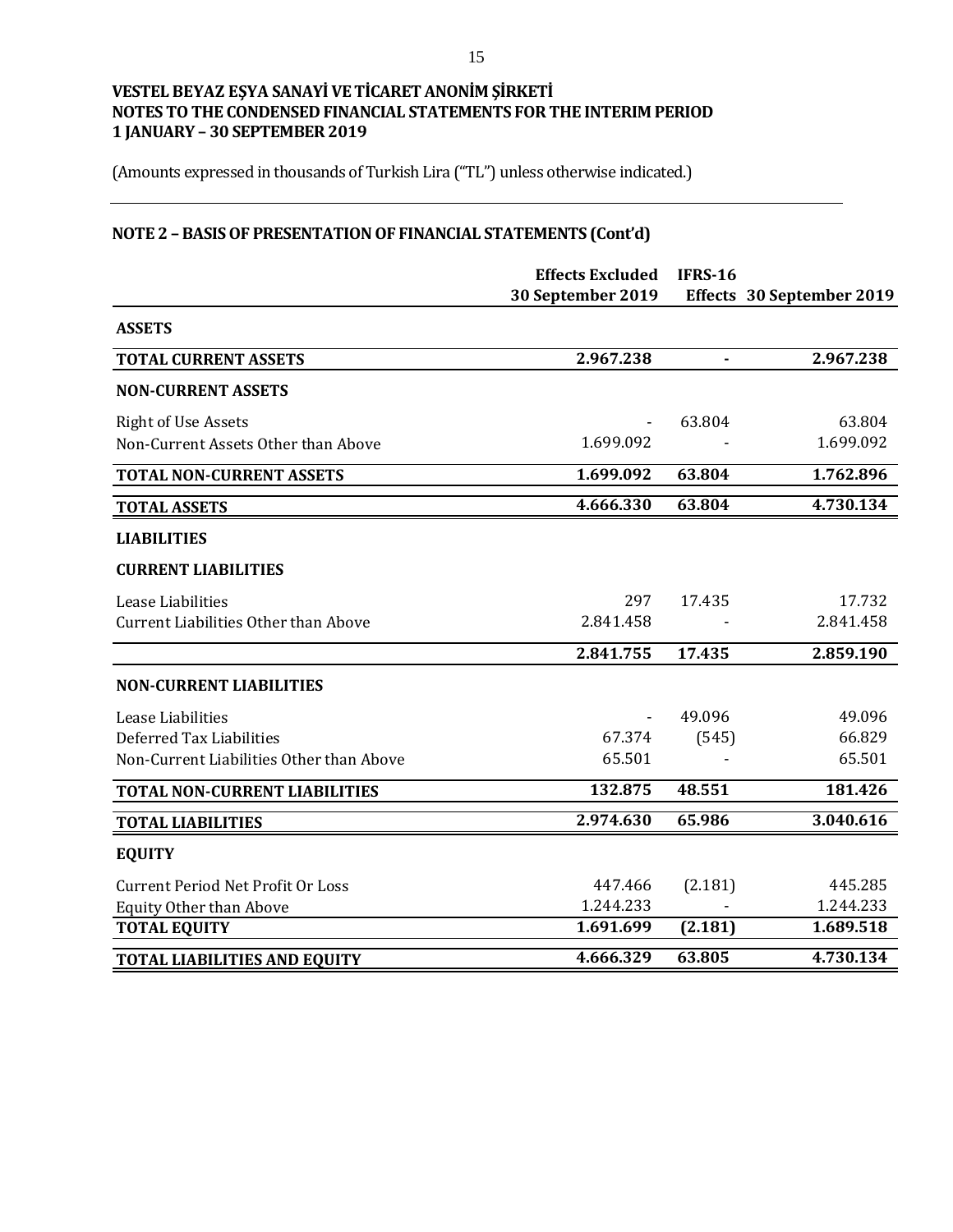**VESTEL BEYAZ EŞYA SANAYİ VE TİCARET ANONİM ŞİRKETİ**
**NOTES TO THE CONDENSED FINANCIAL STATEMENTS FOR THE INTERIM PERIOD**
**1 JANUARY – 30 SEPTEMBER 2019**

(Amounts expressed in thousands of Turkish Lira ("TL") unless otherwise indicated.)

## NOTE 2 – BASIS OF PRESENTATION OF FINANCIAL STATEMENTS (Cont'd)

| | Effects Excluded 30 September 2019 | IFRS-16 Effects | 30 September 2019 |
|---|---|---|---|
| **ASSETS** | | | |
| **TOTAL CURRENT ASSETS** | **2.967.238** | **-** | **2.967.238** |
| **NON-CURRENT ASSETS** | | | |
| Right of Use Assets | - | 63.804 | 63.804 |
| Non-Current Assets Other than Above | 1.699.092 | - | 1.699.092 |
| **TOTAL NON-CURRENT ASSETS** | **1.699.092** | **63.804** | **1.762.896** |
| **TOTAL ASSETS** | **4.666.330** | **63.804** | **4.730.134** |
| **LIABILITIES** | | | |
| **CURRENT LIABILITIES** | | | |
| Lease Liabilities | 297 | 17.435 | 17.732 |
| Current Liabilities Other than Above | 2.841.458 | - | 2.841.458 |
| | **2.841.755** | **17.435** | **2.859.190** |
| **NON-CURRENT LIABILITIES** | | | |
| Lease Liabilities | - | 49.096 | 49.096 |
| Deferred Tax Liabilities | 67.374 | (545) | 66.829 |
| Non-Current Liabilities Other than Above | 65.501 | - | 65.501 |
| **TOTAL NON-CURRENT LIABILITIES** | **132.875** | **48.551** | **181.426** |
| **TOTAL LIABILITIES** | **2.974.630** | **65.986** | **3.040.616** |
| **EQUITY** | | | |
| Current Period Net Profit Or Loss | 447.466 | (2.181) | 445.285 |
| Equity Other than Above | 1.244.233 | - | 1.244.233 |
| **TOTAL EQUITY** | **1.691.699** | **(2.181)** | **1.689.518** |
| **TOTAL LIABILITIES AND EQUITY** | **4.666.329** | **63.805** | **4.730.134** |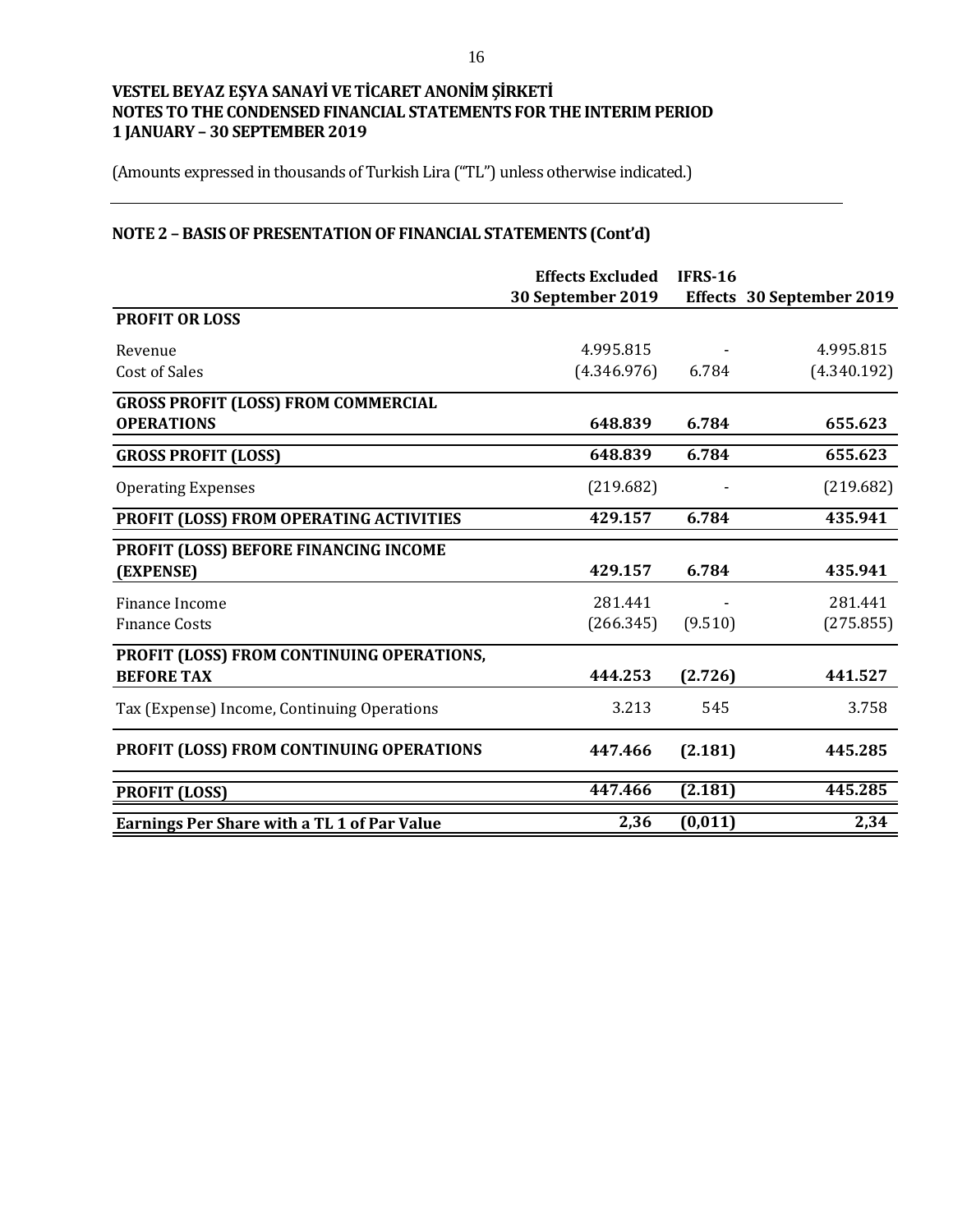**VESTEL BEYAZ EŞYA SANAYİ VE TİCARET ANONİM ŞİRKETİ**
**NOTES TO THE CONDENSED FINANCIAL STATEMENTS FOR THE INTERIM PERIOD**
**1 JANUARY – 30 SEPTEMBER 2019**

(Amounts expressed in thousands of Turkish Lira ("TL") unless otherwise indicated.)

## NOTE 2 – BASIS OF PRESENTATION OF FINANCIAL STATEMENTS (Cont'd)

| | Effects Excluded 30 September 2019 | IFRS-16 Effects | 30 September 2019 |
|---|---|---|---|
| **PROFIT OR LOSS** | | | |
| Revenue | 4.995.815 | - | 4.995.815 |
| Cost of Sales | (4.346.976) | 6.784 | (4.340.192) |
| **GROSS PROFIT (LOSS) FROM COMMERCIAL OPERATIONS** | **648.839** | **6.784** | **655.623** |
| **GROSS PROFIT (LOSS)** | **648.839** | **6.784** | **655.623** |
| Operating Expenses | (219.682) | - | (219.682) |
| **PROFIT (LOSS) FROM OPERATING ACTIVITIES** | **429.157** | **6.784** | **435.941** |
| **PROFIT (LOSS) BEFORE FINANCING INCOME (EXPENSE)** | **429.157** | **6.784** | **435.941** |
| Finance Income | 281.441 | - | 281.441 |
| Fınance Costs | (266.345) | (9.510) | (275.855) |
| **PROFIT (LOSS) FROM CONTINUING OPERATIONS, BEFORE TAX** | **444.253** | **(2.726)** | **441.527** |
| Tax (Expense) Income, Continuing Operations | 3.213 | 545 | 3.758 |
| **PROFIT (LOSS) FROM CONTINUING OPERATIONS** | **447.466** | **(2.181)** | **445.285** |
| **PROFIT (LOSS)** | **447.466** | **(2.181)** | **445.285** |
| **Earnings Per Share with a TL 1 of Par Value** | **2,36** | **(0,011)** | **2,34** |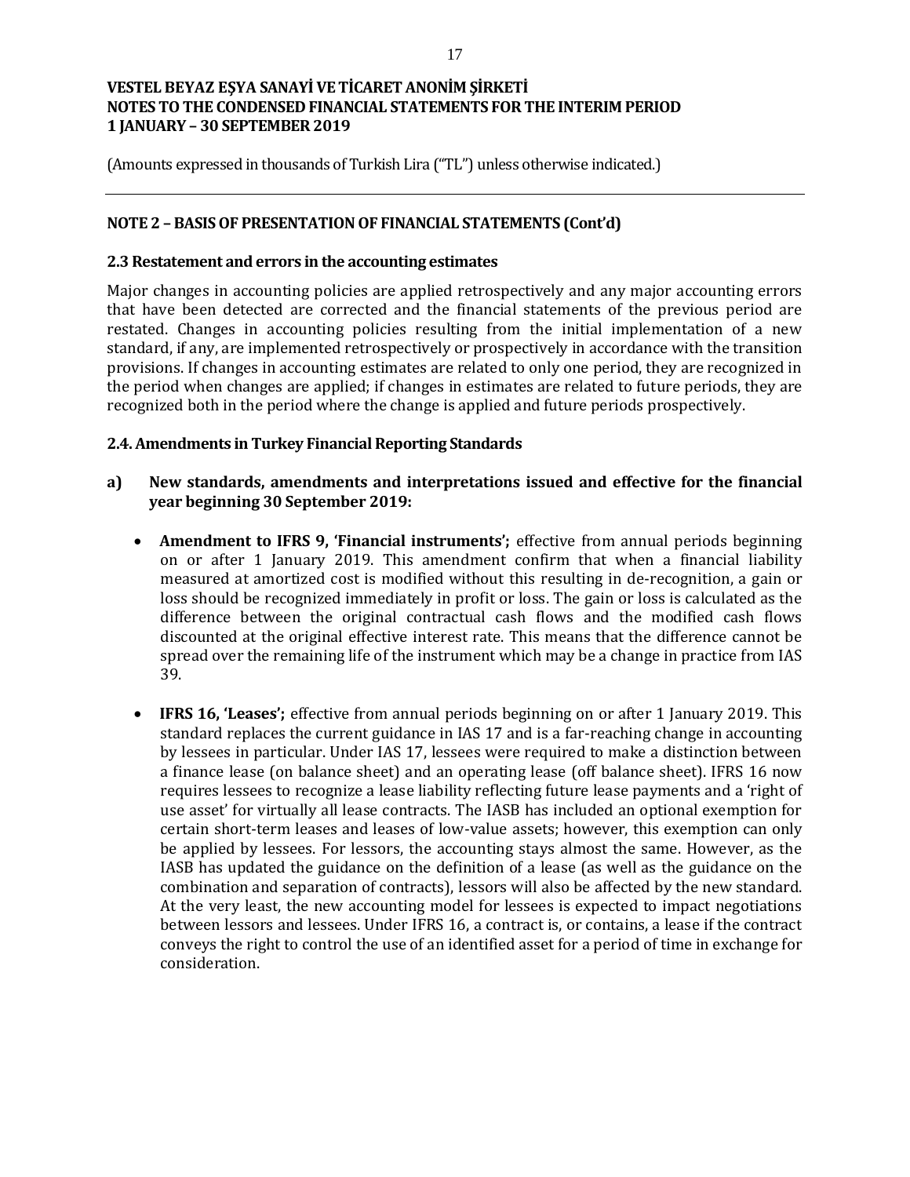**NOTE 2 – BASIS OF PRESENTATION OF FINANCIAL STATEMENTS (Cont'd)**

**2.3 Restatement and errors in the accounting estimates**

Major changes in accounting policies are applied retrospectively and any major accounting errors that have been detected are corrected and the financial statements of the previous period are restated. Changes in accounting policies resulting from the initial implementation of a new standard, if any, are implemented retrospectively or prospectively in accordance with the transition provisions. If changes in accounting estimates are related to only one period, they are recognized in the period when changes are applied; if changes in estimates are related to future periods, they are recognized both in the period where the change is applied and future periods prospectively.

**2.4. Amendments in Turkey Financial Reporting Standards**

**a) New standards, amendments and interpretations issued and effective for the financial year beginning 30 September 2019:**

- **Amendment to IFRS 9, 'Financial instruments';** effective from annual periods beginning on or after 1 January 2019. This amendment confirm that when a financial liability measured at amortized cost is modified without this resulting in de-recognition, a gain or loss should be recognized immediately in profit or loss. The gain or loss is calculated as the difference between the original contractual cash flows and the modified cash flows discounted at the original effective interest rate. This means that the difference cannot be spread over the remaining life of the instrument which may be a change in practice from IAS 39.

- **IFRS 16, 'Leases';** effective from annual periods beginning on or after 1 January 2019. This standard replaces the current guidance in IAS 17 and is a far-reaching change in accounting by lessees in particular. Under IAS 17, lessees were required to make a distinction between a finance lease (on balance sheet) and an operating lease (off balance sheet). IFRS 16 now requires lessees to recognize a lease liability reflecting future lease payments and a 'right of use asset' for virtually all lease contracts. The IASB has included an optional exemption for certain short-term leases and leases of low-value assets; however, this exemption can only be applied by lessees. For lessors, the accounting stays almost the same. However, as the IASB has updated the guidance on the definition of a lease (as well as the guidance on the combination and separation of contracts), lessors will also be affected by the new standard. At the very least, the new accounting model for lessees is expected to impact negotiations between lessors and lessees. Under IFRS 16, a contract is, or contains, a lease if the contract conveys the right to control the use of an identified asset for a period of time in exchange for consideration.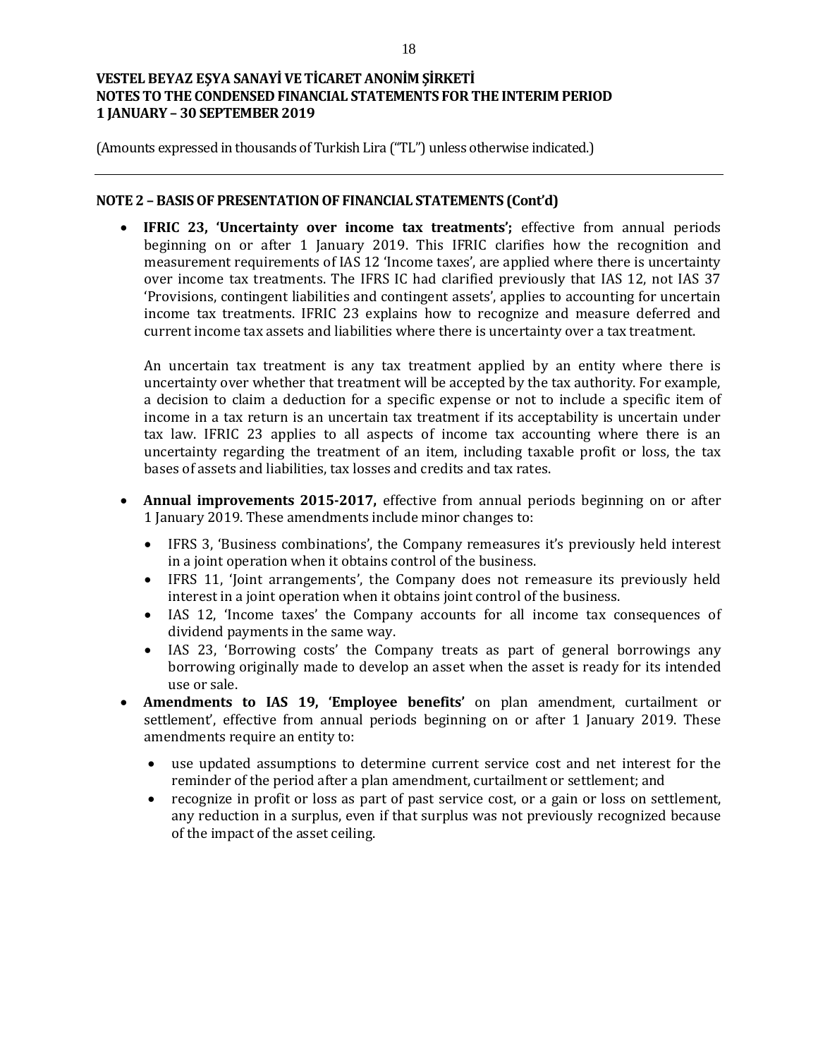**NOTE 2 – BASIS OF PRESENTATION OF FINANCIAL STATEMENTS (Cont'd)**

- **IFRIC 23, 'Uncertainty over income tax treatments';** effective from annual periods beginning on or after 1 January 2019. This IFRIC clarifies how the recognition and measurement requirements of IAS 12 'Income taxes', are applied where there is uncertainty over income tax treatments. The IFRS IC had clarified previously that IAS 12, not IAS 37 'Provisions, contingent liabilities and contingent assets', applies to accounting for uncertain income tax treatments. IFRIC 23 explains how to recognize and measure deferred and current income tax assets and liabilities where there is uncertainty over a tax treatment.

  An uncertain tax treatment is any tax treatment applied by an entity where there is uncertainty over whether that treatment will be accepted by the tax authority. For example, a decision to claim a deduction for a specific expense or not to include a specific item of income in a tax return is an uncertain tax treatment if its acceptability is uncertain under tax law. IFRIC 23 applies to all aspects of income tax accounting where there is an uncertainty regarding the treatment of an item, including taxable profit or loss, the tax bases of assets and liabilities, tax losses and credits and tax rates.

- **Annual improvements 2015-2017,** effective from annual periods beginning on or after 1 January 2019. These amendments include minor changes to:
  - IFRS 3, 'Business combinations', the Company remeasures it's previously held interest in a joint operation when it obtains control of the business.
  - IFRS 11, 'Joint arrangements', the Company does not remeasure its previously held interest in a joint operation when it obtains joint control of the business.
  - IAS 12, 'Income taxes' the Company accounts for all income tax consequences of dividend payments in the same way.
  - IAS 23, 'Borrowing costs' the Company treats as part of general borrowings any borrowing originally made to develop an asset when the asset is ready for its intended use or sale.
- **Amendments to IAS 19, 'Employee benefits'** on plan amendment, curtailment or settlement', effective from annual periods beginning on or after 1 January 2019. These amendments require an entity to:
  - use updated assumptions to determine current service cost and net interest for the reminder of the period after a plan amendment, curtailment or settlement; and
  - recognize in profit or loss as part of past service cost, or a gain or loss on settlement, any reduction in a surplus, even if that surplus was not previously recognized because of the impact of the asset ceiling.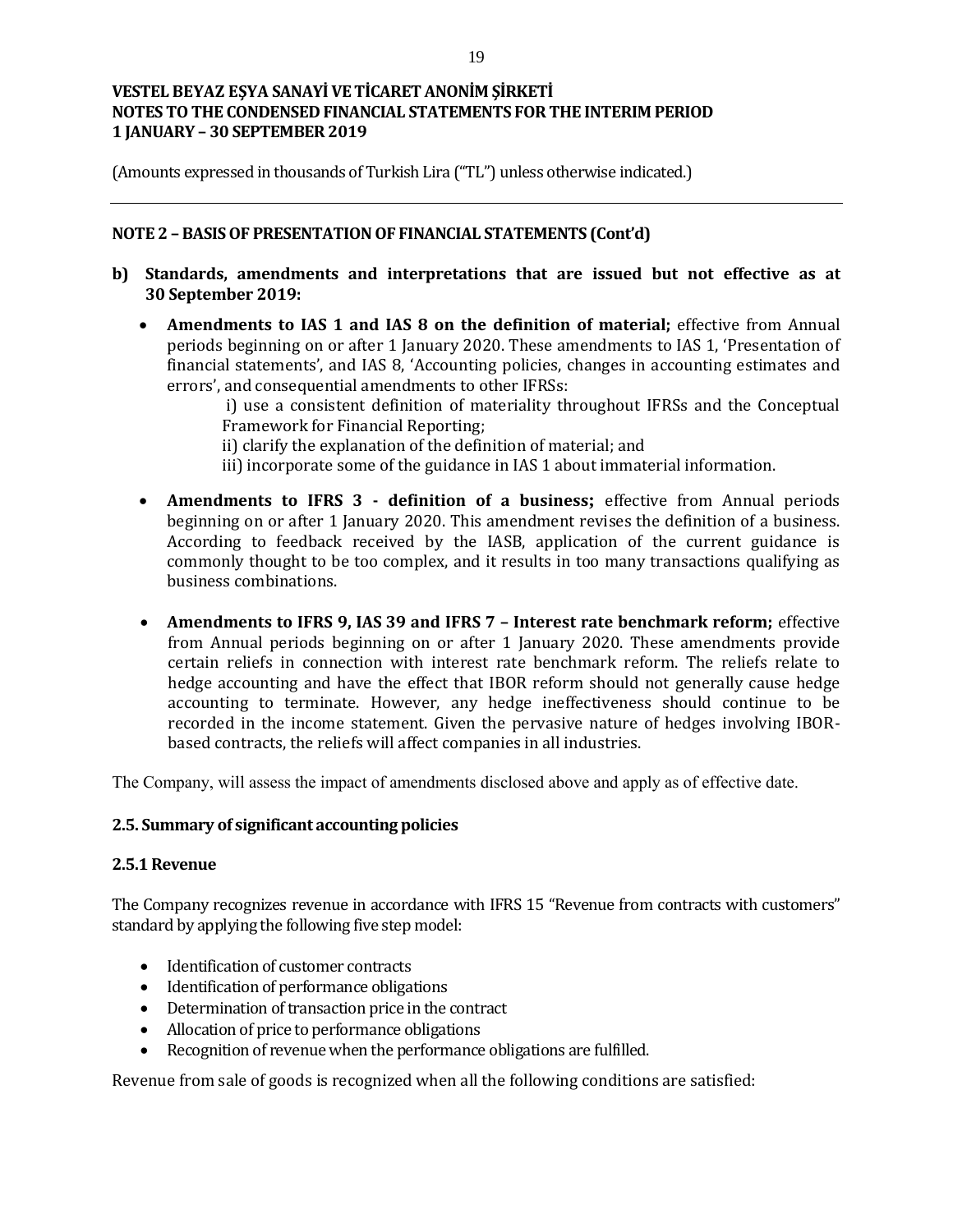(Amounts expressed in thousands of Turkish Lira ("TL") unless otherwise indicated.)

## NOTE 2 – BASIS OF PRESENTATION OF FINANCIAL STATEMENTS (Cont'd)

**b) Standards, amendments and interpretations that are issued but not effective as at 30 September 2019:**

- **Amendments to IAS 1 and IAS 8 on the definition of material;** effective from Annual periods beginning on or after 1 January 2020. These amendments to IAS 1, 'Presentation of financial statements', and IAS 8, 'Accounting policies, changes in accounting estimates and errors', and consequential amendments to other IFRSs:

  i) use a consistent definition of materiality throughout IFRSs and the Conceptual Framework for Financial Reporting;
  ii) clarify the explanation of the definition of material; and
  iii) incorporate some of the guidance in IAS 1 about immaterial information.

- **Amendments to IFRS 3 - definition of a business;** effective from Annual periods beginning on or after 1 January 2020. This amendment revises the definition of a business. According to feedback received by the IASB, application of the current guidance is commonly thought to be too complex, and it results in too many transactions qualifying as business combinations.

- **Amendments to IFRS 9, IAS 39 and IFRS 7 – Interest rate benchmark reform;** effective from Annual periods beginning on or after 1 January 2020. These amendments provide certain reliefs in connection with interest rate benchmark reform. The reliefs relate to hedge accounting and have the effect that IBOR reform should not generally cause hedge accounting to terminate. However, any hedge ineffectiveness should continue to be recorded in the income statement. Given the pervasive nature of hedges involving IBOR-based contracts, the reliefs will affect companies in all industries.

The Company, will assess the impact of amendments disclosed above and apply as of effective date.

### 2.5. Summary of significant accounting policies

#### 2.5.1 Revenue

The Company recognizes revenue in accordance with IFRS 15 "Revenue from contracts with customers" standard by applying the following five step model:

- Identification of customer contracts
- Identification of performance obligations
- Determination of transaction price in the contract
- Allocation of price to performance obligations
- Recognition of revenue when the performance obligations are fulfilled.

Revenue from sale of goods is recognized when all the following conditions are satisfied: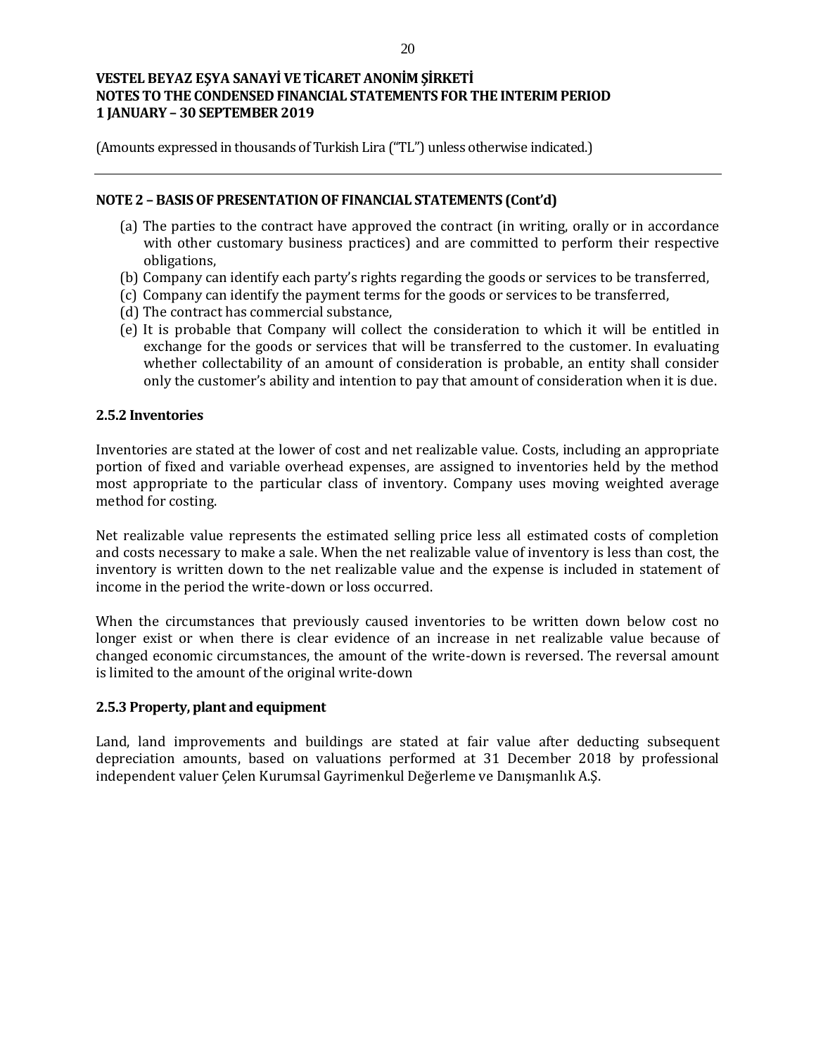## NOTE 2 – BASIS OF PRESENTATION OF FINANCIAL STATEMENTS (Cont'd)

(a) The parties to the contract have approved the contract (in writing, orally or in accordance with other customary business practices) and are committed to perform their respective obligations,
(b) Company can identify each party's rights regarding the goods or services to be transferred,
(c) Company can identify the payment terms for the goods or services to be transferred,
(d) The contract has commercial substance,
(e) It is probable that Company will collect the consideration to which it will be entitled in exchange for the goods or services that will be transferred to the customer. In evaluating whether collectability of an amount of consideration is probable, an entity shall consider only the customer's ability and intention to pay that amount of consideration when it is due.

### 2.5.2 Inventories

Inventories are stated at the lower of cost and net realizable value. Costs, including an appropriate portion of fixed and variable overhead expenses, are assigned to inventories held by the method most appropriate to the particular class of inventory. Company uses moving weighted average method for costing.

Net realizable value represents the estimated selling price less all estimated costs of completion and costs necessary to make a sale. When the net realizable value of inventory is less than cost, the inventory is written down to the net realizable value and the expense is included in statement of income in the period the write-down or loss occurred.

When the circumstances that previously caused inventories to be written down below cost no longer exist or when there is clear evidence of an increase in net realizable value because of changed economic circumstances, the amount of the write-down is reversed. The reversal amount is limited to the amount of the original write-down

### 2.5.3 Property, plant and equipment

Land, land improvements and buildings are stated at fair value after deducting subsequent depreciation amounts, based on valuations performed at 31 December 2018 by professional independent valuer Çelen Kurumsal Gayrimenkul Değerleme ve Danışmanlık A.Ş.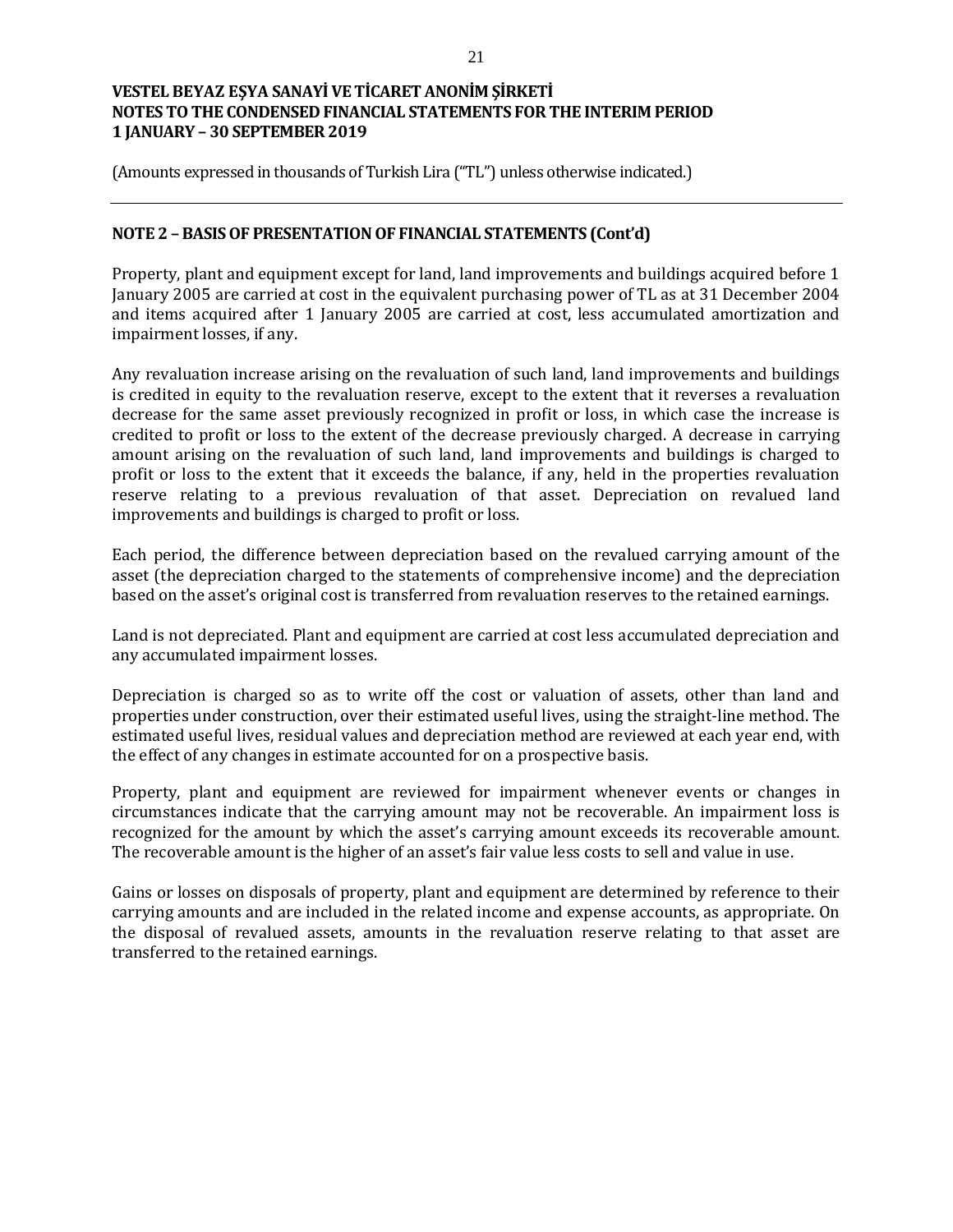## NOTE 2 – BASIS OF PRESENTATION OF FINANCIAL STATEMENTS (Cont'd)

Property, plant and equipment except for land, land improvements and buildings acquired before 1 January 2005 are carried at cost in the equivalent purchasing power of TL as at 31 December 2004 and items acquired after 1 January 2005 are carried at cost, less accumulated amortization and impairment losses, if any.

Any revaluation increase arising on the revaluation of such land, land improvements and buildings is credited in equity to the revaluation reserve, except to the extent that it reverses a revaluation decrease for the same asset previously recognized in profit or loss, in which case the increase is credited to profit or loss to the extent of the decrease previously charged. A decrease in carrying amount arising on the revaluation of such land, land improvements and buildings is charged to profit or loss to the extent that it exceeds the balance, if any, held in the properties revaluation reserve relating to a previous revaluation of that asset. Depreciation on revalued land improvements and buildings is charged to profit or loss.

Each period, the difference between depreciation based on the revalued carrying amount of the asset (the depreciation charged to the statements of comprehensive income) and the depreciation based on the asset's original cost is transferred from revaluation reserves to the retained earnings.

Land is not depreciated. Plant and equipment are carried at cost less accumulated depreciation and any accumulated impairment losses.

Depreciation is charged so as to write off the cost or valuation of assets, other than land and properties under construction, over their estimated useful lives, using the straight-line method. The estimated useful lives, residual values and depreciation method are reviewed at each year end, with the effect of any changes in estimate accounted for on a prospective basis.

Property, plant and equipment are reviewed for impairment whenever events or changes in circumstances indicate that the carrying amount may not be recoverable. An impairment loss is recognized for the amount by which the asset's carrying amount exceeds its recoverable amount. The recoverable amount is the higher of an asset's fair value less costs to sell and value in use.

Gains or losses on disposals of property, plant and equipment are determined by reference to their carrying amounts and are included in the related income and expense accounts, as appropriate. On the disposal of revalued assets, amounts in the revaluation reserve relating to that asset are transferred to the retained earnings.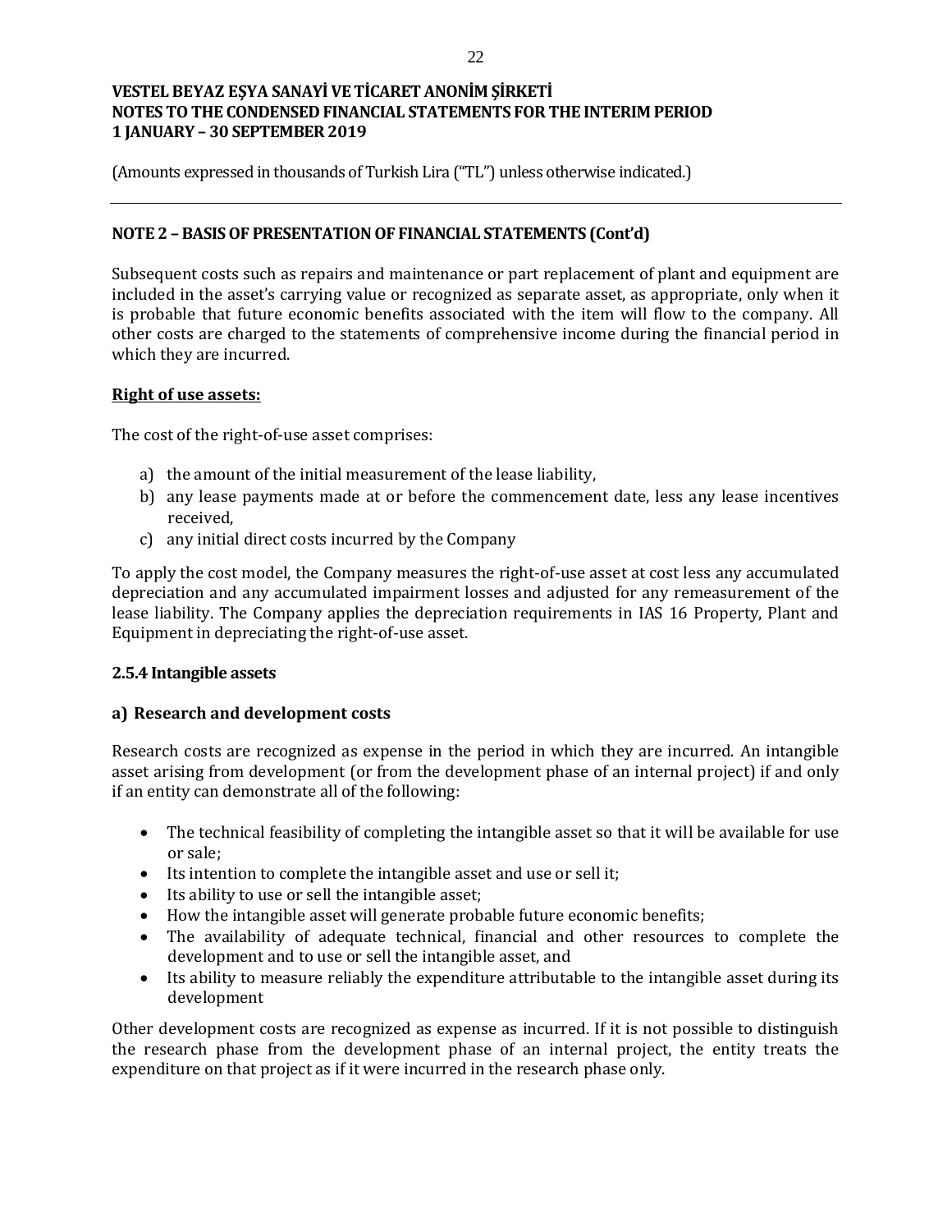(Amounts expressed in thousands of Turkish Lira ("TL") unless otherwise indicated.)

**NOTE 2 – BASIS OF PRESENTATION OF FINANCIAL STATEMENTS (Cont'd)**

Subsequent costs such as repairs and maintenance or part replacement of plant and equipment are included in the asset's carrying value or recognized as separate asset, as appropriate, only when it is probable that future economic benefits associated with the item will flow to the company. All other costs are charged to the statements of comprehensive income during the financial period in which they are incurred.

**Right of use assets:**

The cost of the right-of-use asset comprises:

a) the amount of the initial measurement of the lease liability,
b) any lease payments made at or before the commencement date, less any lease incentives received,
c) any initial direct costs incurred by the Company

To apply the cost model, the Company measures the right-of-use asset at cost less any accumulated depreciation and any accumulated impairment losses and adjusted for any remeasurement of the lease liability. The Company applies the depreciation requirements in IAS 16 Property, Plant and Equipment in depreciating the right-of-use asset.

### 2.5.4 Intangible assets

#### a) Research and development costs

Research costs are recognized as expense in the period in which they are incurred. An intangible asset arising from development (or from the development phase of an internal project) if and only if an entity can demonstrate all of the following:

- The technical feasibility of completing the intangible asset so that it will be available for use or sale;
- Its intention to complete the intangible asset and use or sell it;
- Its ability to use or sell the intangible asset;
- How the intangible asset will generate probable future economic benefits;
- The availability of adequate technical, financial and other resources to complete the development and to use or sell the intangible asset, and
- Its ability to measure reliably the expenditure attributable to the intangible asset during its development

Other development costs are recognized as expense as incurred. If it is not possible to distinguish the research phase from the development phase of an internal project, the entity treats the expenditure on that project as if it were incurred in the research phase only.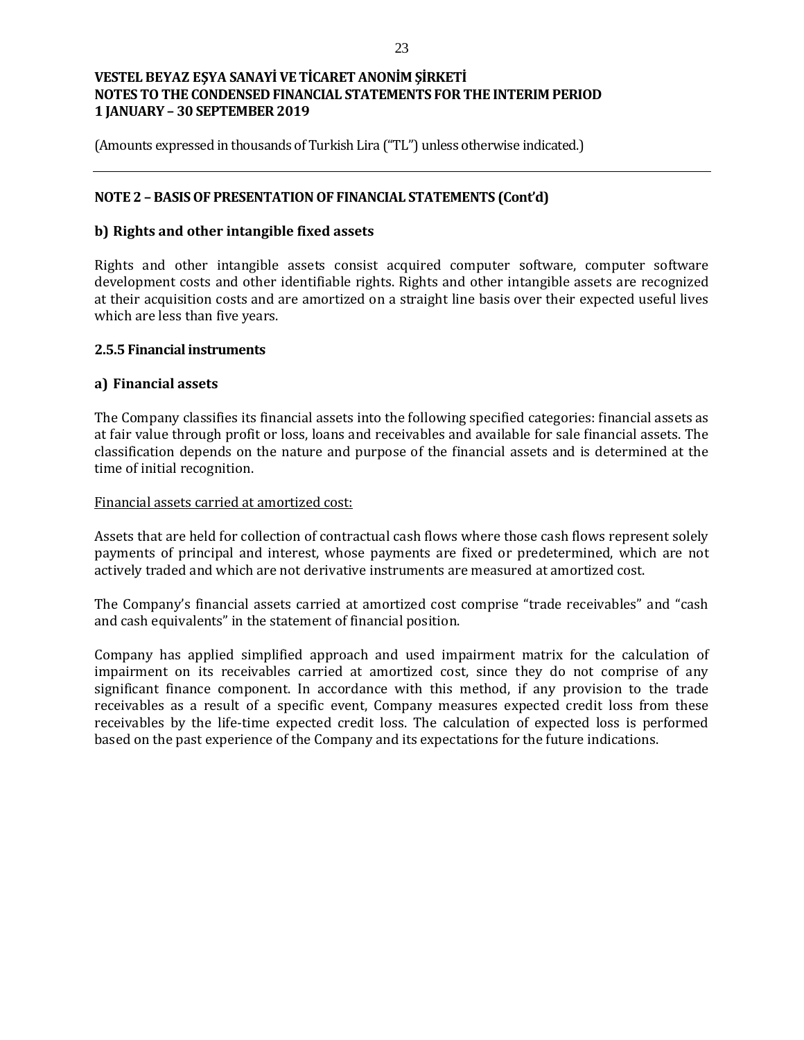(Amounts expressed in thousands of Turkish Lira ("TL") unless otherwise indicated.)

**NOTE 2 – BASIS OF PRESENTATION OF FINANCIAL STATEMENTS (Cont'd)**

**b) Rights and other intangible fixed assets**

Rights and other intangible assets consist acquired computer software, computer software development costs and other identifiable rights. Rights and other intangible assets are recognized at their acquisition costs and are amortized on a straight line basis over their expected useful lives which are less than five years.

**2.5.5 Financial instruments**

**a) Financial assets**

The Company classifies its financial assets into the following specified categories: financial assets as at fair value through profit or loss, loans and receivables and available for sale financial assets. The classification depends on the nature and purpose of the financial assets and is determined at the time of initial recognition.

Financial assets carried at amortized cost:

Assets that are held for collection of contractual cash flows where those cash flows represent solely payments of principal and interest, whose payments are fixed or predetermined, which are not actively traded and which are not derivative instruments are measured at amortized cost.

The Company's financial assets carried at amortized cost comprise "trade receivables" and "cash and cash equivalents" in the statement of financial position.

Company has applied simplified approach and used impairment matrix for the calculation of impairment on its receivables carried at amortized cost, since they do not comprise of any significant finance component. In accordance with this method, if any provision to the trade receivables as a result of a specific event, Company measures expected credit loss from these receivables by the life-time expected credit loss. The calculation of expected loss is performed based on the past experience of the Company and its expectations for the future indications.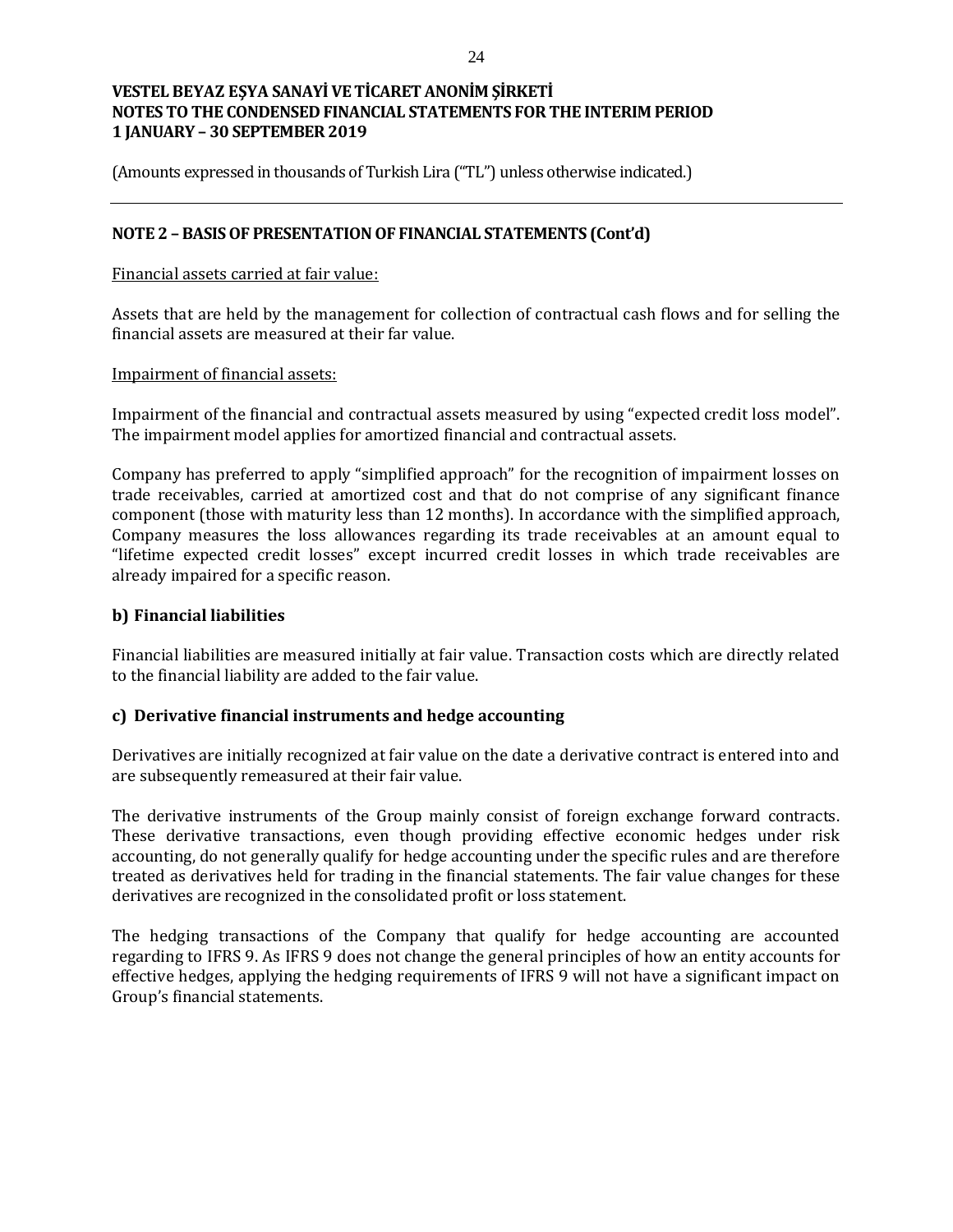**VESTEL BEYAZ EŞYA SANAYİ VE TİCARET ANONİM ŞİRKETİ**
**NOTES TO THE CONDENSED FINANCIAL STATEMENTS FOR THE INTERIM PERIOD**
**1 JANUARY – 30 SEPTEMBER 2019**

(Amounts expressed in thousands of Turkish Lira ("TL") unless otherwise indicated.)

## NOTE 2 – BASIS OF PRESENTATION OF FINANCIAL STATEMENTS (Cont'd)

Financial assets carried at fair value:

Assets that are held by the management for collection of contractual cash flows and for selling the financial assets are measured at their far value.

Impairment of financial assets:

Impairment of the financial and contractual assets measured by using "expected credit loss model". The impairment model applies for amortized financial and contractual assets.

Company has preferred to apply "simplified approach" for the recognition of impairment losses on trade receivables, carried at amortized cost and that do not comprise of any significant finance component (those with maturity less than 12 months). In accordance with the simplified approach, Company measures the loss allowances regarding its trade receivables at an amount equal to "lifetime expected credit losses" except incurred credit losses in which trade receivables are already impaired for a specific reason.

### b) Financial liabilities

Financial liabilities are measured initially at fair value. Transaction costs which are directly related to the financial liability are added to the fair value.

### c) Derivative financial instruments and hedge accounting

Derivatives are initially recognized at fair value on the date a derivative contract is entered into and are subsequently remeasured at their fair value.

The derivative instruments of the Group mainly consist of foreign exchange forward contracts. These derivative transactions, even though providing effective economic hedges under risk accounting, do not generally qualify for hedge accounting under the specific rules and are therefore treated as derivatives held for trading in the financial statements. The fair value changes for these derivatives are recognized in the consolidated profit or loss statement.

The hedging transactions of the Company that qualify for hedge accounting are accounted regarding to IFRS 9. As IFRS 9 does not change the general principles of how an entity accounts for effective hedges, applying the hedging requirements of IFRS 9 will not have a significant impact on Group's financial statements.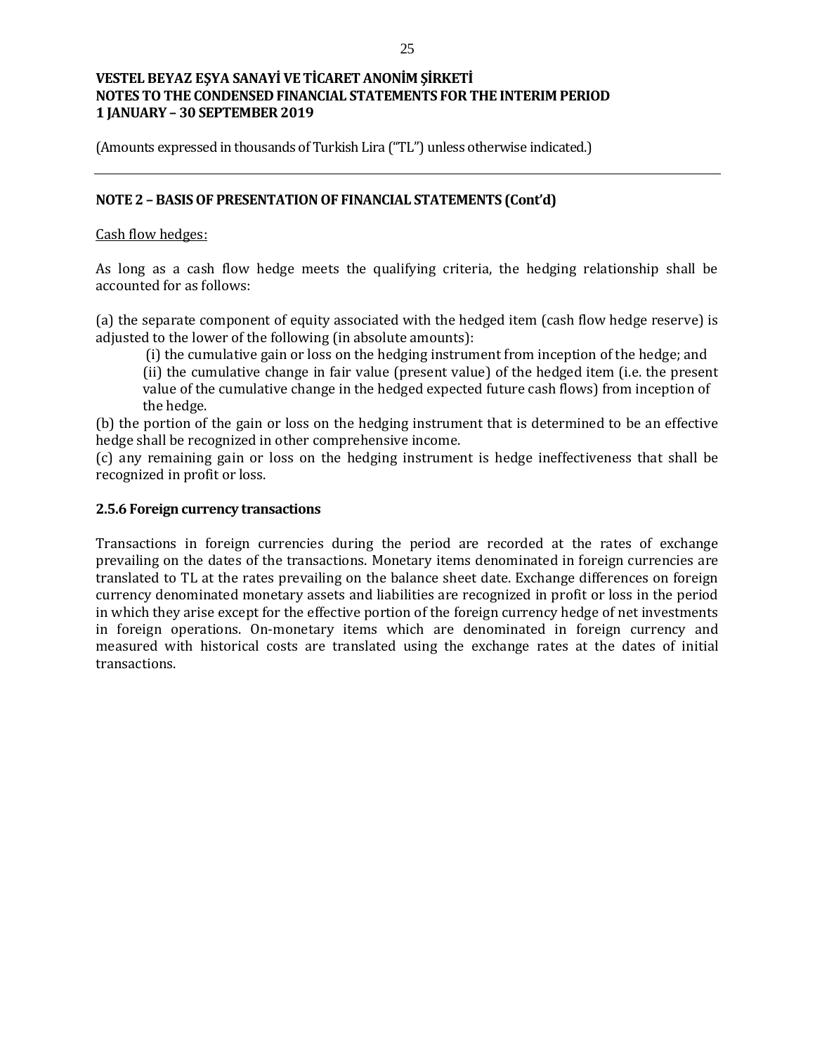# VESTEL BEYAZ EŞYA SANAYİ VE TİCARET ANONİM ŞİRKETİ
## NOTES TO THE CONDENSED FINANCIAL STATEMENTS FOR THE INTERIM PERIOD
## 1 JANUARY – 30 SEPTEMBER 2019

(Amounts expressed in thousands of Turkish Lira ("TL") unless otherwise indicated.)

---

## NOTE 2 – BASIS OF PRESENTATION OF FINANCIAL STATEMENTS (Cont'd)

Cash flow hedges:

As long as a cash flow hedge meets the qualifying criteria, the hedging relationship shall be accounted for as follows:

(a) the separate component of equity associated with the hedged item (cash flow hedge reserve) is adjusted to the lower of the following (in absolute amounts):

(i) the cumulative gain or loss on the hedging instrument from inception of the hedge; and

(ii) the cumulative change in fair value (present value) of the hedged item (i.e. the present value of the cumulative change in the hedged expected future cash flows) from inception of the hedge.

(b) the portion of the gain or loss on the hedging instrument that is determined to be an effective hedge shall be recognized in other comprehensive income.

(c) any remaining gain or loss on the hedging instrument is hedge ineffectiveness that shall be recognized in profit or loss.

### 2.5.6 Foreign currency transactions

Transactions in foreign currencies during the period are recorded at the rates of exchange prevailing on the dates of the transactions. Monetary items denominated in foreign currencies are translated to TL at the rates prevailing on the balance sheet date. Exchange differences on foreign currency denominated monetary assets and liabilities are recognized in profit or loss in the period in which they arise except for the effective portion of the foreign currency hedge of net investments in foreign operations. On-monetary items which are denominated in foreign currency and measured with historical costs are translated using the exchange rates at the dates of initial transactions.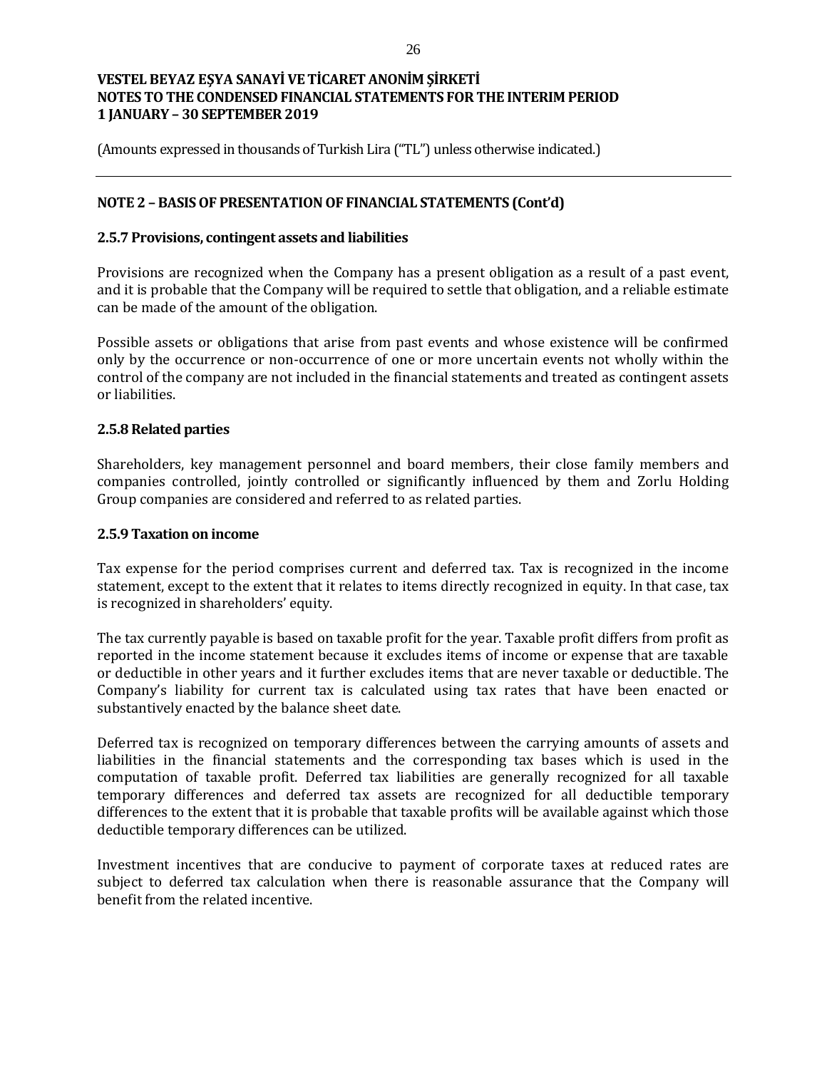(Amounts expressed in thousands of Turkish Lira ("TL") unless otherwise indicated.)

## NOTE 2 – BASIS OF PRESENTATION OF FINANCIAL STATEMENTS (Cont'd)

### 2.5.7 Provisions, contingent assets and liabilities

Provisions are recognized when the Company has a present obligation as a result of a past event, and it is probable that the Company will be required to settle that obligation, and a reliable estimate can be made of the amount of the obligation.

Possible assets or obligations that arise from past events and whose existence will be confirmed only by the occurrence or non-occurrence of one or more uncertain events not wholly within the control of the company are not included in the financial statements and treated as contingent assets or liabilities.

### 2.5.8 Related parties

Shareholders, key management personnel and board members, their close family members and companies controlled, jointly controlled or significantly influenced by them and Zorlu Holding Group companies are considered and referred to as related parties.

### 2.5.9 Taxation on income

Tax expense for the period comprises current and deferred tax. Tax is recognized in the income statement, except to the extent that it relates to items directly recognized in equity. In that case, tax is recognized in shareholders' equity.

The tax currently payable is based on taxable profit for the year. Taxable profit differs from profit as reported in the income statement because it excludes items of income or expense that are taxable or deductible in other years and it further excludes items that are never taxable or deductible. The Company's liability for current tax is calculated using tax rates that have been enacted or substantively enacted by the balance sheet date.

Deferred tax is recognized on temporary differences between the carrying amounts of assets and liabilities in the financial statements and the corresponding tax bases which is used in the computation of taxable profit. Deferred tax liabilities are generally recognized for all taxable temporary differences and deferred tax assets are recognized for all deductible temporary differences to the extent that it is probable that taxable profits will be available against which those deductible temporary differences can be utilized.

Investment incentives that are conducive to payment of corporate taxes at reduced rates are subject to deferred tax calculation when there is reasonable assurance that the Company will benefit from the related incentive.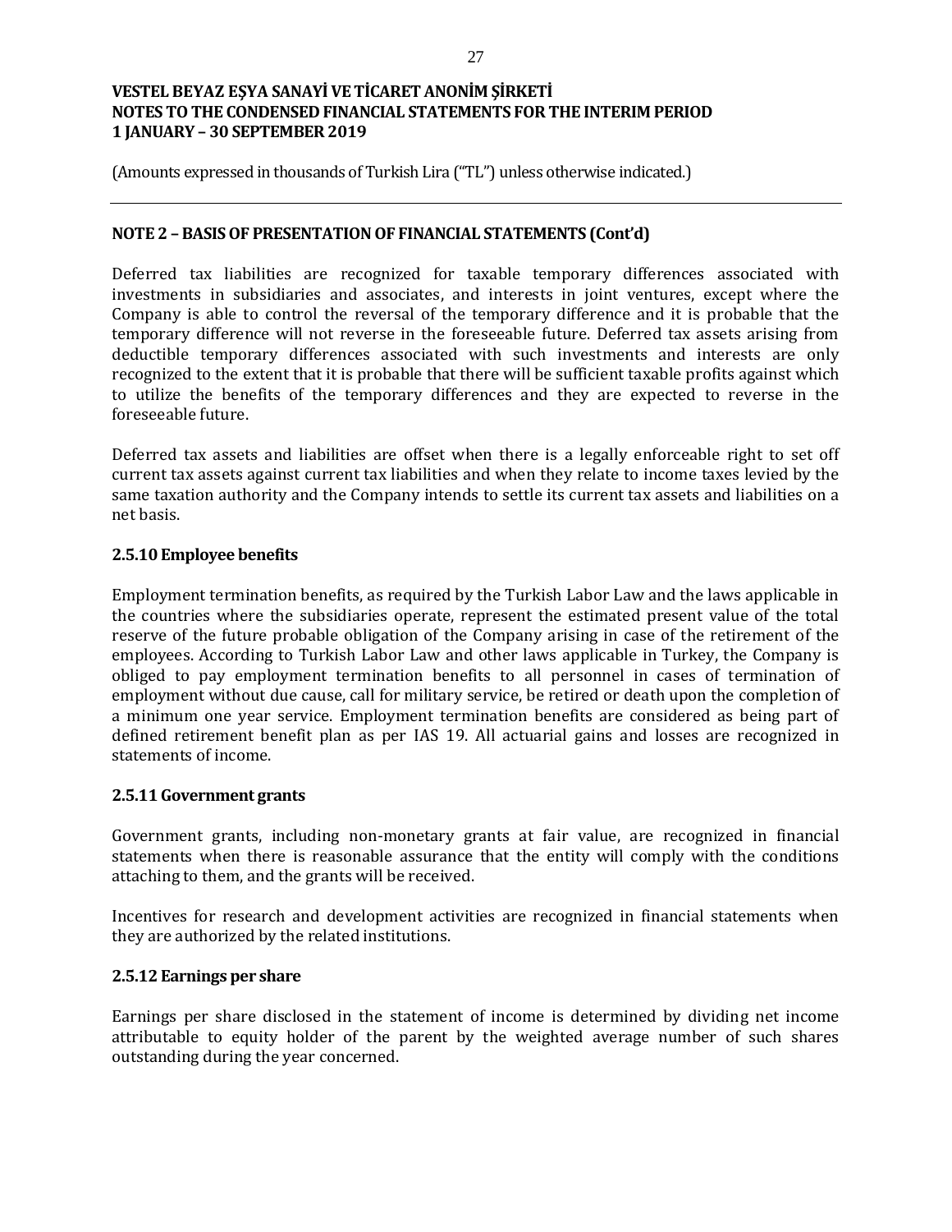(Amounts expressed in thousands of Turkish Lira ("TL") unless otherwise indicated.)

## NOTE 2 – BASIS OF PRESENTATION OF FINANCIAL STATEMENTS (Cont'd)

Deferred tax liabilities are recognized for taxable temporary differences associated with investments in subsidiaries and associates, and interests in joint ventures, except where the Company is able to control the reversal of the temporary difference and it is probable that the temporary difference will not reverse in the foreseeable future. Deferred tax assets arising from deductible temporary differences associated with such investments and interests are only recognized to the extent that it is probable that there will be sufficient taxable profits against which to utilize the benefits of the temporary differences and they are expected to reverse in the foreseeable future.

Deferred tax assets and liabilities are offset when there is a legally enforceable right to set off current tax assets against current tax liabilities and when they relate to income taxes levied by the same taxation authority and the Company intends to settle its current tax assets and liabilities on a net basis.

### 2.5.10 Employee benefits

Employment termination benefits, as required by the Turkish Labor Law and the laws applicable in the countries where the subsidiaries operate, represent the estimated present value of the total reserve of the future probable obligation of the Company arising in case of the retirement of the employees. According to Turkish Labor Law and other laws applicable in Turkey, the Company is obliged to pay employment termination benefits to all personnel in cases of termination of employment without due cause, call for military service, be retired or death upon the completion of a minimum one year service. Employment termination benefits are considered as being part of defined retirement benefit plan as per IAS 19. All actuarial gains and losses are recognized in statements of income.

### 2.5.11 Government grants

Government grants, including non-monetary grants at fair value, are recognized in financial statements when there is reasonable assurance that the entity will comply with the conditions attaching to them, and the grants will be received.

Incentives for research and development activities are recognized in financial statements when they are authorized by the related institutions.

### 2.5.12 Earnings per share

Earnings per share disclosed in the statement of income is determined by dividing net income attributable to equity holder of the parent by the weighted average number of such shares outstanding during the year concerned.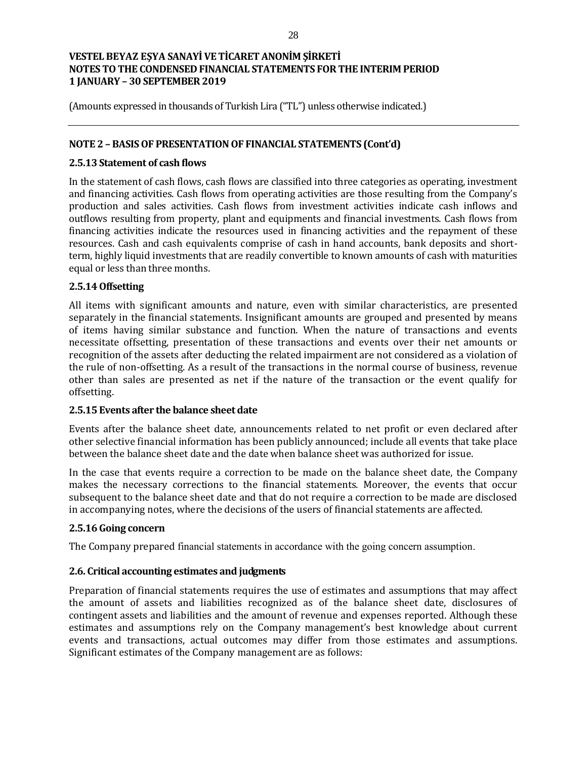(Amounts expressed in thousands of Turkish Lira ("TL") unless otherwise indicated.)

## NOTE 2 – BASIS OF PRESENTATION OF FINANCIAL STATEMENTS (Cont'd)

### 2.5.13 Statement of cash flows

In the statement of cash flows, cash flows are classified into three categories as operating, investment and financing activities. Cash flows from operating activities are those resulting from the Company's production and sales activities. Cash flows from investment activities indicate cash inflows and outflows resulting from property, plant and equipments and financial investments. Cash flows from financing activities indicate the resources used in financing activities and the repayment of these resources. Cash and cash equivalents comprise of cash in hand accounts, bank deposits and short-term, highly liquid investments that are readily convertible to known amounts of cash with maturities equal or less than three months.

### 2.5.14 Offsetting

All items with significant amounts and nature, even with similar characteristics, are presented separately in the financial statements. Insignificant amounts are grouped and presented by means of items having similar substance and function. When the nature of transactions and events necessitate offsetting, presentation of these transactions and events over their net amounts or recognition of the assets after deducting the related impairment are not considered as a violation of the rule of non-offsetting. As a result of the transactions in the normal course of business, revenue other than sales are presented as net if the nature of the transaction or the event qualify for offsetting.

### 2.5.15 Events after the balance sheet date

Events after the balance sheet date, announcements related to net profit or even declared after other selective financial information has been publicly announced; include all events that take place between the balance sheet date and the date when balance sheet was authorized for issue.

In the case that events require a correction to be made on the balance sheet date, the Company makes the necessary corrections to the financial statements. Moreover, the events that occur subsequent to the balance sheet date and that do not require a correction to be made are disclosed in accompanying notes, where the decisions of the users of financial statements are affected.

### 2.5.16 Going concern

The Company prepared financial statements in accordance with the going concern assumption.

### 2.6. Critical accounting estimates and judgments

Preparation of financial statements requires the use of estimates and assumptions that may affect the amount of assets and liabilities recognized as of the balance sheet date, disclosures of contingent assets and liabilities and the amount of revenue and expenses reported. Although these estimates and assumptions rely on the Company management's best knowledge about current events and transactions, actual outcomes may differ from those estimates and assumptions. Significant estimates of the Company management are as follows: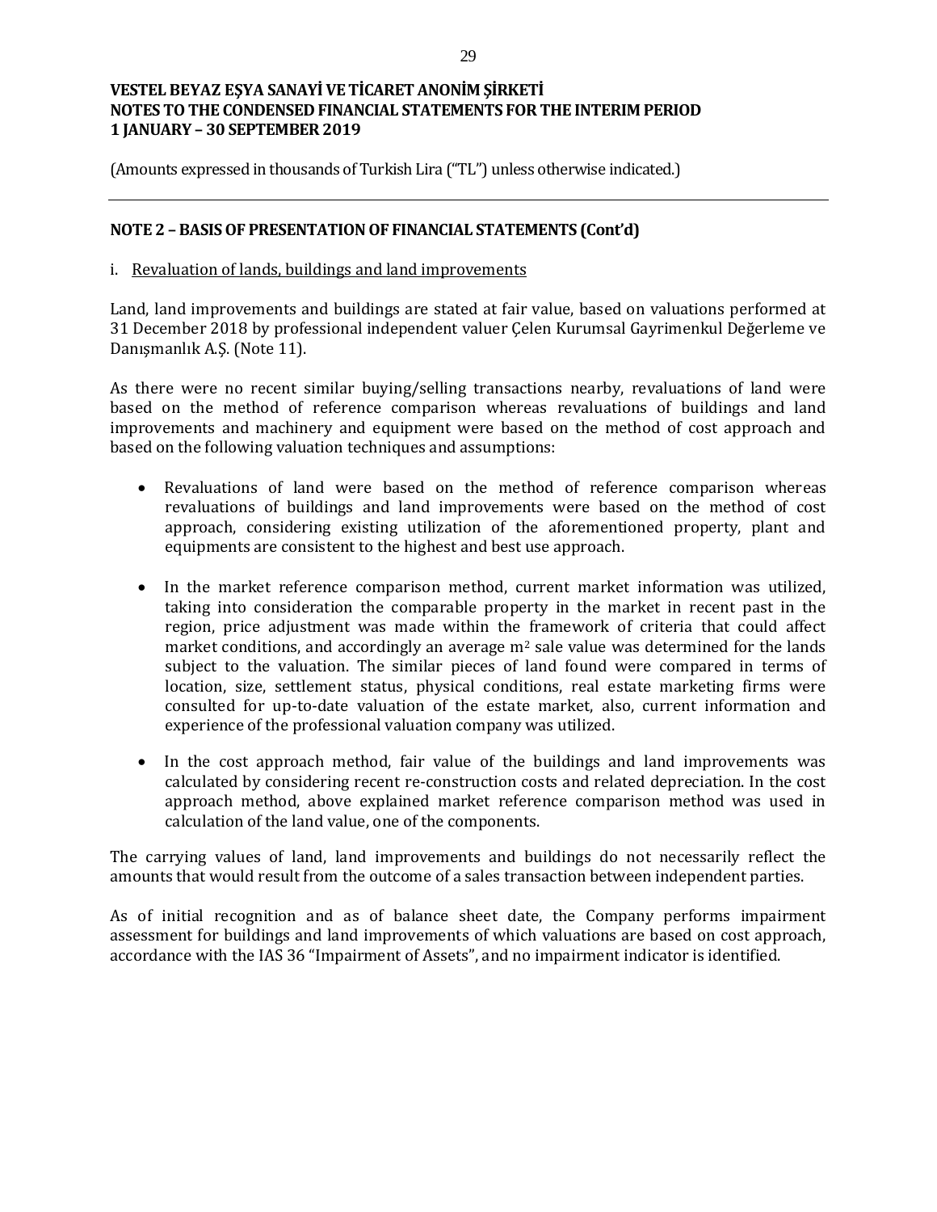# VESTEL BEYAZ EŞYA SANAYİ VE TİCARET ANONİM ŞİRKETİ
# NOTES TO THE CONDENSED FINANCIAL STATEMENTS FOR THE INTERIM PERIOD
# 1 JANUARY – 30 SEPTEMBER 2019

(Amounts expressed in thousands of Turkish Lira ("TL") unless otherwise indicated.)

---

## NOTE 2 – BASIS OF PRESENTATION OF FINANCIAL STATEMENTS (Cont'd)

i. Revaluation of lands, buildings and land improvements

Land, land improvements and buildings are stated at fair value, based on valuations performed at 31 December 2018 by professional independent valuer Çelen Kurumsal Gayrimenkul Değerleme ve Danışmanlık A.Ş. (Note 11).

As there were no recent similar buying/selling transactions nearby, revaluations of land were based on the method of reference comparison whereas revaluations of buildings and land improvements and machinery and equipment were based on the method of cost approach and based on the following valuation techniques and assumptions:

- Revaluations of land were based on the method of reference comparison whereas revaluations of buildings and land improvements were based on the method of cost approach, considering existing utilization of the aforementioned property, plant and equipments are consistent to the highest and best use approach.

- In the market reference comparison method, current market information was utilized, taking into consideration the comparable property in the market in recent past in the region, price adjustment was made within the framework of criteria that could affect market conditions, and accordingly an average $m^2$ sale value was determined for the lands subject to the valuation. The similar pieces of land found were compared in terms of location, size, settlement status, physical conditions, real estate marketing firms were consulted for up-to-date valuation of the estate market, also, current information and experience of the professional valuation company was utilized.

- In the cost approach method, fair value of the buildings and land improvements was calculated by considering recent re-construction costs and related depreciation. In the cost approach method, above explained market reference comparison method was used in calculation of the land value, one of the components.

The carrying values of land, land improvements and buildings do not necessarily reflect the amounts that would result from the outcome of a sales transaction between independent parties.

As of initial recognition and as of balance sheet date, the Company performs impairment assessment for buildings and land improvements of which valuations are based on cost approach, accordance with the IAS 36 "Impairment of Assets", and no impairment indicator is identified.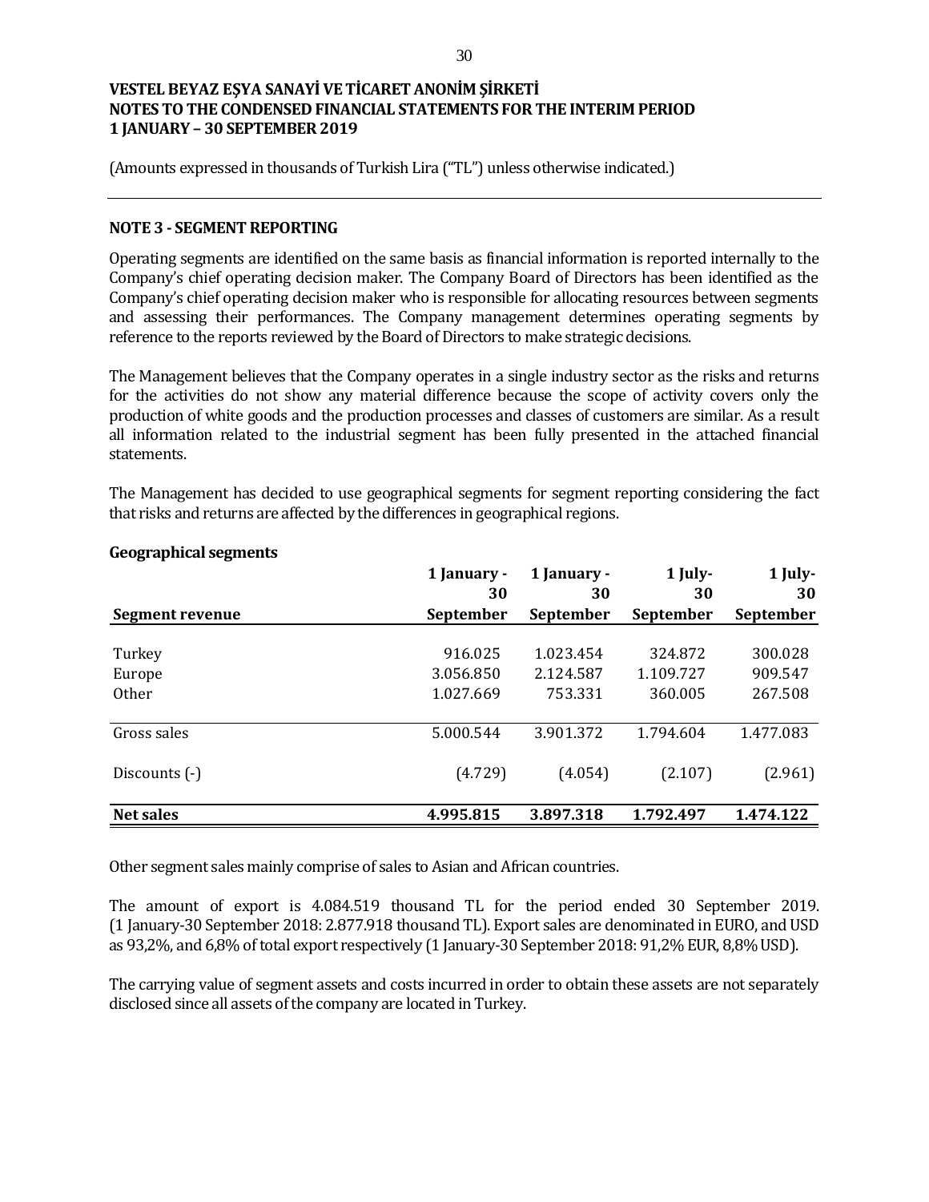VESTEL BEYAZ EŞYA SANAYİ VE TİCARET ANONİM ŞİRKETİ
NOTES TO THE CONDENSED FINANCIAL STATEMENTS FOR THE INTERIM PERIOD
1 JANUARY – 30 SEPTEMBER 2019

(Amounts expressed in thousands of Turkish Lira ("TL") unless otherwise indicated.)

## NOTE 3 - SEGMENT REPORTING

Operating segments are identified on the same basis as financial information is reported internally to the Company's chief operating decision maker. The Company Board of Directors has been identified as the Company's chief operating decision maker who is responsible for allocating resources between segments and assessing their performances. The Company management determines operating segments by reference to the reports reviewed by the Board of Directors to make strategic decisions.

The Management believes that the Company operates in a single industry sector as the risks and returns for the activities do not show any material difference because the scope of activity covers only the production of white goods and the production processes and classes of customers are similar. As a result all information related to the industrial segment has been fully presented in the attached financial statements.

The Management has decided to use geographical segments for segment reporting considering the fact that risks and returns are affected by the differences in geographical regions.

**Geographical segments**

| Segment revenue | 1 January - 30 September | 1 January - 30 September | 1 July- 30 September | 1 July- 30 September |
|---|---|---|---|---|
| Turkey | 916.025 | 1.023.454 | 324.872 | 300.028 |
| Europe | 3.056.850 | 2.124.587 | 1.109.727 | 909.547 |
| Other | 1.027.669 | 753.331 | 360.005 | 267.508 |
| Gross sales | 5.000.544 | 3.901.372 | 1.794.604 | 1.477.083 |
| Discounts (-) | (4.729) | (4.054) | (2.107) | (2.961) |
| **Net sales** | **4.995.815** | **3.897.318** | **1.792.497** | **1.474.122** |

Other segment sales mainly comprise of sales to Asian and African countries.

The amount of export is 4.084.519 thousand TL for the period ended 30 September 2019. (1 January-30 September 2018: 2.877.918 thousand TL). Export sales are denominated in EURO, and USD as 93,2%, and 6,8% of total export respectively (1 January-30 September 2018: 91,2% EUR, 8,8% USD).

The carrying value of segment assets and costs incurred in order to obtain these assets are not separately disclosed since all assets of the company are located in Turkey.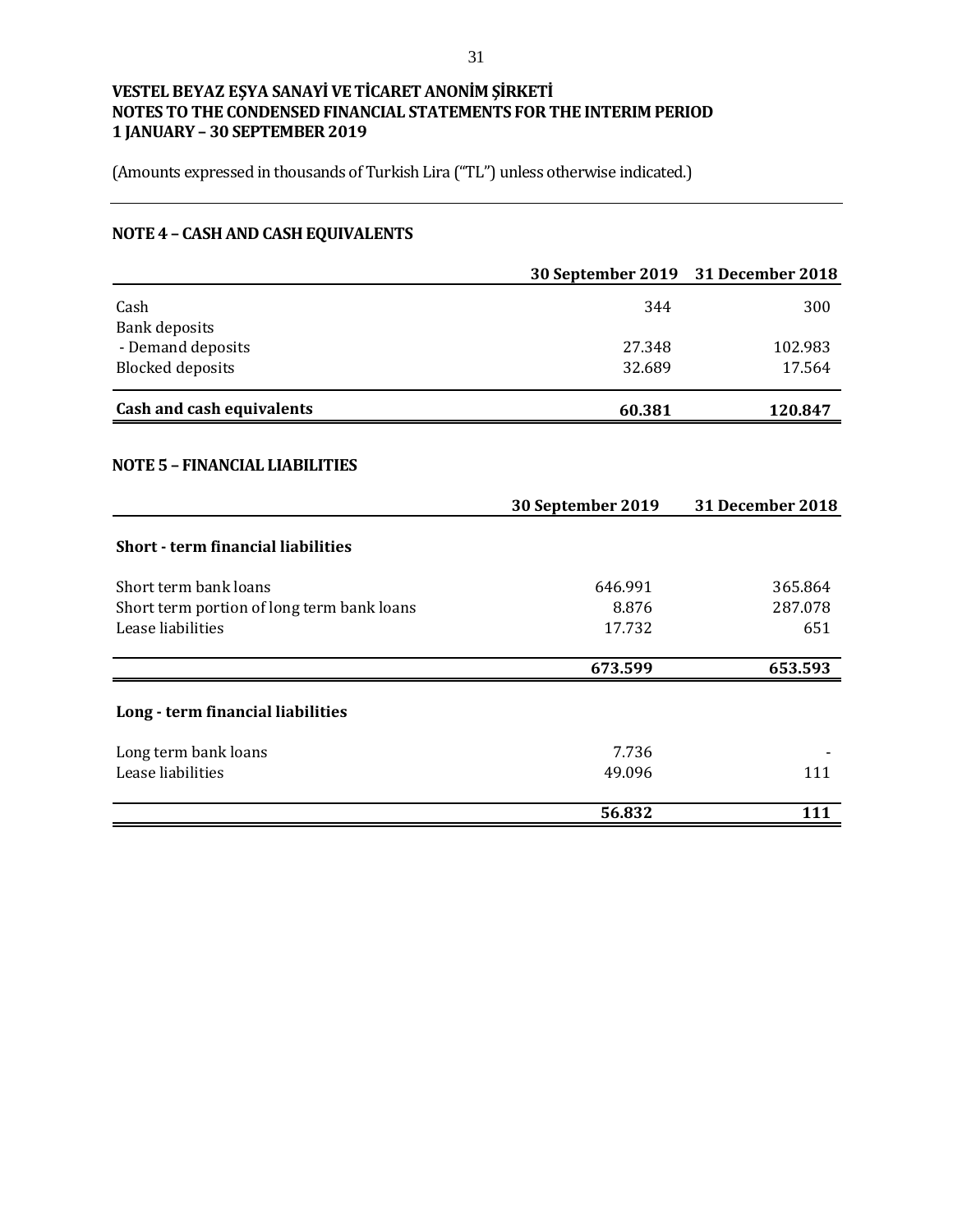**VESTEL BEYAZ EŞYA SANAYİ VE TİCARET ANONİM ŞİRKETİ**
**NOTES TO THE CONDENSED FINANCIAL STATEMENTS FOR THE INTERIM PERIOD**
**1 JANUARY – 30 SEPTEMBER 2019**

(Amounts expressed in thousands of Turkish Lira ("TL") unless otherwise indicated.)

## NOTE 4 – CASH AND CASH EQUIVALENTS

| | 30 September 2019 | 31 December 2018 |
|---|---|---|
| Cash | 344 | 300 |
| Bank deposits | | |
| - Demand deposits | 27.348 | 102.983 |
| Blocked deposits | 32.689 | 17.564 |
| **Cash and cash equivalents** | **60.381** | **120.847** |

## NOTE 5 – FINANCIAL LIABILITIES

| | 30 September 2019 | 31 December 2018 |
|---|---|---|
| **Short - term financial liabilities** | | |
| Short term bank loans | 646.991 | 365.864 |
| Short term portion of long term bank loans | 8.876 | 287.078 |
| Lease liabilities | 17.732 | 651 |
| | **673.599** | **653.593** |
| **Long - term financial liabilities** | | |
| Long term bank loans | 7.736 | - |
| Lease liabilities | 49.096 | 111 |
| | **56.832** | **111** |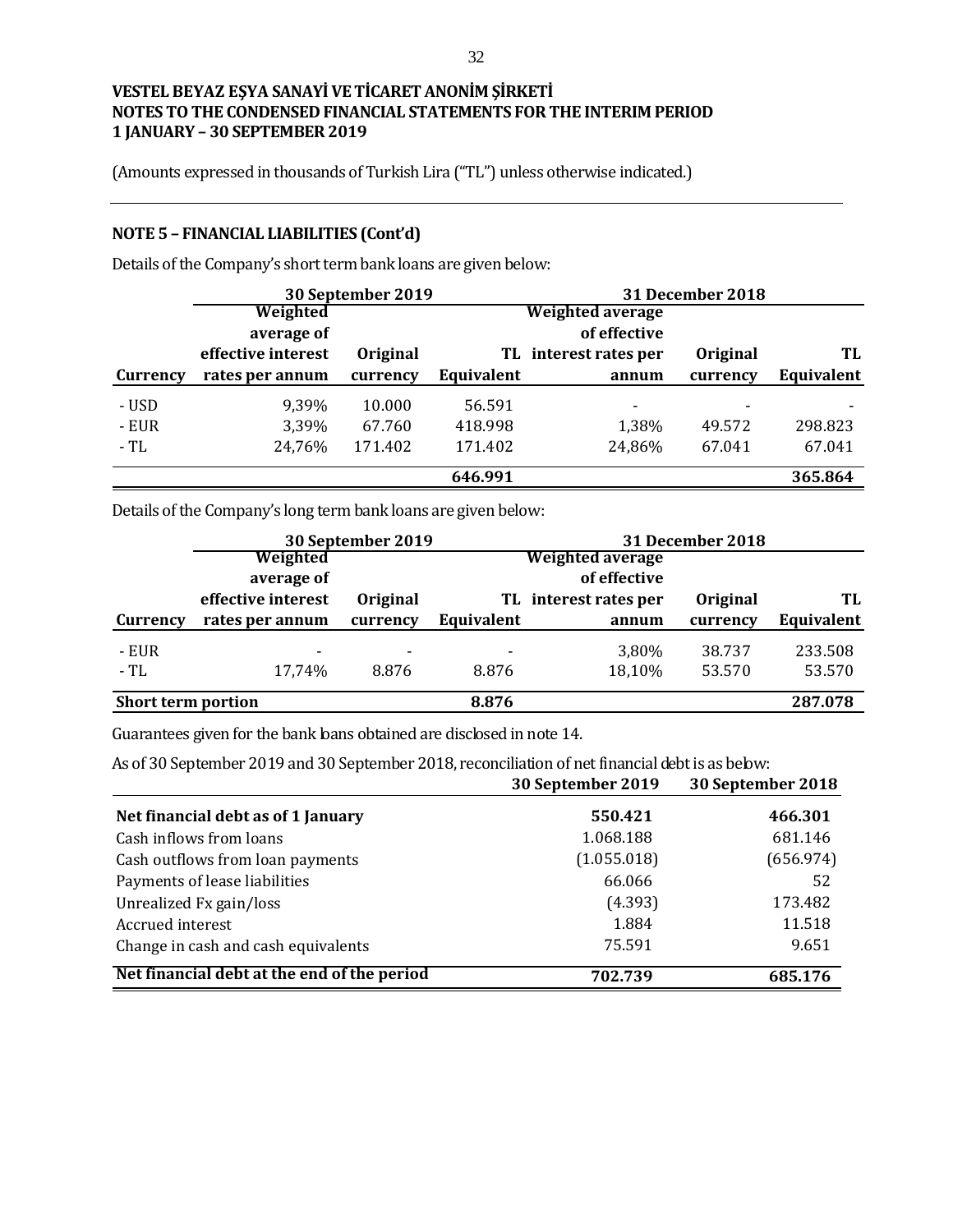**VESTEL BEYAZ EŞYA SANAYİ VE TİCARET ANONİM ŞİRKETİ**
**NOTES TO THE CONDENSED FINANCIAL STATEMENTS FOR THE INTERIM PERIOD**
**1 JANUARY – 30 SEPTEMBER 2019**

(Amounts expressed in thousands of Turkish Lira ("TL") unless otherwise indicated.)

## NOTE 5 – FINANCIAL LIABILITIES (Cont'd)

Details of the Company's short term bank loans are given below:

| | 30 September 2019 | | | 31 December 2018 | | |
|---|---|---|---|---|---|---|
| Currency | Weighted average of effective interest rates per annum | Original currency | TL Equivalent | Weighted average of effective interest rates per annum | Original currency | TL Equivalent |
| - USD | 9,39% | 10.000 | 56.591 | - | - | - |
| - EUR | 3,39% | 67.760 | 418.998 | 1,38% | 49.572 | 298.823 |
| - TL | 24,76% | 171.402 | 171.402 | 24,86% | 67.041 | 67.041 |
| | | | **646.991** | | | **365.864** |

Details of the Company's long term bank loans are given below:

| | 30 September 2019 | | | 31 December 2018 | | |
|---|---|---|---|---|---|---|
| Currency | Weighted average of effective interest rates per annum | Original currency | TL Equivalent | Weighted average of effective interest rates per annum | Original currency | TL Equivalent |
| - EUR | - | - | - | 3,80% | 38.737 | 233.508 |
| - TL | 17,74% | 8.876 | 8.876 | 18,10% | 53.570 | 53.570 |
| **Short term portion** | | | **8.876** | | | **287.078** |

Guarantees given for the bank loans obtained are disclosed in note 14.

As of 30 September 2019 and 30 September 2018, reconciliation of net financial debt is as below:

| | 30 September 2019 | 30 September 2018 |
|---|---|---|
| **Net financial debt as of 1 January** | **550.421** | **466.301** |
| Cash inflows from loans | 1.068.188 | 681.146 |
| Cash outflows from loan payments | (1.055.018) | (656.974) |
| Payments of lease liabilities | 66.066 | 52 |
| Unrealized Fx gain/loss | (4.393) | 173.482 |
| Accrued interest | 1.884 | 11.518 |
| Change in cash and cash equivalents | 75.591 | 9.651 |
| **Net financial debt at the end of the period** | **702.739** | **685.176** |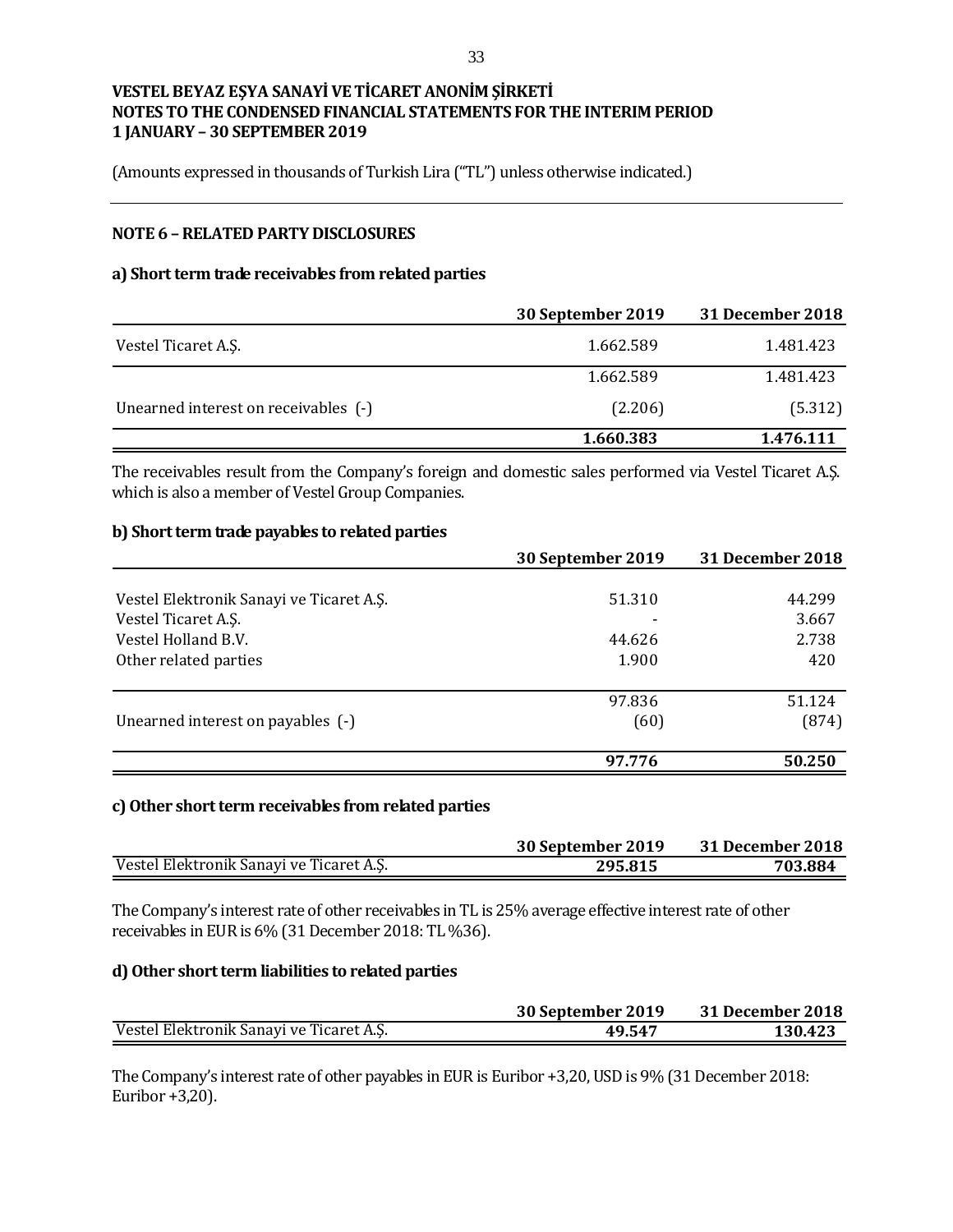**VESTEL BEYAZ EŞYA SANAYİ VE TİCARET ANONİM ŞİRKETİ**
**NOTES TO THE CONDENSED FINANCIAL STATEMENTS FOR THE INTERIM PERIOD**
**1 JANUARY – 30 SEPTEMBER 2019**

(Amounts expressed in thousands of Turkish Lira ("TL") unless otherwise indicated.)

## NOTE 6 – RELATED PARTY DISCLOSURES

### a) Short term trade receivables from related parties

| | 30 September 2019 | 31 December 2018 |
|---|---|---|
| Vestel Ticaret A.Ş. | 1.662.589 | 1.481.423 |
| | 1.662.589 | 1.481.423 |
| Unearned interest on receivables (-) | (2.206) | (5.312) |
| | **1.660.383** | **1.476.111** |

The receivables result from the Company's foreign and domestic sales performed via Vestel Ticaret A.Ş. which is also a member of Vestel Group Companies.

### b) Short term trade payables to related parties

| | 30 September 2019 | 31 December 2018 |
|---|---|---|
| Vestel Elektronik Sanayi ve Ticaret A.Ş. | 51.310 | 44.299 |
| Vestel Ticaret A.Ş. | - | 3.667 |
| Vestel Holland B.V. | 44.626 | 2.738 |
| Other related parties | 1.900 | 420 |
| | 97.836 | 51.124 |
| Unearned interest on payables (-) | (60) | (874) |
| | **97.776** | **50.250** |

### c) Other short term receivables from related parties

| | 30 September 2019 | 31 December 2018 |
|---|---|---|
| Vestel Elektronik Sanayi ve Ticaret A.Ş. | **295.815** | **703.884** |

The Company's interest rate of other receivables in TL is 25% average effective interest rate of other receivables in EUR is 6% (31 December 2018: TL %36).

### d) Other short term liabilities to related parties

| | 30 September 2019 | 31 December 2018 |
|---|---|---|
| Vestel Elektronik Sanayi ve Ticaret A.Ş. | **49.547** | **130.423** |

The Company's interest rate of other payables in EUR is Euribor +3,20, USD is 9% (31 December 2018: Euribor +3,20).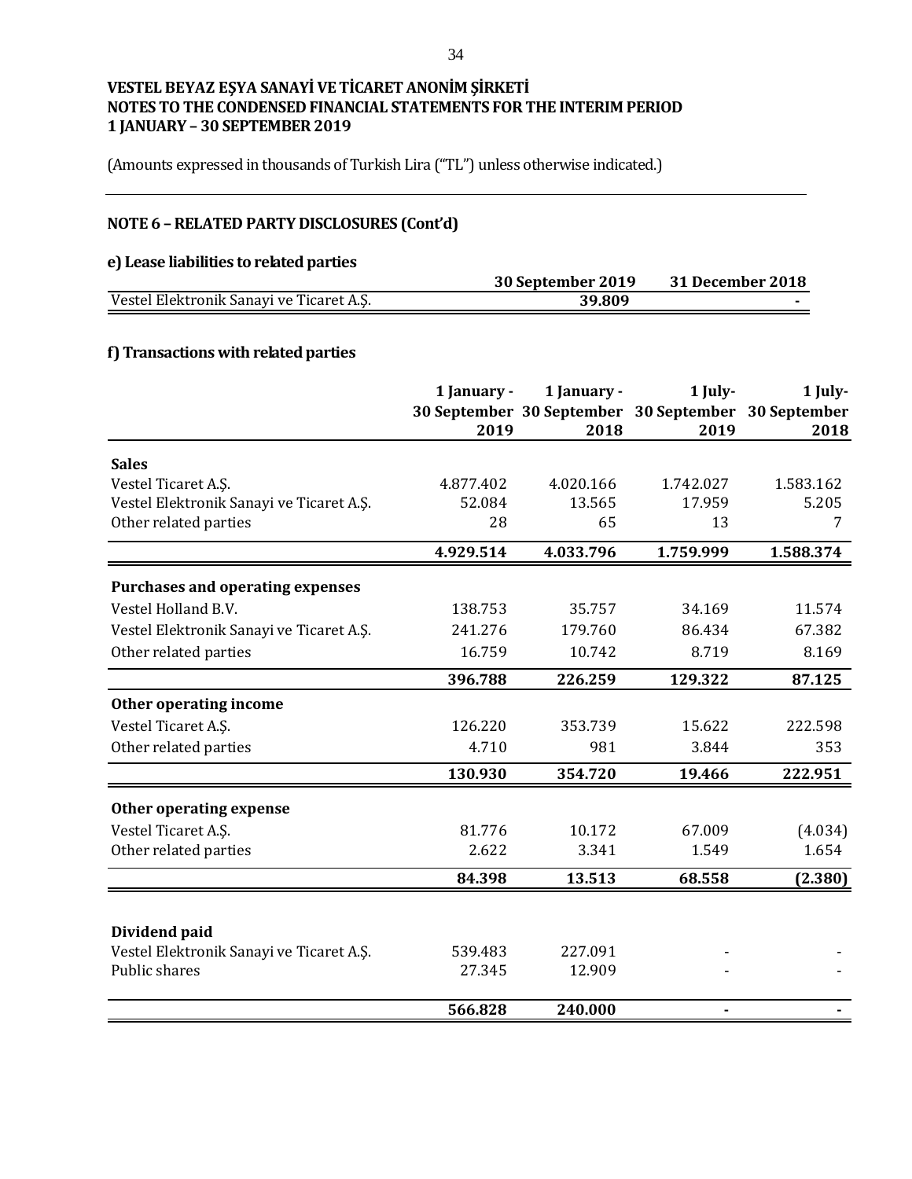**VESTEL BEYAZ EŞYA SANAYİ VE TİCARET ANONİM ŞİRKETİ**
**NOTES TO THE CONDENSED FINANCIAL STATEMENTS FOR THE INTERIM PERIOD**
**1 JANUARY – 30 SEPTEMBER 2019**

(Amounts expressed in thousands of Turkish Lira ("TL") unless otherwise indicated.)

## NOTE 6 – RELATED PARTY DISCLOSURES (Cont'd)

### e) Lease liabilities to related parties

| | 30 September 2019 | 31 December 2018 |
|---|---|---|
| Vestel Elektronik Sanayi ve Ticaret A.Ş. | **39.809** | **-** |

### f) Transactions with related parties

| | 1 January - 30 September 2019 | 1 January - 30 September 2018 | 1 July- 30 September 2019 | 1 July- 30 September 2018 |
|---|---|---|---|---|
| **Sales** | | | | |
| Vestel Ticaret A.Ş. | 4.877.402 | 4.020.166 | 1.742.027 | 1.583.162 |
| Vestel Elektronik Sanayi ve Ticaret A.Ş. | 52.084 | 13.565 | 17.959 | 5.205 |
| Other related parties | 28 | 65 | 13 | 7 |
| | **4.929.514** | **4.033.796** | **1.759.999** | **1.588.374** |
| **Purchases and operating expenses** | | | | |
| Vestel Holland B.V. | 138.753 | 35.757 | 34.169 | 11.574 |
| Vestel Elektronik Sanayi ve Ticaret A.Ş. | 241.276 | 179.760 | 86.434 | 67.382 |
| Other related parties | 16.759 | 10.742 | 8.719 | 8.169 |
| | **396.788** | **226.259** | **129.322** | **87.125** |
| **Other operating income** | | | | |
| Vestel Ticaret A.Ş. | 126.220 | 353.739 | 15.622 | 222.598 |
| Other related parties | 4.710 | 981 | 3.844 | 353 |
| | **130.930** | **354.720** | **19.466** | **222.951** |
| **Other operating expense** | | | | |
| Vestel Ticaret A.Ş. | 81.776 | 10.172 | 67.009 | (4.034) |
| Other related parties | 2.622 | 3.341 | 1.549 | 1.654 |
| | **84.398** | **13.513** | **68.558** | **(2.380)** |
| **Dividend paid** | | | | |
| Vestel Elektronik Sanayi ve Ticaret A.Ş. | 539.483 | 227.091 | - | - |
| Public shares | 27.345 | 12.909 | - | - |
| | **566.828** | **240.000** | **-** | **-** |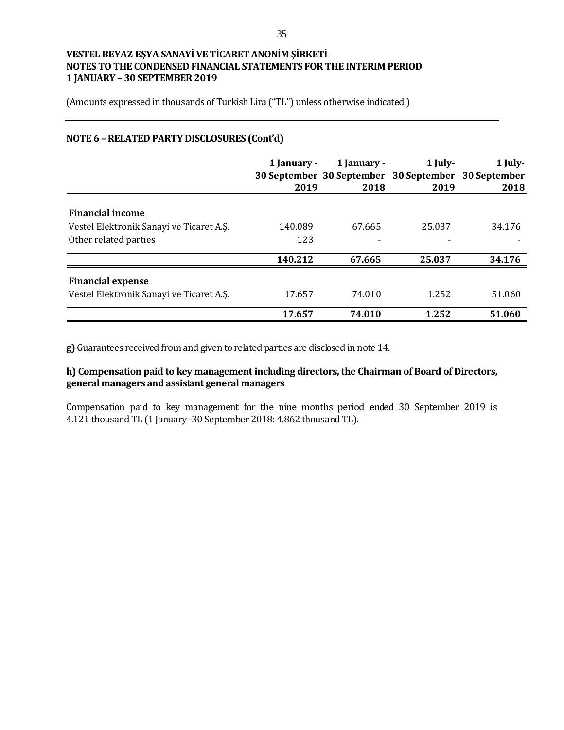VESTEL BEYAZ EŞYA SANAYİ VE TİCARET ANONİM ŞİRKETİ
NOTES TO THE CONDENSED FINANCIAL STATEMENTS FOR THE INTERIM PERIOD
1 JANUARY – 30 SEPTEMBER 2019

(Amounts expressed in thousands of Turkish Lira ("TL") unless otherwise indicated.)

## NOTE 6 – RELATED PARTY DISCLOSURES (Cont'd)

| | 1 January - 30 September 2019 | 1 January - 30 September 2018 | 1 July- 30 September 2019 | 1 July- 30 September 2018 |
|---|---|---|---|---|
| **Financial income** | | | | |
| Vestel Elektronik Sanayi ve Ticaret A.Ş. | 140.089 | 67.665 | 25.037 | 34.176 |
| Other related parties | 123 | - | - | - |
| | **140.212** | **67.665** | **25.037** | **34.176** |
| **Financial expense** | | | | |
| Vestel Elektronik Sanayi ve Ticaret A.Ş. | 17.657 | 74.010 | 1.252 | 51.060 |
| | **17.657** | **74.010** | **1.252** | **51.060** |

**g)** Guarantees received from and given to related parties are disclosed in note 14.

**h) Compensation paid to key management including directors, the Chairman of Board of Directors, general managers and assistant general managers**

Compensation paid to key management for the nine months period ended 30 September 2019 is 4.121 thousand TL (1 January -30 September 2018: 4.862 thousand TL).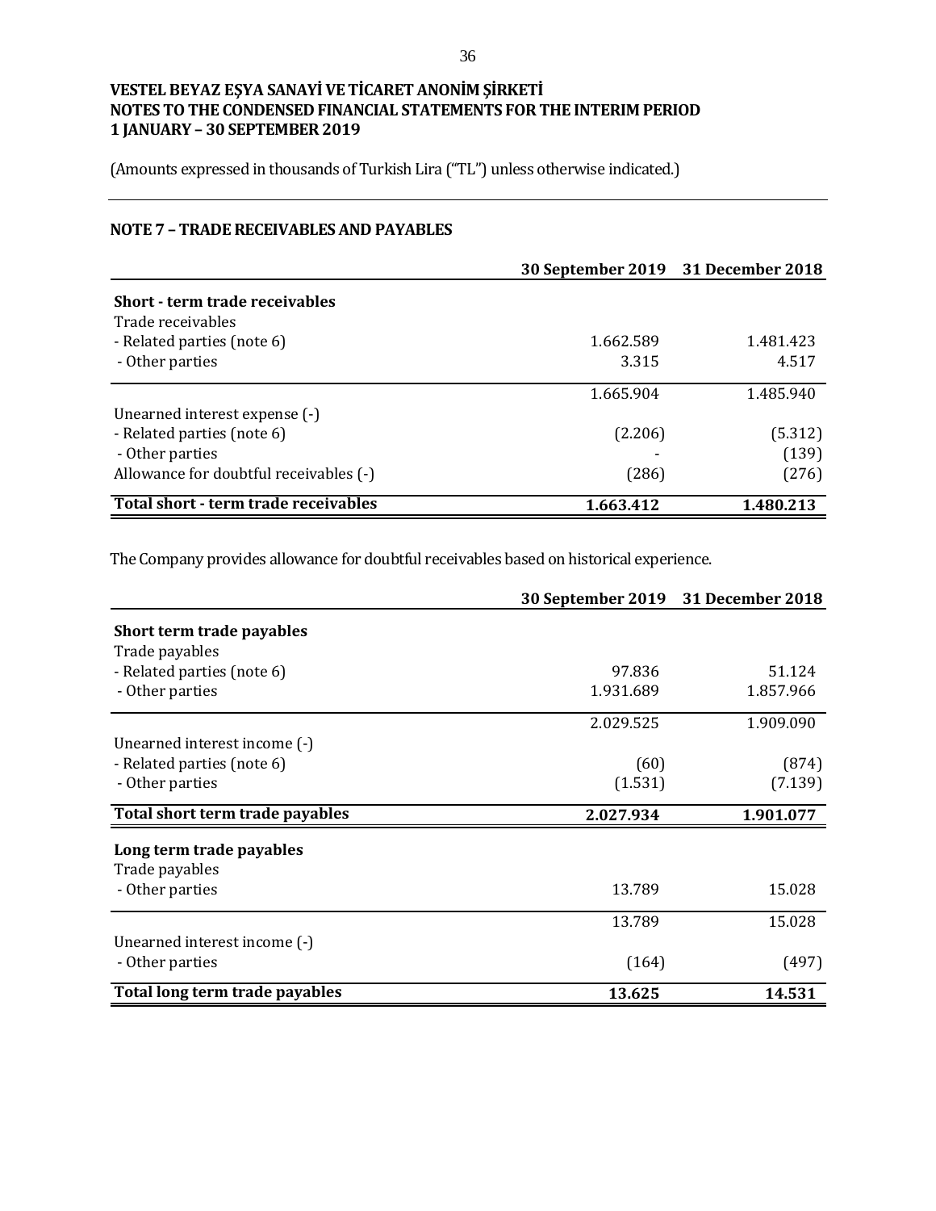**VESTEL BEYAZ EŞYA SANAYİ VE TİCARET ANONİM ŞİRKETİ**
**NOTES TO THE CONDENSED FINANCIAL STATEMENTS FOR THE INTERIM PERIOD**
**1 JANUARY – 30 SEPTEMBER 2019**

(Amounts expressed in thousands of Turkish Lira ("TL") unless otherwise indicated.)

## NOTE 7 – TRADE RECEIVABLES AND PAYABLES

| | 30 September 2019 | 31 December 2018 |
|---|---|---|
| **Short - term trade receivables** | | |
| Trade receivables | | |
| - Related parties (note 6) | 1.662.589 | 1.481.423 |
| - Other parties | 3.315 | 4.517 |
| | 1.665.904 | 1.485.940 |
| Unearned interest expense (-) | | |
| - Related parties (note 6) | (2.206) | (5.312) |
| - Other parties | - | (139) |
| Allowance for doubtful receivables (-) | (286) | (276) |
| **Total short - term trade receivables** | **1.663.412** | **1.480.213** |

The Company provides allowance for doubtful receivables based on historical experience.

| | 30 September 2019 | 31 December 2018 |
|---|---|---|
| **Short term trade payables** | | |
| Trade payables | | |
| - Related parties (note 6) | 97.836 | 51.124 |
| - Other parties | 1.931.689 | 1.857.966 |
| | 2.029.525 | 1.909.090 |
| Unearned interest income (-) | | |
| - Related parties (note 6) | (60) | (874) |
| - Other parties | (1.531) | (7.139) |
| **Total short term trade payables** | **2.027.934** | **1.901.077** |
| **Long term trade payables** | | |
| Trade payables | | |
| - Other parties | 13.789 | 15.028 |
| | 13.789 | 15.028 |
| Unearned interest income (-) | | |
| - Other parties | (164) | (497) |
| **Total long term trade payables** | **13.625** | **14.531** |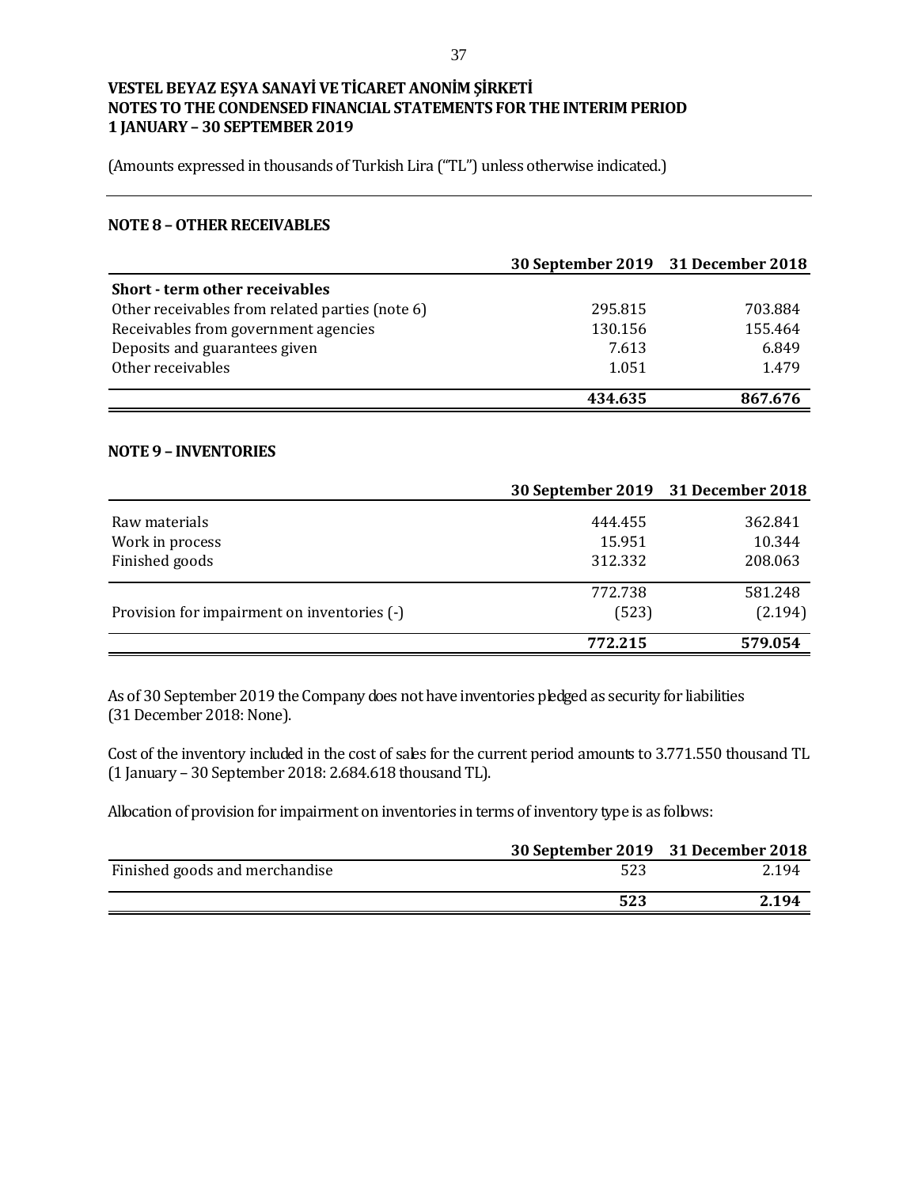**VESTEL BEYAZ EŞYA SANAYİ VE TİCARET ANONİM ŞİRKETİ**
**NOTES TO THE CONDENSED FINANCIAL STATEMENTS FOR THE INTERIM PERIOD**
**1 JANUARY – 30 SEPTEMBER 2019**

(Amounts expressed in thousands of Turkish Lira ("TL") unless otherwise indicated.)

## NOTE 8 – OTHER RECEIVABLES

| | 30 September 2019 | 31 December 2018 |
|---|---|---|
| **Short - term other receivables** | | |
| Other receivables from related parties (note 6) | 295.815 | 703.884 |
| Receivables from government agencies | 130.156 | 155.464 |
| Deposits and guarantees given | 7.613 | 6.849 |
| Other receivables | 1.051 | 1.479 |
| | **434.635** | **867.676** |

## NOTE 9 – INVENTORIES

| | 30 September 2019 | 31 December 2018 |
|---|---|---|
| Raw materials | 444.455 | 362.841 |
| Work in process | 15.951 | 10.344 |
| Finished goods | 312.332 | 208.063 |
| | 772.738 | 581.248 |
| Provision for impairment on inventories (-) | (523) | (2.194) |
| | **772.215** | **579.054** |

As of 30 September 2019 the Company does not have inventories pledged as security for liabilities (31 December 2018: None).

Cost of the inventory included in the cost of sales for the current period amounts to 3.771.550 thousand TL (1 January – 30 September 2018: 2.684.618 thousand TL).

Allocation of provision for impairment on inventories in terms of inventory type is as follows:

| | 30 September 2019 | 31 December 2018 |
|---|---|---|
| Finished goods and merchandise | 523 | 2.194 |
| | **523** | **2.194** |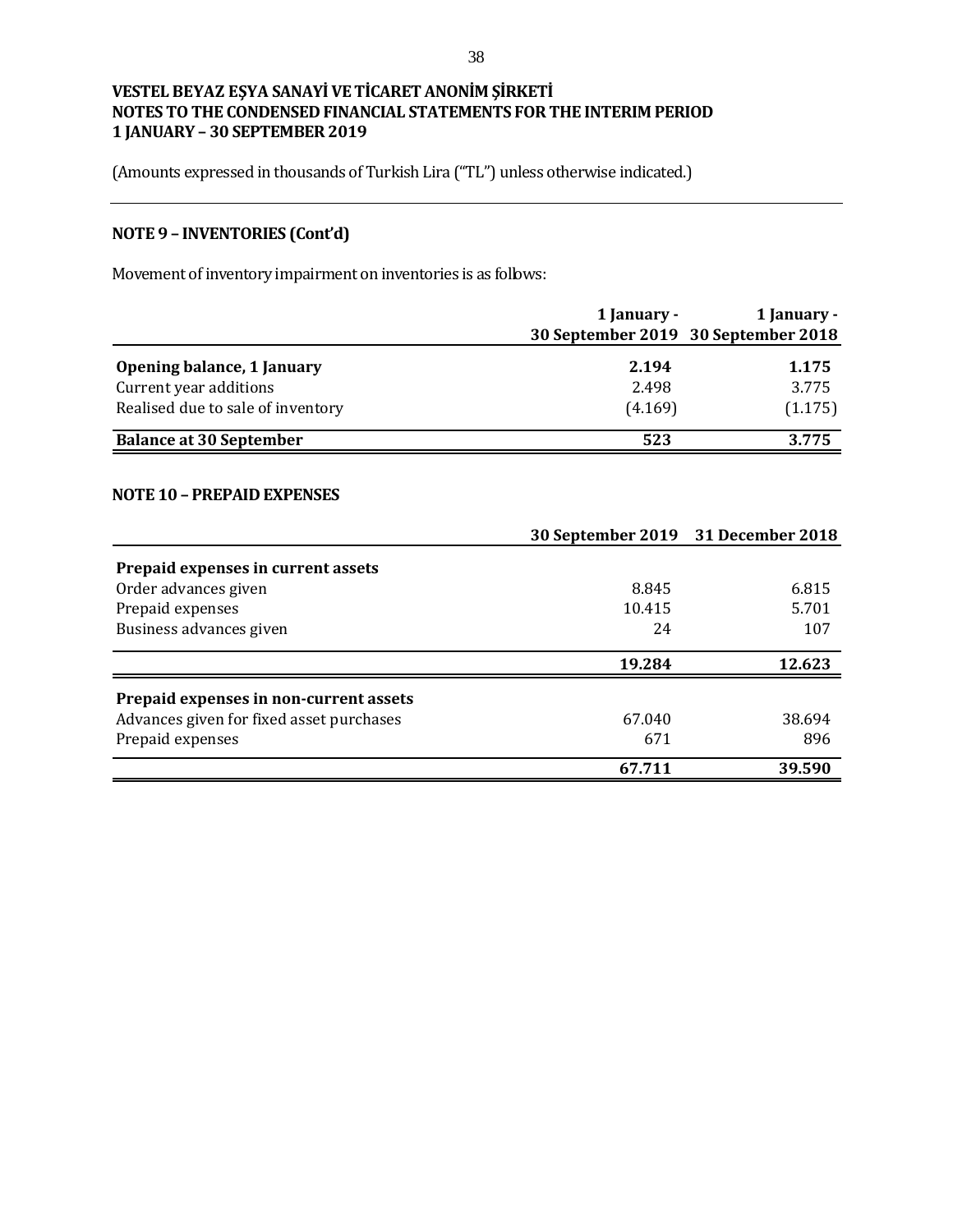**VESTEL BEYAZ EŞYA SANAYİ VE TİCARET ANONİM ŞİRKETİ**
**NOTES TO THE CONDENSED FINANCIAL STATEMENTS FOR THE INTERIM PERIOD**
**1 JANUARY – 30 SEPTEMBER 2019**

(Amounts expressed in thousands of Turkish Lira ("TL") unless otherwise indicated.)

## NOTE 9 – INVENTORIES (Cont'd)

Movement of inventory impairment on inventories is as follows:

| | 1 January - 30 September 2019 | 1 January - 30 September 2018 |
|---|---|---|
| **Opening balance, 1 January** | **2.194** | **1.175** |
| Current year additions | 2.498 | 3.775 |
| Realised due to sale of inventory | (4.169) | (1.175) |
| **Balance at 30 September** | **523** | **3.775** |

## NOTE 10 – PREPAID EXPENSES

| | 30 September 2019 | 31 December 2018 |
|---|---|---|
| **Prepaid expenses in current assets** | | |
| Order advances given | 8.845 | 6.815 |
| Prepaid expenses | 10.415 | 5.701 |
| Business advances given | 24 | 107 |
| | **19.284** | **12.623** |
| **Prepaid expenses in non-current assets** | | |
| Advances given for fixed asset purchases | 67.040 | 38.694 |
| Prepaid expenses | 671 | 896 |
| | **67.711** | **39.590** |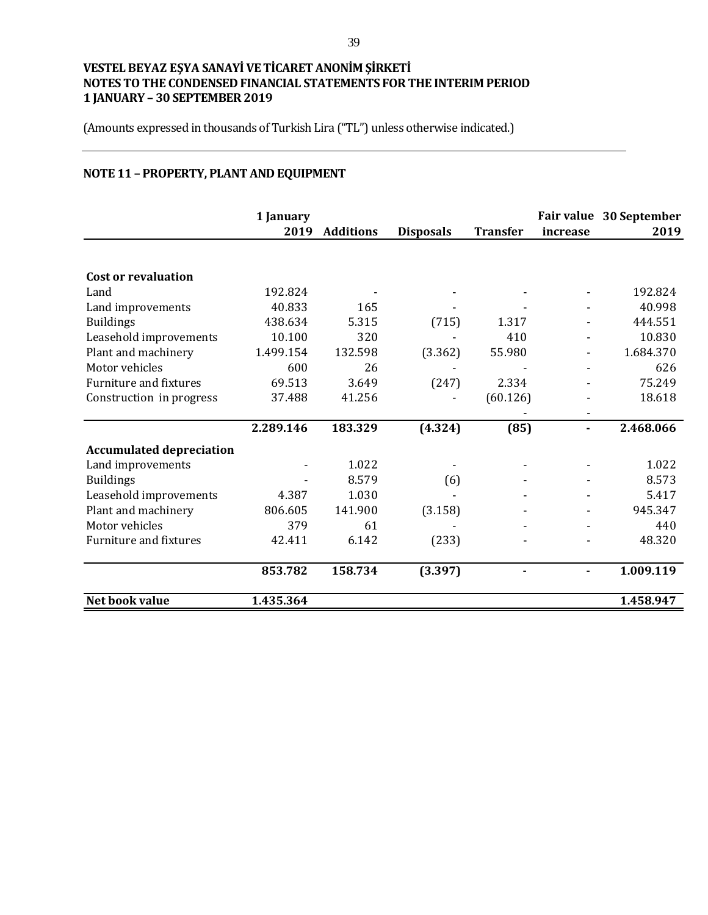**VESTEL BEYAZ EŞYA SANAYİ VE TİCARET ANONİM ŞİRKETİ**
**NOTES TO THE CONDENSED FINANCIAL STATEMENTS FOR THE INTERIM PERIOD**
**1 JANUARY – 30 SEPTEMBER 2019**

(Amounts expressed in thousands of Turkish Lira ("TL") unless otherwise indicated.)

## NOTE 11 – PROPERTY, PLANT AND EQUIPMENT

| | 1 January 2019 | Additions | Disposals | Transfer | Fair value increase | 30 September 2019 |
|---|---|---|---|---|---|---|
| **Cost or revaluation** | | | | | | |
| Land | 192.824 | - | - | - | - | 192.824 |
| Land improvements | 40.833 | 165 | - | - | - | 40.998 |
| Buildings | 438.634 | 5.315 | (715) | 1.317 | - | 444.551 |
| Leasehold improvements | 10.100 | 320 | - | 410 | - | 10.830 |
| Plant and machinery | 1.499.154 | 132.598 | (3.362) | 55.980 | - | 1.684.370 |
| Motor vehicles | 600 | 26 | - | - | - | 626 |
| Furniture and fixtures | 69.513 | 3.649 | (247) | 2.334 | - | 75.249 |
| Construction in progress | 37.488 | 41.256 | - | (60.126) | - | 18.618 |
| | | | | - | - | |
| | **2.289.146** | **183.329** | **(4.324)** | **(85)** | **-** | **2.468.066** |
| **Accumulated depreciation** | | | | | | |
| Land improvements | - | 1.022 | - | - | - | 1.022 |
| Buildings | - | 8.579 | (6) | - | - | 8.573 |
| Leasehold improvements | 4.387 | 1.030 | - | - | - | 5.417 |
| Plant and machinery | 806.605 | 141.900 | (3.158) | - | - | 945.347 |
| Motor vehicles | 379 | 61 | - | - | - | 440 |
| Furniture and fixtures | 42.411 | 6.142 | (233) | - | - | 48.320 |
| | **853.782** | **158.734** | **(3.397)** | **-** | **-** | **1.009.119** |
| **Net book value** | **1.435.364** | | | | | **1.458.947** |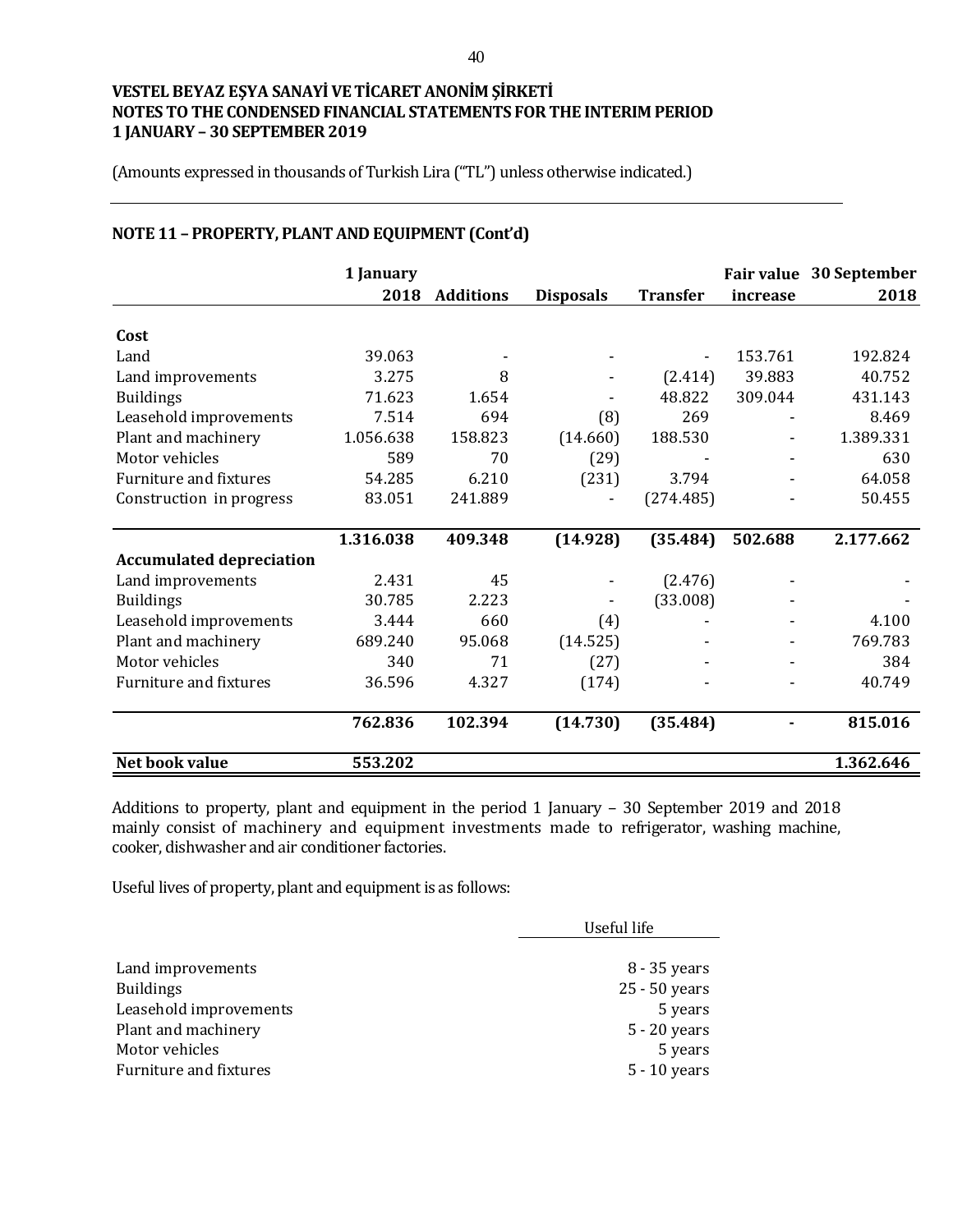# VESTEL BEYAZ EŞYA SANAYİ VE TİCARET ANONİM ŞİRKETİ
# NOTES TO THE CONDENSED FINANCIAL STATEMENTS FOR THE INTERIM PERIOD
# 1 JANUARY – 30 SEPTEMBER 2019

(Amounts expressed in thousands of Turkish Lira ("TL") unless otherwise indicated.)

## NOTE 11 – PROPERTY, PLANT AND EQUIPMENT (Cont'd)

| | 1 January 2018 | Additions | Disposals | Transfer | Fair value increase | 30 September 2018 |
|---|---|---|---|---|---|---|
| **Cost** | | | | | | |
| Land | 39.063 | - | - | - | 153.761 | 192.824 |
| Land improvements | 3.275 | 8 | - | (2.414) | 39.883 | 40.752 |
| Buildings | 71.623 | 1.654 | - | 48.822 | 309.044 | 431.143 |
| Leasehold improvements | 7.514 | 694 | (8) | 269 | - | 8.469 |
| Plant and machinery | 1.056.638 | 158.823 | (14.660) | 188.530 | - | 1.389.331 |
| Motor vehicles | 589 | 70 | (29) | - | - | 630 |
| Furniture and fixtures | 54.285 | 6.210 | (231) | 3.794 | - | 64.058 |
| Construction in progress | 83.051 | 241.889 | - | (274.485) | - | 50.455 |
| | **1.316.038** | **409.348** | **(14.928)** | **(35.484)** | **502.688** | **2.177.662** |
| **Accumulated depreciation** | | | | | | |
| Land improvements | 2.431 | 45 | - | (2.476) | - | - |
| Buildings | 30.785 | 2.223 | - | (33.008) | - | - |
| Leasehold improvements | 3.444 | 660 | (4) | - | - | 4.100 |
| Plant and machinery | 689.240 | 95.068 | (14.525) | - | - | 769.783 |
| Motor vehicles | 340 | 71 | (27) | - | - | 384 |
| Furniture and fixtures | 36.596 | 4.327 | (174) | - | - | 40.749 |
| | **762.836** | **102.394** | **(14.730)** | **(35.484)** | **-** | **815.016** |
| **Net book value** | **553.202** | | | | | **1.362.646** |

Additions to property, plant and equipment in the period 1 January – 30 September 2019 and 2018 mainly consist of machinery and equipment investments made to refrigerator, washing machine, cooker, dishwasher and air conditioner factories.

Useful lives of property, plant and equipment is as follows:

| | Useful life |
|---|---|
| Land improvements | 8 - 35 years |
| Buildings | 25 - 50 years |
| Leasehold improvements | 5 years |
| Plant and machinery | 5 - 20 years |
| Motor vehicles | 5 years |
| Furniture and fixtures | 5 - 10 years |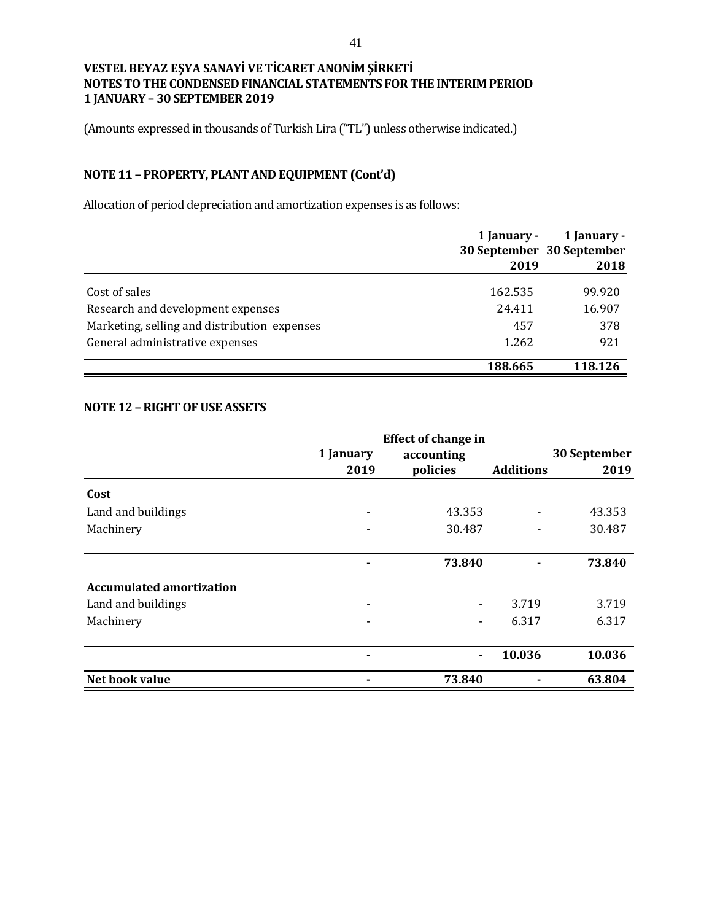**VESTEL BEYAZ EŞYA SANAYİ VE TİCARET ANONİM ŞİRKETİ**
**NOTES TO THE CONDENSED FINANCIAL STATEMENTS FOR THE INTERIM PERIOD**
**1 JANUARY – 30 SEPTEMBER 2019**

(Amounts expressed in thousands of Turkish Lira ("TL") unless otherwise indicated.)

## NOTE 11 – PROPERTY, PLANT AND EQUIPMENT (Cont'd)

Allocation of period depreciation and amortization expenses is as follows:

| | 1 January - 30 September 2019 | 1 January - 30 September 2018 |
|---|---|---|
| Cost of sales | 162.535 | 99.920 |
| Research and development expenses | 24.411 | 16.907 |
| Marketing, selling and distribution expenses | 457 | 378 |
| General administrative expenses | 1.262 | 921 |
| | **188.665** | **118.126** |

## NOTE 12 – RIGHT OF USE ASSETS

| | 1 January 2019 | Effect of change in accounting policies | Additions | 30 September 2019 |
|---|---|---|---|---|
| **Cost** | | | | |
| Land and buildings | - | 43.353 | - | 43.353 |
| Machinery | - | 30.487 | - | 30.487 |
| | **-** | **73.840** | **-** | **73.840** |
| **Accumulated amortization** | | | | |
| Land and buildings | - | - | 3.719 | 3.719 |
| Machinery | - | - | 6.317 | 6.317 |
| | **-** | **-** | **10.036** | **10.036** |
| **Net book value** | **-** | **73.840** | **-** | **63.804** |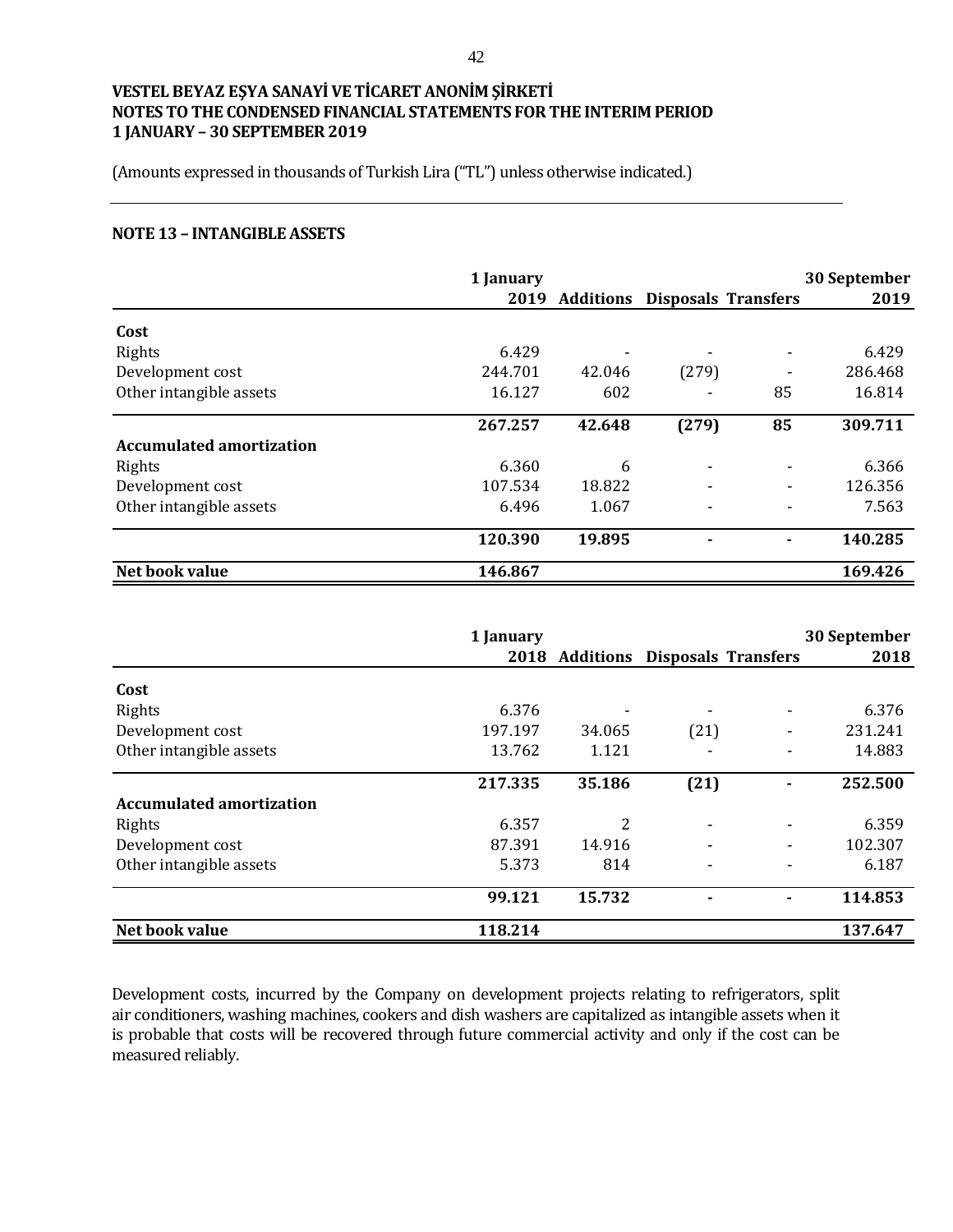**VESTEL BEYAZ EŞYA SANAYİ VE TİCARET ANONİM ŞİRKETİ**
**NOTES TO THE CONDENSED FINANCIAL STATEMENTS FOR THE INTERIM PERIOD**
**1 JANUARY – 30 SEPTEMBER 2019**

(Amounts expressed in thousands of Turkish Lira ("TL") unless otherwise indicated.)

## NOTE 13 – INTANGIBLE ASSETS

| | 1 January 2019 | Additions | Disposals | Transfers | 30 September 2019 |
|---|---|---|---|---|---|
| **Cost** | | | | | |
| Rights | 6.429 | - | - | - | 6.429 |
| Development cost | 244.701 | 42.046 | (279) | - | 286.468 |
| Other intangible assets | 16.127 | 602 | - | 85 | 16.814 |
| | **267.257** | **42.648** | **(279)** | **85** | **309.711** |
| **Accumulated amortization** | | | | | |
| Rights | 6.360 | 6 | - | - | 6.366 |
| Development cost | 107.534 | 18.822 | - | - | 126.356 |
| Other intangible assets | 6.496 | 1.067 | - | - | 7.563 |
| | **120.390** | **19.895** | **-** | **-** | **140.285** |
| **Net book value** | **146.867** | | | | **169.426** |

| | 1 January 2018 | Additions | Disposals | Transfers | 30 September 2018 |
|---|---|---|---|---|---|
| **Cost** | | | | | |
| Rights | 6.376 | - | - | - | 6.376 |
| Development cost | 197.197 | 34.065 | (21) | - | 231.241 |
| Other intangible assets | 13.762 | 1.121 | - | - | 14.883 |
| | **217.335** | **35.186** | **(21)** | **-** | **252.500** |
| **Accumulated amortization** | | | | | |
| Rights | 6.357 | 2 | - | - | 6.359 |
| Development cost | 87.391 | 14.916 | - | - | 102.307 |
| Other intangible assets | 5.373 | 814 | - | - | 6.187 |
| | **99.121** | **15.732** | **-** | **-** | **114.853** |
| **Net book value** | **118.214** | | | | **137.647** |

Development costs, incurred by the Company on development projects relating to refrigerators, split air conditioners, washing machines, cookers and dish washers are capitalized as intangible assets when it is probable that costs will be recovered through future commercial activity and only if the cost can be measured reliably.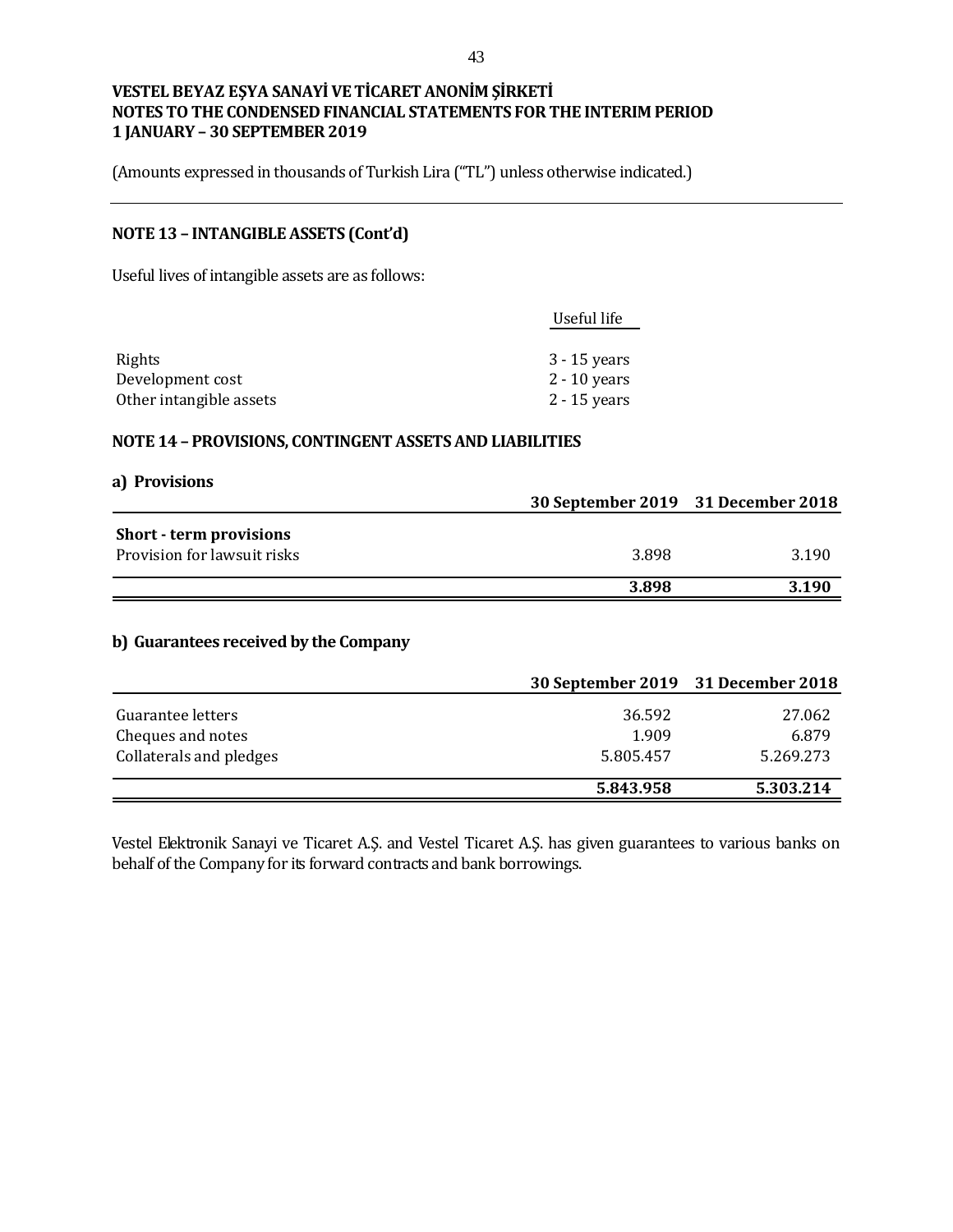**VESTEL BEYAZ EŞYA SANAYİ VE TİCARET ANONİM ŞİRKETİ**
**NOTES TO THE CONDENSED FINANCIAL STATEMENTS FOR THE INTERIM PERIOD**
**1 JANUARY – 30 SEPTEMBER 2019**

(Amounts expressed in thousands of Turkish Lira ("TL") unless otherwise indicated.)

## NOTE 13 – INTANGIBLE ASSETS (Cont'd)

Useful lives of intangible assets are as follows:

| | Useful life |
|---|---|
| Rights | 3 - 15 years |
| Development cost | 2 - 10 years |
| Other intangible assets | 2 - 15 years |

## NOTE 14 – PROVISIONS, CONTINGENT ASSETS AND LIABILITIES

### a) Provisions

| | 30 September 2019 | 31 December 2018 |
|---|---|---|
| **Short - term provisions** | | |
| Provision for lawsuit risks | 3.898 | 3.190 |
| | **3.898** | **3.190** |

### b) Guarantees received by the Company

| | 30 September 2019 | 31 December 2018 |
|---|---|---|
| Guarantee letters | 36.592 | 27.062 |
| Cheques and notes | 1.909 | 6.879 |
| Collaterals and pledges | 5.805.457 | 5.269.273 |
| | **5.843.958** | **5.303.214** |

Vestel Elektronik Sanayi ve Ticaret A.Ş. and Vestel Ticaret A.Ş. has given guarantees to various banks on behalf of the Company for its forward contracts and bank borrowings.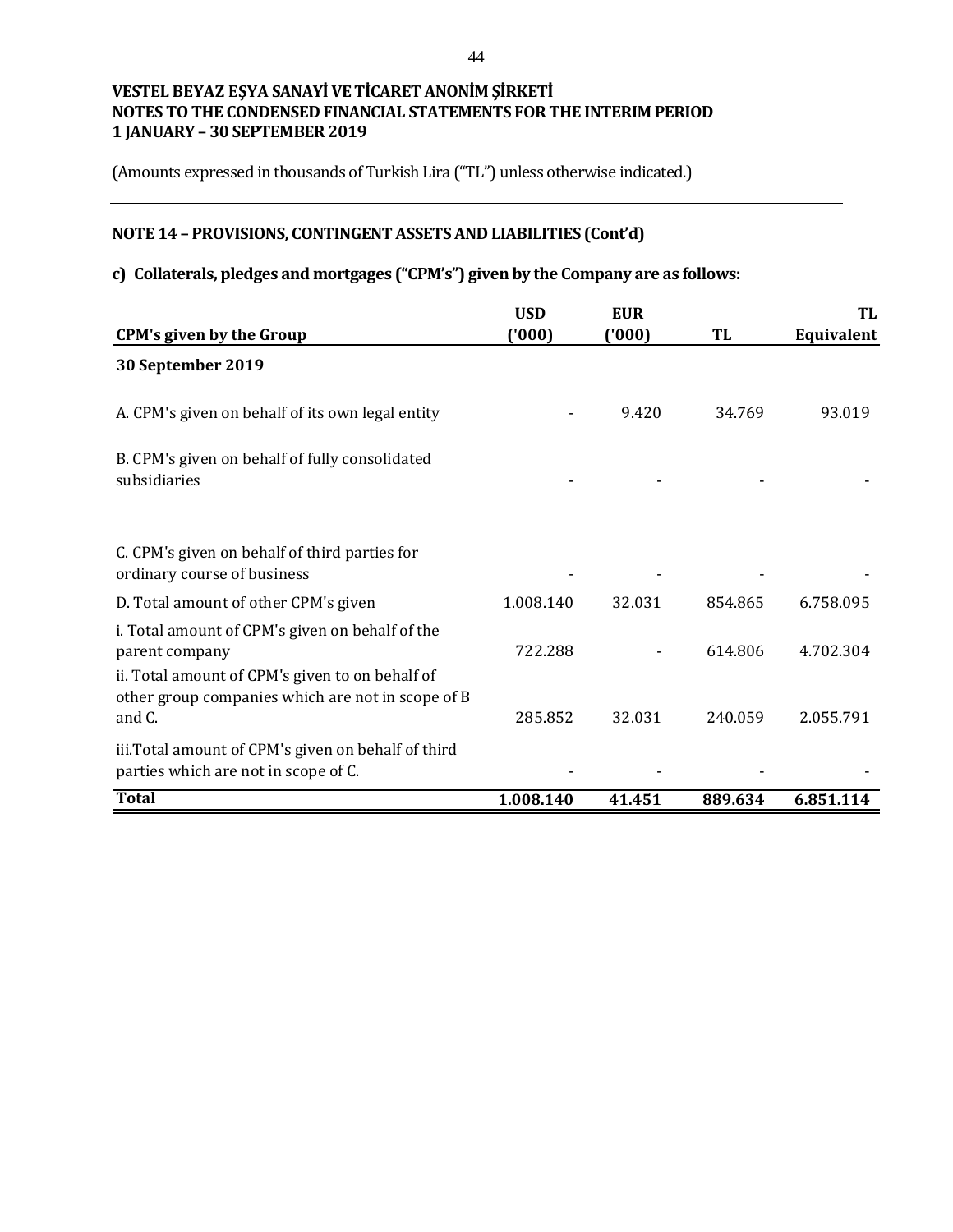# VESTEL BEYAZ EŞYA SANAYİ VE TİCARET ANONİM ŞİRKETİ
# NOTES TO THE CONDENSED FINANCIAL STATEMENTS FOR THE INTERIM PERIOD
# 1 JANUARY – 30 SEPTEMBER 2019

(Amounts expressed in thousands of Turkish Lira ("TL") unless otherwise indicated.)

## NOTE 14 – PROVISIONS, CONTINGENT ASSETS AND LIABILITIES (Cont'd)

### c) Collaterals, pledges and mortgages ("CPM's") given by the Company are as follows:

| CPM's given by the Group | USD ('000) | EUR ('000) | TL | TL Equivalent |
|---|---|---|---|---|
| **30 September 2019** | | | | |
| A. CPM's given on behalf of its own legal entity | - | 9.420 | 34.769 | 93.019 |
| B. CPM's given on behalf of fully consolidated subsidiaries | - | - | - | - |
| C. CPM's given on behalf of third parties for ordinary course of business | - | - | - | - |
| D. Total amount of other CPM's given | 1.008.140 | 32.031 | 854.865 | 6.758.095 |
| i. Total amount of CPM's given on behalf of the parent company | 722.288 | - | 614.806 | 4.702.304 |
| ii. Total amount of CPM's given to on behalf of other group companies which are not in scope of B and C. | 285.852 | 32.031 | 240.059 | 2.055.791 |
| iii.Total amount of CPM's given on behalf of third parties which are not in scope of C. | - | - | - | - |
| **Total** | **1.008.140** | **41.451** | **889.634** | **6.851.114** |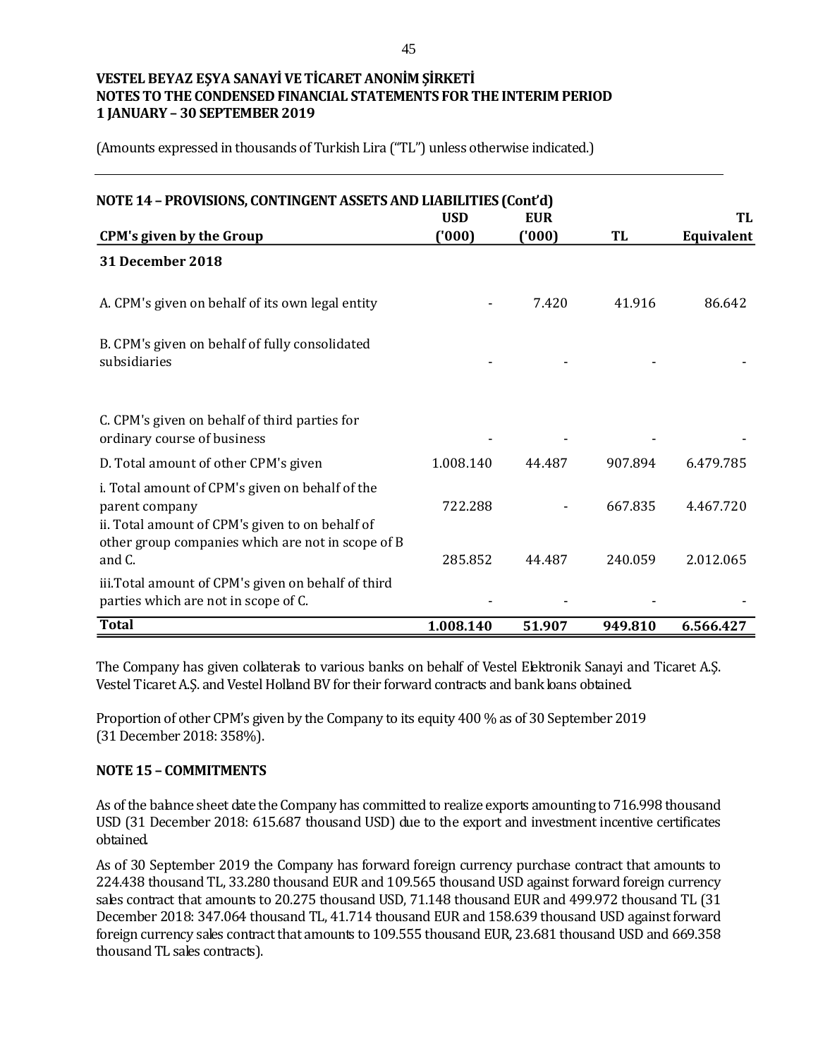VESTEL BEYAZ EŞYA SANAYİ VE TİCARET ANONİM ŞİRKETİ
NOTES TO THE CONDENSED FINANCIAL STATEMENTS FOR THE INTERIM PERIOD
1 JANUARY – 30 SEPTEMBER 2019

(Amounts expressed in thousands of Turkish Lira ("TL") unless otherwise indicated.)

## NOTE 14 – PROVISIONS, CONTINGENT ASSETS AND LIABILITIES (Cont'd)

| CPM's given by the Group | USD ('000) | EUR ('000) | TL | TL Equivalent |
|---|---|---|---|---|
| **31 December 2018** | | | | |
| A. CPM's given on behalf of its own legal entity | - | 7.420 | 41.916 | 86.642 |
| B. CPM's given on behalf of fully consolidated subsidiaries | - | - | - | - |
| C. CPM's given on behalf of third parties for ordinary course of business | - | - | - | - |
| D. Total amount of other CPM's given | 1.008.140 | 44.487 | 907.894 | 6.479.785 |
| i. Total amount of CPM's given on behalf of the parent company | 722.288 | - | 667.835 | 4.467.720 |
| ii. Total amount of CPM's given to on behalf of other group companies which are not in scope of B and C. | 285.852 | 44.487 | 240.059 | 2.012.065 |
| iii.Total amount of CPM's given on behalf of third parties which are not in scope of C. | - | - | - | - |
| **Total** | **1.008.140** | **51.907** | **949.810** | **6.566.427** |

The Company has given collaterals to various banks on behalf of Vestel Elektronik Sanayi and Ticaret A.Ş. Vestel Ticaret A.Ş. and Vestel Holland BV for their forward contracts and bank loans obtained.

Proportion of other CPM's given by the Company to its equity 400 % as of 30 September 2019 (31 December 2018: 358%).

## NOTE 15 – COMMITMENTS

As of the balance sheet date the Company has committed to realize exports amounting to 716.998 thousand USD (31 December 2018: 615.687 thousand USD) due to the export and investment incentive certificates obtained.

As of 30 September 2019 the Company has forward foreign currency purchase contract that amounts to 224.438 thousand TL, 33.280 thousand EUR and 109.565 thousand USD against forward foreign currency sales contract that amounts to 20.275 thousand USD, 71.148 thousand EUR and 499.972 thousand TL (31 December 2018: 347.064 thousand TL, 41.714 thousand EUR and 158.639 thousand USD against forward foreign currency sales contract that amounts to 109.555 thousand EUR, 23.681 thousand USD and 669.358 thousand TL sales contracts).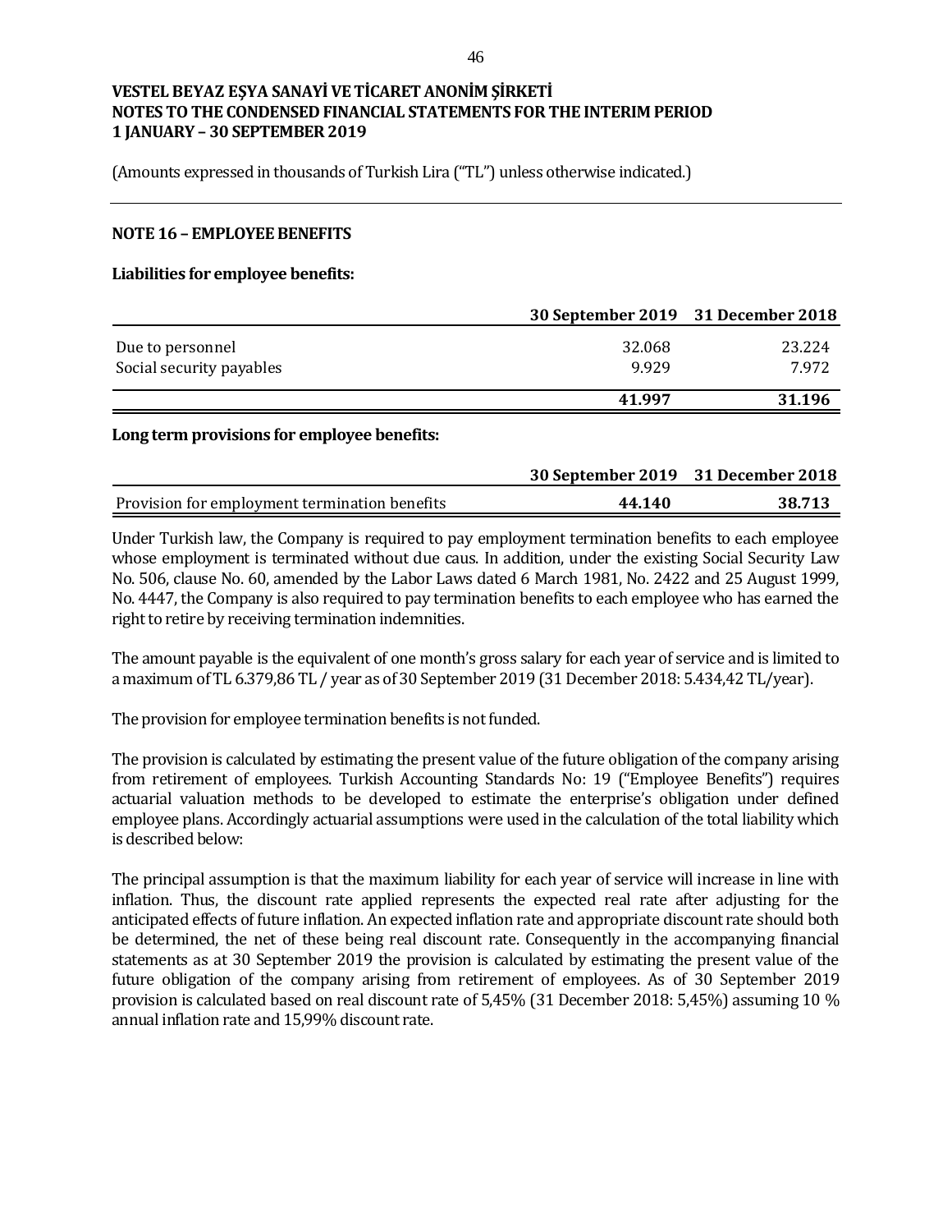VESTEL BEYAZ EŞYA SANAYİ VE TİCARET ANONİM ŞİRKETİ
NOTES TO THE CONDENSED FINANCIAL STATEMENTS FOR THE INTERIM PERIOD
1 JANUARY – 30 SEPTEMBER 2019

(Amounts expressed in thousands of Turkish Lira ("TL") unless otherwise indicated.)

## NOTE 16 – EMPLOYEE BENEFITS

**Liabilities for employee benefits:**

| | 30 September 2019 | 31 December 2018 |
|---|---|---|
| Due to personnel | 32.068 | 23.224 |
| Social security payables | 9.929 | 7.972 |
| | **41.997** | **31.196** |

**Long term provisions for employee benefits:**

| | 30 September 2019 | 31 December 2018 |
|---|---|---|
| Provision for employment termination benefits | **44.140** | **38.713** |

Under Turkish law, the Company is required to pay employment termination benefits to each employee whose employment is terminated without due caus. In addition, under the existing Social Security Law No. 506, clause No. 60, amended by the Labor Laws dated 6 March 1981, No. 2422 and 25 August 1999, No. 4447, the Company is also required to pay termination benefits to each employee who has earned the right to retire by receiving termination indemnities.

The amount payable is the equivalent of one month's gross salary for each year of service and is limited to a maximum of TL 6.379,86 TL / year as of 30 September 2019 (31 December 2018: 5.434,42 TL/year).

The provision for employee termination benefits is not funded.

The provision is calculated by estimating the present value of the future obligation of the company arising from retirement of employees. Turkish Accounting Standards No: 19 ("Employee Benefits") requires actuarial valuation methods to be developed to estimate the enterprise's obligation under defined employee plans. Accordingly actuarial assumptions were used in the calculation of the total liability which is described below:

The principal assumption is that the maximum liability for each year of service will increase in line with inflation. Thus, the discount rate applied represents the expected real rate after adjusting for the anticipated effects of future inflation. An expected inflation rate and appropriate discount rate should both be determined, the net of these being real discount rate. Consequently in the accompanying financial statements as at 30 September 2019 the provision is calculated by estimating the present value of the future obligation of the company arising from retirement of employees. As of 30 September 2019 provision is calculated based on real discount rate of 5,45% (31 December 2018: 5,45%) assuming 10 % annual inflation rate and 15,99% discount rate.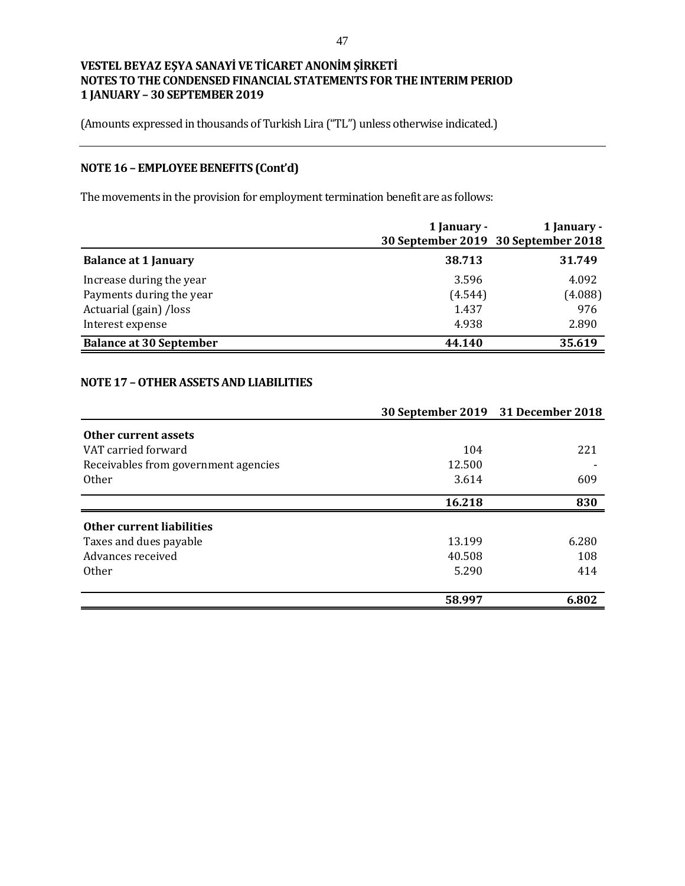## NOTE 16 – EMPLOYEE BENEFITS (Cont'd)

The movements in the provision for employment termination benefit are as follows:

| | 1 January - 30 September 2019 | 1 January - 30 September 2018 |
|---|---|---|
| **Balance at 1 January** | **38.713** | **31.749** |
| Increase during the year | 3.596 | 4.092 |
| Payments during the year | (4.544) | (4.088) |
| Actuarial (gain) /loss | 1.437 | 976 |
| Interest expense | 4.938 | 2.890 |
| **Balance at 30 September** | **44.140** | **35.619** |

## NOTE 17 – OTHER ASSETS AND LIABILITIES

| | 30 September 2019 | 31 December 2018 |
|---|---|---|
| **Other current assets** | | |
| VAT carried forward | 104 | 221 |
| Receivables from government agencies | 12.500 | - |
| Other | 3.614 | 609 |
| | **16.218** | **830** |
| **Other current liabilities** | | |
| Taxes and dues payable | 13.199 | 6.280 |
| Advances received | 40.508 | 108 |
| Other | 5.290 | 414 |
| | **58.997** | **6.802** |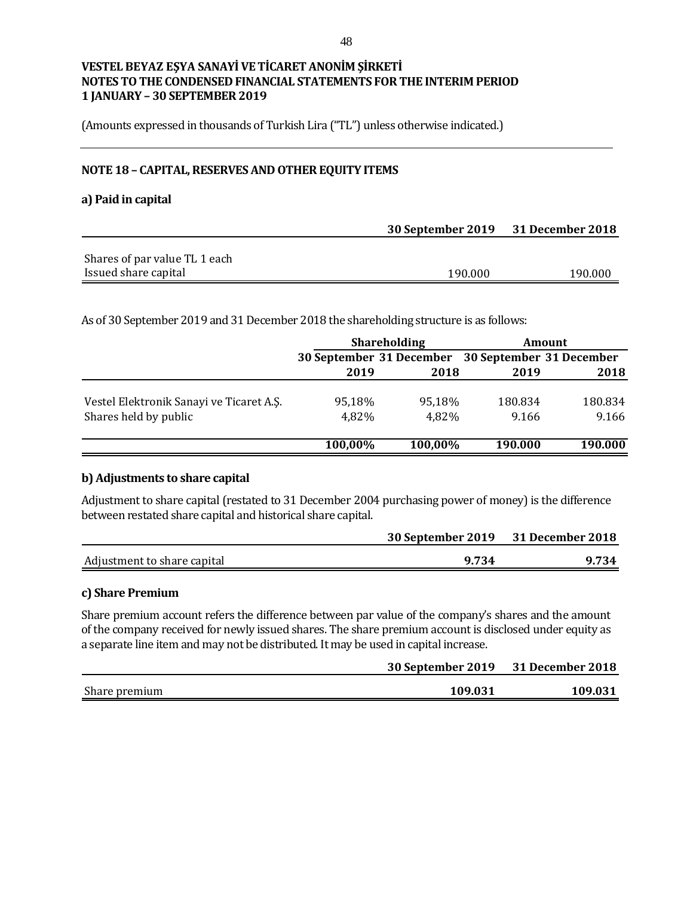**VESTEL BEYAZ EŞYA SANAYİ VE TİCARET ANONİM ŞİRKETİ**
**NOTES TO THE CONDENSED FINANCIAL STATEMENTS FOR THE INTERIM PERIOD**
**1 JANUARY – 30 SEPTEMBER 2019**

(Amounts expressed in thousands of Turkish Lira ("TL") unless otherwise indicated.)

## NOTE 18 – CAPITAL, RESERVES AND OTHER EQUITY ITEMS

### a) Paid in capital

| | 30 September 2019 | 31 December 2018 |
|---|---|---|
| Shares of par value TL 1 each | | |
| Issued share capital | 190.000 | 190.000 |

As of 30 September 2019 and 31 December 2018 the shareholding structure is as follows:

| | Shareholding | | Amount | |
|---|---|---|---|---|
| | 30 September 2019 | 31 December 2018 | 30 September 2019 | 31 December 2018 |
| Vestel Elektronik Sanayi ve Ticaret A.Ş. | 95,18% | 95,18% | 180.834 | 180.834 |
| Shares held by public | 4,82% | 4,82% | 9.166 | 9.166 |
| | **100,00%** | **100,00%** | **190.000** | **190.000** |

### b) Adjustments to share capital

Adjustment to share capital (restated to 31 December 2004 purchasing power of money) is the difference between restated share capital and historical share capital.

| | 30 September 2019 | 31 December 2018 |
|---|---|---|
| Adjustment to share capital | **9.734** | **9.734** |

### c) Share Premium

Share premium account refers the difference between par value of the company's shares and the amount of the company received for newly issued shares. The share premium account is disclosed under equity as a separate line item and may not be distributed. It may be used in capital increase.

| | 30 September 2019 | 31 December 2018 |
|---|---|---|
| Share premium | **109.031** | **109.031** |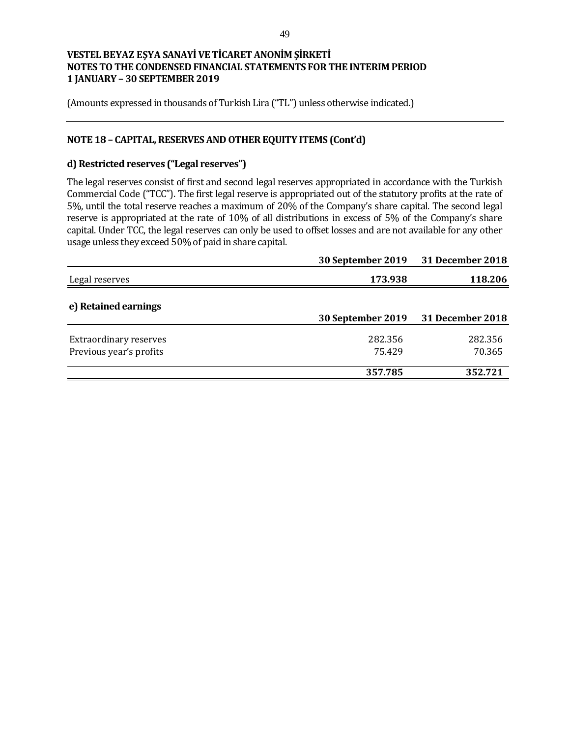VESTEL BEYAZ EŞYA SANAYİ VE TİCARET ANONİM ŞİRKETİ
NOTES TO THE CONDENSED FINANCIAL STATEMENTS FOR THE INTERIM PERIOD
1 JANUARY – 30 SEPTEMBER 2019

(Amounts expressed in thousands of Turkish Lira ("TL") unless otherwise indicated.)

## NOTE 18 – CAPITAL, RESERVES AND OTHER EQUITY ITEMS (Cont'd)

### d) Restricted reserves ("Legal reserves")

The legal reserves consist of first and second legal reserves appropriated in accordance with the Turkish Commercial Code ("TCC"). The first legal reserve is appropriated out of the statutory profits at the rate of 5%, until the total reserve reaches a maximum of 20% of the Company's share capital. The second legal reserve is appropriated at the rate of 10% of all distributions in excess of 5% of the Company's share capital. Under TCC, the legal reserves can only be used to offset losses and are not available for any other usage unless they exceed 50% of paid in share capital.

| | 30 September 2019 | 31 December 2018 |
|---|---|---|
| Legal reserves | **173.938** | **118.206** |

### e) Retained earnings

| | 30 September 2019 | 31 December 2018 |
|---|---|---|
| Extraordinary reserves | 282.356 | 282.356 |
| Previous year's profits | 75.429 | 70.365 |
| | **357.785** | **352.721** |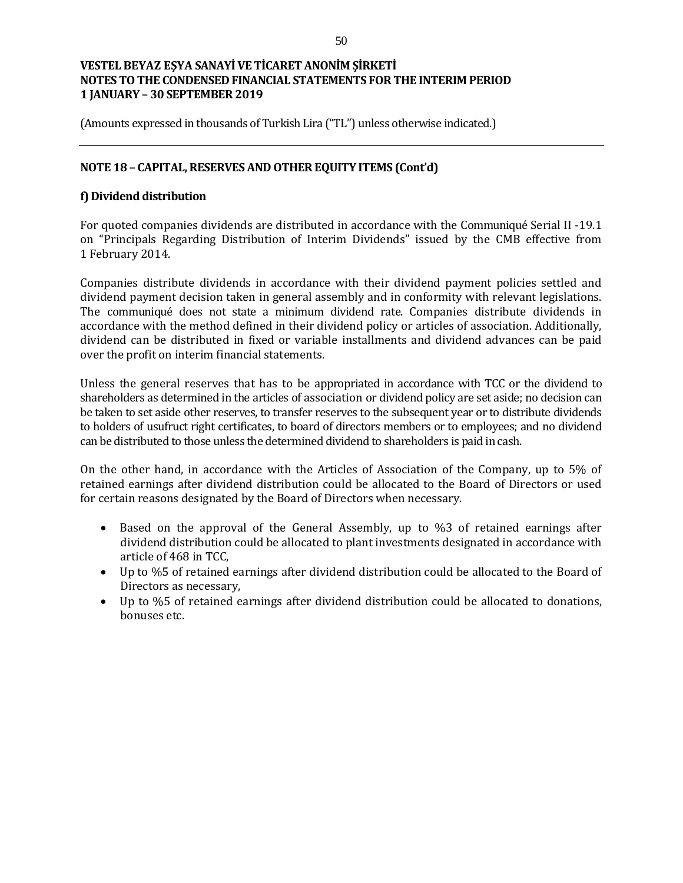(Amounts expressed in thousands of Turkish Lira ("TL") unless otherwise indicated.)

## NOTE 18 – CAPITAL, RESERVES AND OTHER EQUITY ITEMS (Cont'd)

### f) Dividend distribution

For quoted companies dividends are distributed in accordance with the Communiqué Serial II -19.1 on "Principals Regarding Distribution of Interim Dividends" issued by the CMB effective from 1 February 2014.

Companies distribute dividends in accordance with their dividend payment policies settled and dividend payment decision taken in general assembly and in conformity with relevant legislations. The communiqué does not state a minimum dividend rate. Companies distribute dividends in accordance with the method defined in their dividend policy or articles of association. Additionally, dividend can be distributed in fixed or variable installments and dividend advances can be paid over the profit on interim financial statements.

Unless the general reserves that has to be appropriated in accordance with TCC or the dividend to shareholders as determined in the articles of association or dividend policy are set aside; no decision can be taken to set aside other reserves, to transfer reserves to the subsequent year or to distribute dividends to holders of usufruct right certificates, to board of directors members or to employees; and no dividend can be distributed to those unless the determined dividend to shareholders is paid in cash.

On the other hand, in accordance with the Articles of Association of the Company, up to 5% of retained earnings after dividend distribution could be allocated to the Board of Directors or used for certain reasons designated by the Board of Directors when necessary.

- Based on the approval of the General Assembly, up to %3 of retained earnings after dividend distribution could be allocated to plant investments designated in accordance with article of 468 in TCC,
- Up to %5 of retained earnings after dividend distribution could be allocated to the Board of Directors as necessary,
- Up to %5 of retained earnings after dividend distribution could be allocated to donations, bonuses etc.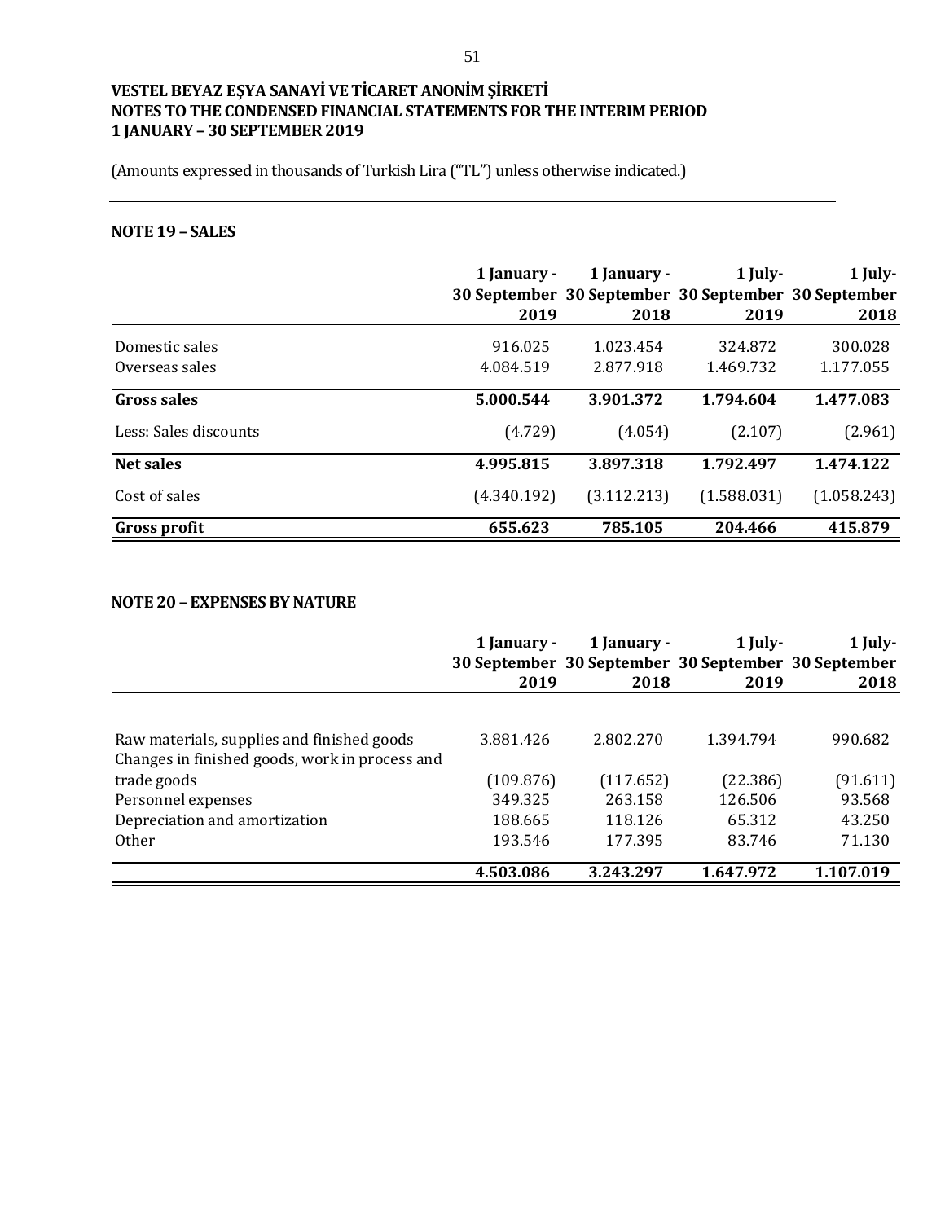**VESTEL BEYAZ EŞYA SANAYİ VE TİCARET ANONİM ŞİRKETİ**
**NOTES TO THE CONDENSED FINANCIAL STATEMENTS FOR THE INTERIM PERIOD**
**1 JANUARY – 30 SEPTEMBER 2019**

(Amounts expressed in thousands of Turkish Lira ("TL") unless otherwise indicated.)

## NOTE 19 – SALES

| | 1 January - 30 September 2019 | 1 January - 30 September 2018 | 1 July- 30 September 2019 | 1 July- 30 September 2018 |
|---|---|---|---|---|
| Domestic sales | 916.025 | 1.023.454 | 324.872 | 300.028 |
| Overseas sales | 4.084.519 | 2.877.918 | 1.469.732 | 1.177.055 |
| **Gross sales** | **5.000.544** | **3.901.372** | **1.794.604** | **1.477.083** |
| Less: Sales discounts | (4.729) | (4.054) | (2.107) | (2.961) |
| **Net sales** | **4.995.815** | **3.897.318** | **1.792.497** | **1.474.122** |
| Cost of sales | (4.340.192) | (3.112.213) | (1.588.031) | (1.058.243) |
| **Gross profit** | **655.623** | **785.105** | **204.466** | **415.879** |

## NOTE 20 – EXPENSES BY NATURE

| | 1 January - 30 September 2019 | 1 January - 30 September 2018 | 1 July- 30 September 2019 | 1 July- 30 September 2018 |
|---|---|---|---|---|
| Raw materials, supplies and finished goods | 3.881.426 | 2.802.270 | 1.394.794 | 990.682 |
| Changes in finished goods, work in process and trade goods | (109.876) | (117.652) | (22.386) | (91.611) |
| Personnel expenses | 349.325 | 263.158 | 126.506 | 93.568 |
| Depreciation and amortization | 188.665 | 118.126 | 65.312 | 43.250 |
| Other | 193.546 | 177.395 | 83.746 | 71.130 |
| | **4.503.086** | **3.243.297** | **1.647.972** | **1.107.019** |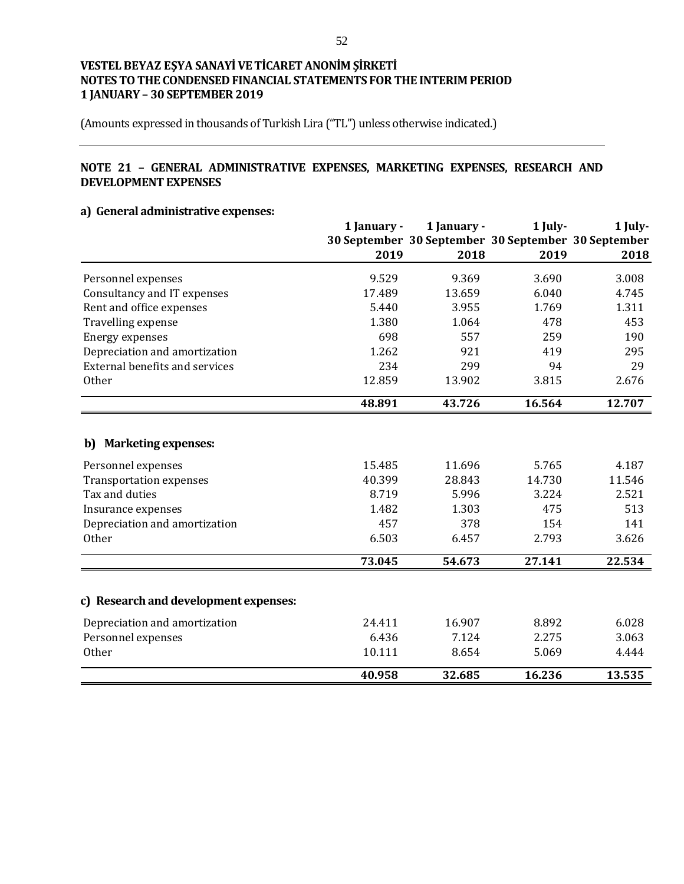**VESTEL BEYAZ EŞYA SANAYİ VE TİCARET ANONİM ŞİRKETİ**
**NOTES TO THE CONDENSED FINANCIAL STATEMENTS FOR THE INTERIM PERIOD**
**1 JANUARY – 30 SEPTEMBER 2019**

(Amounts expressed in thousands of Turkish Lira ("TL") unless otherwise indicated.)

## NOTE 21 – GENERAL ADMINISTRATIVE EXPENSES, MARKETING EXPENSES, RESEARCH AND DEVELOPMENT EXPENSES

### a) General administrative expenses:

| | 1 January - 30 September 2019 | 1 January - 30 September 2018 | 1 July- 30 September 2019 | 1 July- 30 September 2018 |
|---|---|---|---|---|
| Personnel expenses | 9.529 | 9.369 | 3.690 | 3.008 |
| Consultancy and IT expenses | 17.489 | 13.659 | 6.040 | 4.745 |
| Rent and office expenses | 5.440 | 3.955 | 1.769 | 1.311 |
| Travelling expense | 1.380 | 1.064 | 478 | 453 |
| Energy expenses | 698 | 557 | 259 | 190 |
| Depreciation and amortization | 1.262 | 921 | 419 | 295 |
| External benefits and services | 234 | 299 | 94 | 29 |
| Other | 12.859 | 13.902 | 3.815 | 2.676 |
| | **48.891** | **43.726** | **16.564** | **12.707** |

### b) Marketing expenses:

| | 1 January - 30 September 2019 | 1 January - 30 September 2018 | 1 July- 30 September 2019 | 1 July- 30 September 2018 |
|---|---|---|---|---|
| Personnel expenses | 15.485 | 11.696 | 5.765 | 4.187 |
| Transportation expenses | 40.399 | 28.843 | 14.730 | 11.546 |
| Tax and duties | 8.719 | 5.996 | 3.224 | 2.521 |
| Insurance expenses | 1.482 | 1.303 | 475 | 513 |
| Depreciation and amortization | 457 | 378 | 154 | 141 |
| Other | 6.503 | 6.457 | 2.793 | 3.626 |
| | **73.045** | **54.673** | **27.141** | **22.534** |

### c) Research and development expenses:

| | 1 January - 30 September 2019 | 1 January - 30 September 2018 | 1 July- 30 September 2019 | 1 July- 30 September 2018 |
|---|---|---|---|---|
| Depreciation and amortization | 24.411 | 16.907 | 8.892 | 6.028 |
| Personnel expenses | 6.436 | 7.124 | 2.275 | 3.063 |
| Other | 10.111 | 8.654 | 5.069 | 4.444 |
| | **40.958** | **32.685** | **16.236** | **13.535** |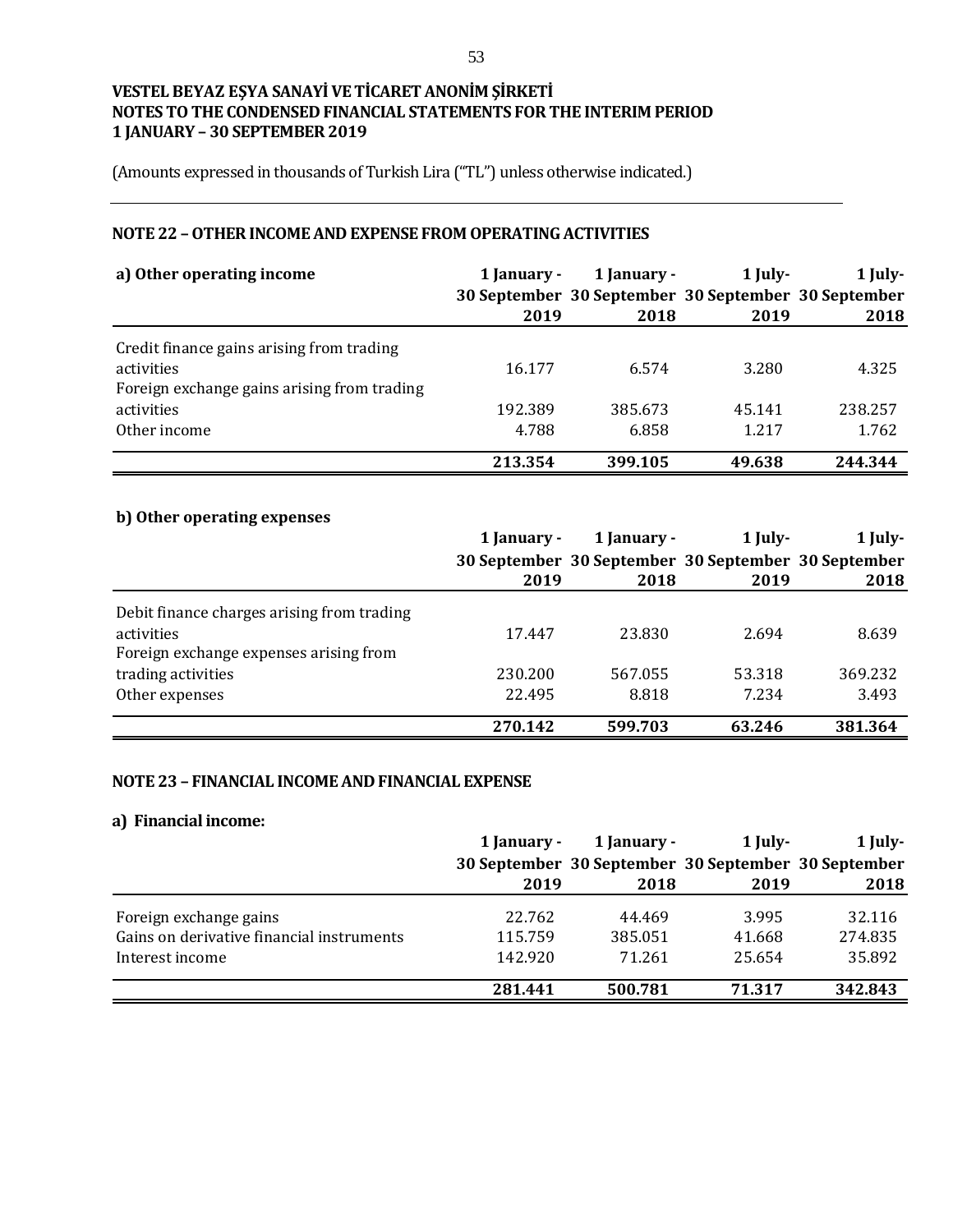**VESTEL BEYAZ EŞYA SANAYİ VE TİCARET ANONİM ŞİRKETİ**
**NOTES TO THE CONDENSED FINANCIAL STATEMENTS FOR THE INTERIM PERIOD**
**1 JANUARY – 30 SEPTEMBER 2019**

(Amounts expressed in thousands of Turkish Lira ("TL") unless otherwise indicated.)

## NOTE 22 – OTHER INCOME AND EXPENSE FROM OPERATING ACTIVITIES

| a) Other operating income | 1 January - 30 September 2019 | 1 January - 30 September 2018 | 1 July- 30 September 2019 | 1 July- 30 September 2018 |
|---|---|---|---|---|
| Credit finance gains arising from trading activities | 16.177 | 6.574 | 3.280 | 4.325 |
| Foreign exchange gains arising from trading activities | 192.389 | 385.673 | 45.141 | 238.257 |
| Other income | 4.788 | 6.858 | 1.217 | 1.762 |
| | **213.354** | **399.105** | **49.638** | **244.344** |

**b) Other operating expenses**

| | 1 January - 30 September 2019 | 1 January - 30 September 2018 | 1 July- 30 September 2019 | 1 July- 30 September 2018 |
|---|---|---|---|---|
| Debit finance charges arising from trading activities | 17.447 | 23.830 | 2.694 | 8.639 |
| Foreign exchange expenses arising from trading activities | 230.200 | 567.055 | 53.318 | 369.232 |
| Other expenses | 22.495 | 8.818 | 7.234 | 3.493 |
| | **270.142** | **599.703** | **63.246** | **381.364** |

## NOTE 23 – FINANCIAL INCOME AND FINANCIAL EXPENSE

**a) Financial income:**

| | 1 January - 30 September 2019 | 1 January - 30 September 2018 | 1 July- 30 September 2019 | 1 July- 30 September 2018 |
|---|---|---|---|---|
| Foreign exchange gains | 22.762 | 44.469 | 3.995 | 32.116 |
| Gains on derivative financial instruments | 115.759 | 385.051 | 41.668 | 274.835 |
| Interest income | 142.920 | 71.261 | 25.654 | 35.892 |
| | **281.441** | **500.781** | **71.317** | **342.843** |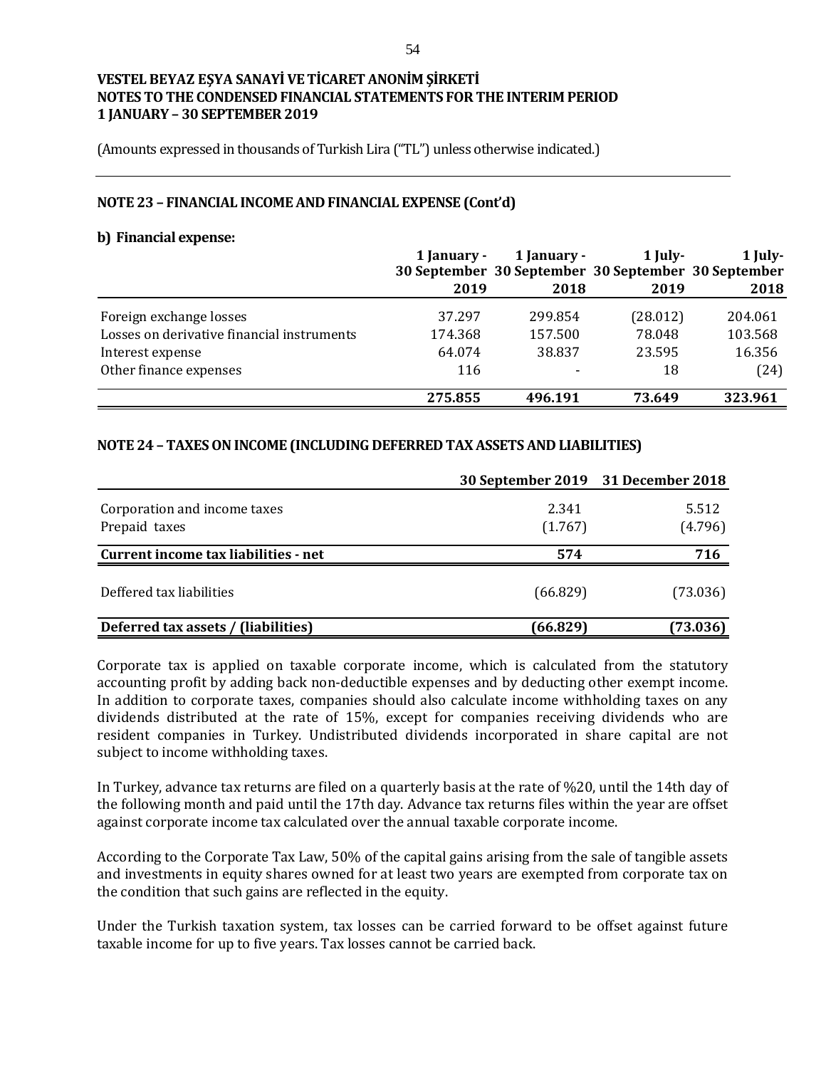# VESTEL BEYAZ EŞYA SANAYİ VE TİCARET ANONİM ŞİRKETİ
# NOTES TO THE CONDENSED FINANCIAL STATEMENTS FOR THE INTERIM PERIOD
# 1 JANUARY – 30 SEPTEMBER 2019

(Amounts expressed in thousands of Turkish Lira ("TL") unless otherwise indicated.)

## NOTE 23 – FINANCIAL INCOME AND FINANCIAL EXPENSE (Cont'd)

### b) Financial expense:

| | 1 January - 30 September 2019 | 1 January - 30 September 2018 | 1 July- 30 September 2019 | 1 July- 30 September 2018 |
|---|---|---|---|---|
| Foreign exchange losses | 37.297 | 299.854 | (28.012) | 204.061 |
| Losses on derivative financial instruments | 174.368 | 157.500 | 78.048 | 103.568 |
| Interest expense | 64.074 | 38.837 | 23.595 | 16.356 |
| Other finance expenses | 116 | - | 18 | (24) |
| | **275.855** | **496.191** | **73.649** | **323.961** |

## NOTE 24 – TAXES ON INCOME (INCLUDING DEFERRED TAX ASSETS AND LIABILITIES)

| | 30 September 2019 | 31 December 2018 |
|---|---|---|
| Corporation and income taxes | 2.341 | 5.512 |
| Prepaid taxes | (1.767) | (4.796) |
| **Current income tax liabilities - net** | **574** | **716** |
| Deffered tax liabilities | (66.829) | (73.036) |
| **Deferred tax assets / (liabilities)** | **(66.829)** | **(73.036)** |

Corporate tax is applied on taxable corporate income, which is calculated from the statutory accounting profit by adding back non-deductible expenses and by deducting other exempt income. In addition to corporate taxes, companies should also calculate income withholding taxes on any dividends distributed at the rate of 15%, except for companies receiving dividends who are resident companies in Turkey. Undistributed dividends incorporated in share capital are not subject to income withholding taxes.

In Turkey, advance tax returns are filed on a quarterly basis at the rate of %20, until the 14th day of the following month and paid until the 17th day. Advance tax returns files within the year are offset against corporate income tax calculated over the annual taxable corporate income.

According to the Corporate Tax Law, 50% of the capital gains arising from the sale of tangible assets and investments in equity shares owned for at least two years are exempted from corporate tax on the condition that such gains are reflected in the equity.

Under the Turkish taxation system, tax losses can be carried forward to be offset against future taxable income for up to five years. Tax losses cannot be carried back.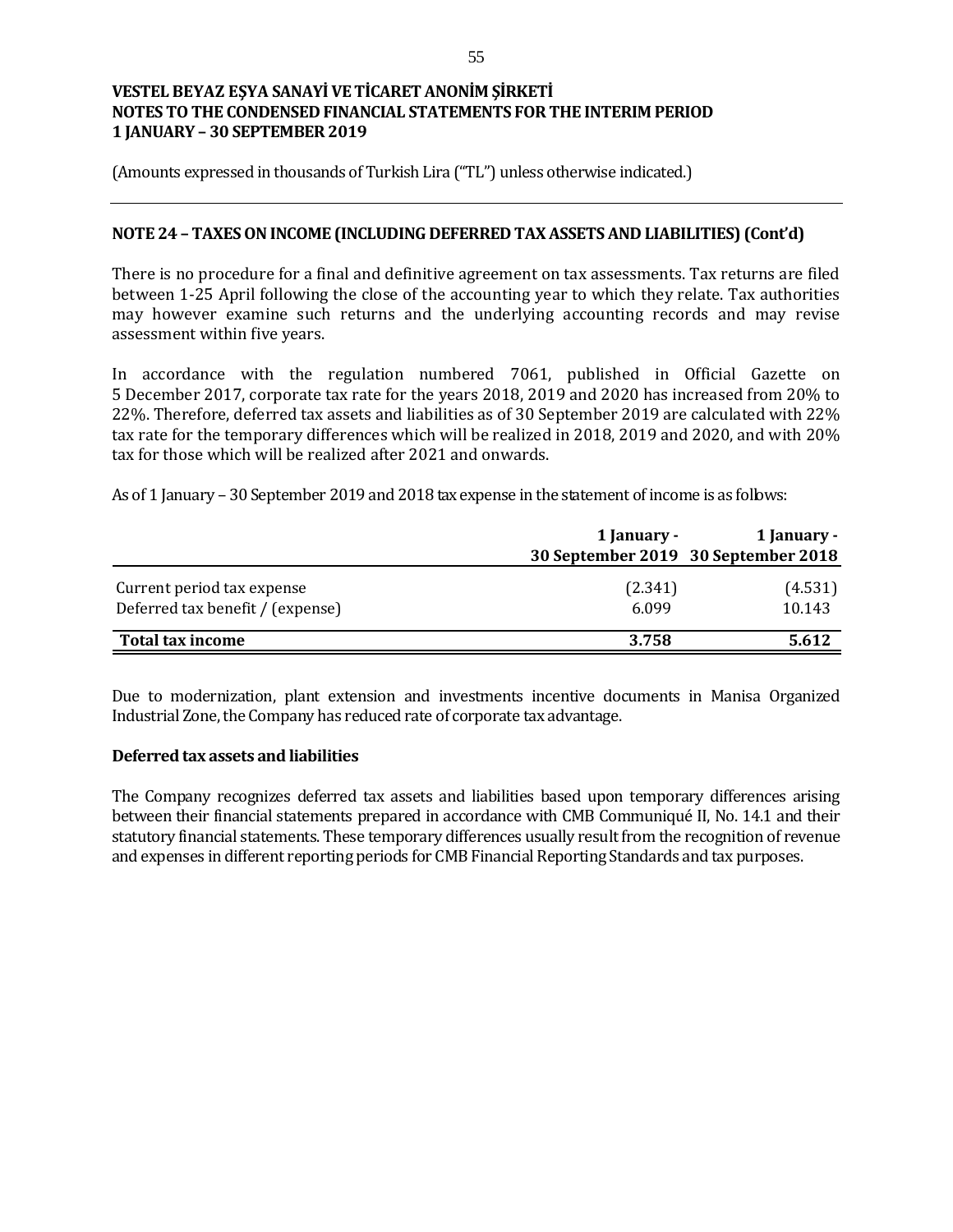VESTEL BEYAZ EŞYA SANAYİ VE TİCARET ANONİM ŞİRKETİ
NOTES TO THE CONDENSED FINANCIAL STATEMENTS FOR THE INTERIM PERIOD
1 JANUARY – 30 SEPTEMBER 2019

(Amounts expressed in thousands of Turkish Lira ("TL") unless otherwise indicated.)

## NOTE 24 – TAXES ON INCOME (INCLUDING DEFERRED TAX ASSETS AND LIABILITIES) (Cont'd)

There is no procedure for a final and definitive agreement on tax assessments. Tax returns are filed between 1-25 April following the close of the accounting year to which they relate. Tax authorities may however examine such returns and the underlying accounting records and may revise assessment within five years.

In accordance with the regulation numbered 7061, published in Official Gazette on 5 December 2017, corporate tax rate for the years 2018, 2019 and 2020 has increased from 20% to 22%. Therefore, deferred tax assets and liabilities as of 30 September 2019 are calculated with 22% tax rate for the temporary differences which will be realized in 2018, 2019 and 2020, and with 20% tax for those which will be realized after 2021 and onwards.

As of 1 January – 30 September 2019 and 2018 tax expense in the statement of income is as follows:

| | 1 January - 30 September 2019 | 1 January - 30 September 2018 |
|---|---|---|
| Current period tax expense | (2.341) | (4.531) |
| Deferred tax benefit / (expense) | 6.099 | 10.143 |
| **Total tax income** | **3.758** | **5.612** |

Due to modernization, plant extension and investments incentive documents in Manisa Organized Industrial Zone, the Company has reduced rate of corporate tax advantage.

### Deferred tax assets and liabilities

The Company recognizes deferred tax assets and liabilities based upon temporary differences arising between their financial statements prepared in accordance with CMB Communiqué II, No. 14.1 and their statutory financial statements. These temporary differences usually result from the recognition of revenue and expenses in different reporting periods for CMB Financial Reporting Standards and tax purposes.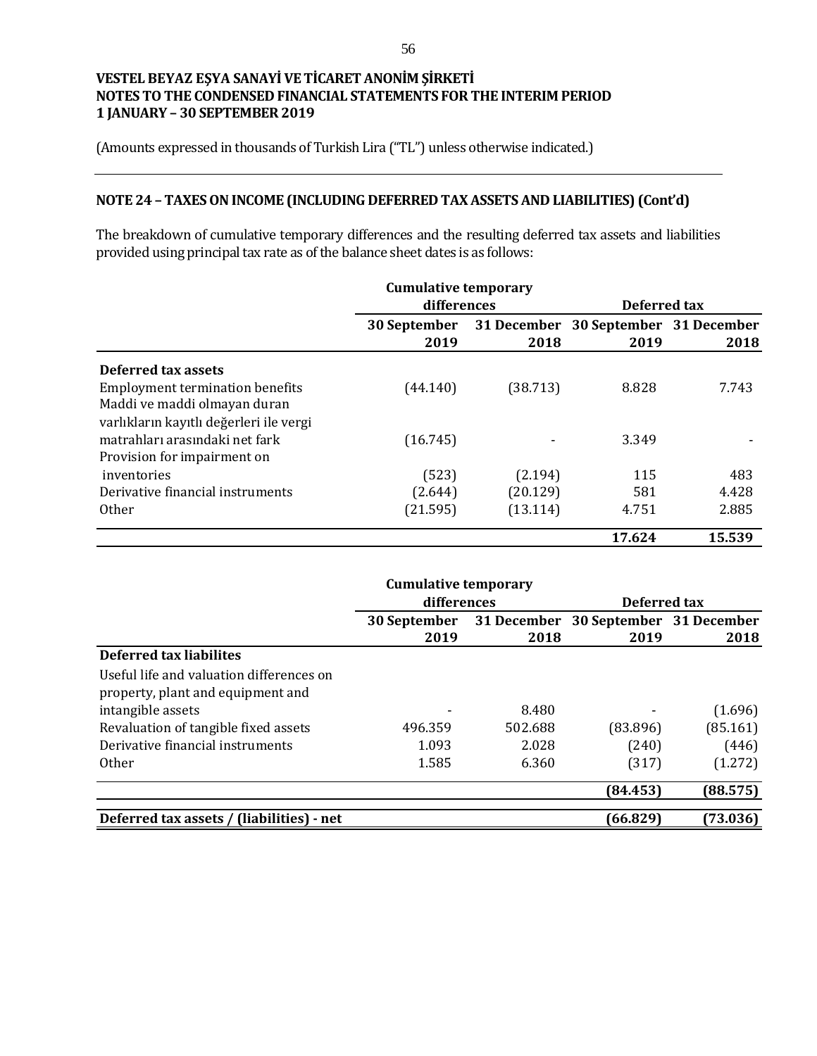**VESTEL BEYAZ EŞYA SANAYİ VE TİCARET ANONİM ŞİRKETİ**
**NOTES TO THE CONDENSED FINANCIAL STATEMENTS FOR THE INTERIM PERIOD**
**1 JANUARY – 30 SEPTEMBER 2019**

(Amounts expressed in thousands of Turkish Lira ("TL") unless otherwise indicated.)

## NOTE 24 – TAXES ON INCOME (INCLUDING DEFERRED TAX ASSETS AND LIABILITIES) (Cont'd)

The breakdown of cumulative temporary differences and the resulting deferred tax assets and liabilities provided using principal tax rate as of the balance sheet dates is as follows:

| | Cumulative temporary differences | | Deferred tax | |
|---|---|---|---|---|
| | 30 September 2019 | 31 December 2018 | 30 September 2019 | 31 December 2018 |
| **Deferred tax assets** | | | | |
| Employment termination benefits | (44.140) | (38.713) | 8.828 | 7.743 |
| Maddi ve maddi olmayan duran varlıkların kayıtlı değerleri ile vergi matrahları arasındaki net fark | (16.745) | - | 3.349 | - |
| Provision for impairment on inventories | (523) | (2.194) | 115 | 483 |
| Derivative financial instruments | (2.644) | (20.129) | 581 | 4.428 |
| Other | (21.595) | (13.114) | 4.751 | 2.885 |
| | | | **17.624** | **15.539** |

| | Cumulative temporary differences | | Deferred tax | |
|---|---|---|---|---|
| | 30 September 2019 | 31 December 2018 | 30 September 2019 | 31 December 2018 |
| **Deferred tax liabilites** | | | | |
| Useful life and valuation differences on property, plant and equipment and intangible assets | - | 8.480 | - | (1.696) |
| Revaluation of tangible fixed assets | 496.359 | 502.688 | (83.896) | (85.161) |
| Derivative financial instruments | 1.093 | 2.028 | (240) | (446) |
| Other | 1.585 | 6.360 | (317) | (1.272) |
| | | | **(84.453)** | **(88.575)** |
| **Deferred tax assets / (liabilities) - net** | | | **(66.829)** | **(73.036)** |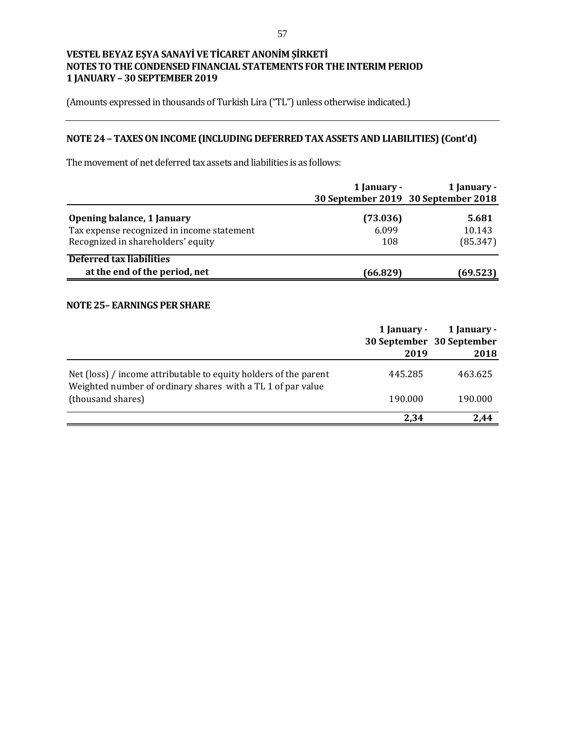**VESTEL BEYAZ EŞYA SANAYİ VE TİCARET ANONİM ŞİRKETİ**
**NOTES TO THE CONDENSED FINANCIAL STATEMENTS FOR THE INTERIM PERIOD**
**1 JANUARY – 30 SEPTEMBER 2019**

(Amounts expressed in thousands of Turkish Lira ("TL") unless otherwise indicated.)

## NOTE 24 – TAXES ON INCOME (INCLUDING DEFERRED TAX ASSETS AND LIABILITIES) (Cont'd)

The movement of net deferred tax assets and liabilities is as follows:

| | 1 January - 30 September 2019 | 1 January - 30 September 2018 |
|---|---|---|
| **Opening balance, 1 January** | **(73.036)** | **5.681** |
| Tax expense recognized in income statement | 6.099 | 10.143 |
| Recognized in shareholders' equity | 108 | (85.347) |
| **Deferred tax liabilities at the end of the period, net** | **(66.829)** | **(69.523)** |

## NOTE 25– EARNINGS PER SHARE

| | 1 January - 30 September 2019 | 1 January - 30 September 2018 |
|---|---|---|
| Net (loss) / income attributable to equity holders of the parent | 445.285 | 463.625 |
| Weighted number of ordinary shares with a TL 1 of par value (thousand shares) | 190.000 | 190.000 |
| | **2,34** | **2,44** |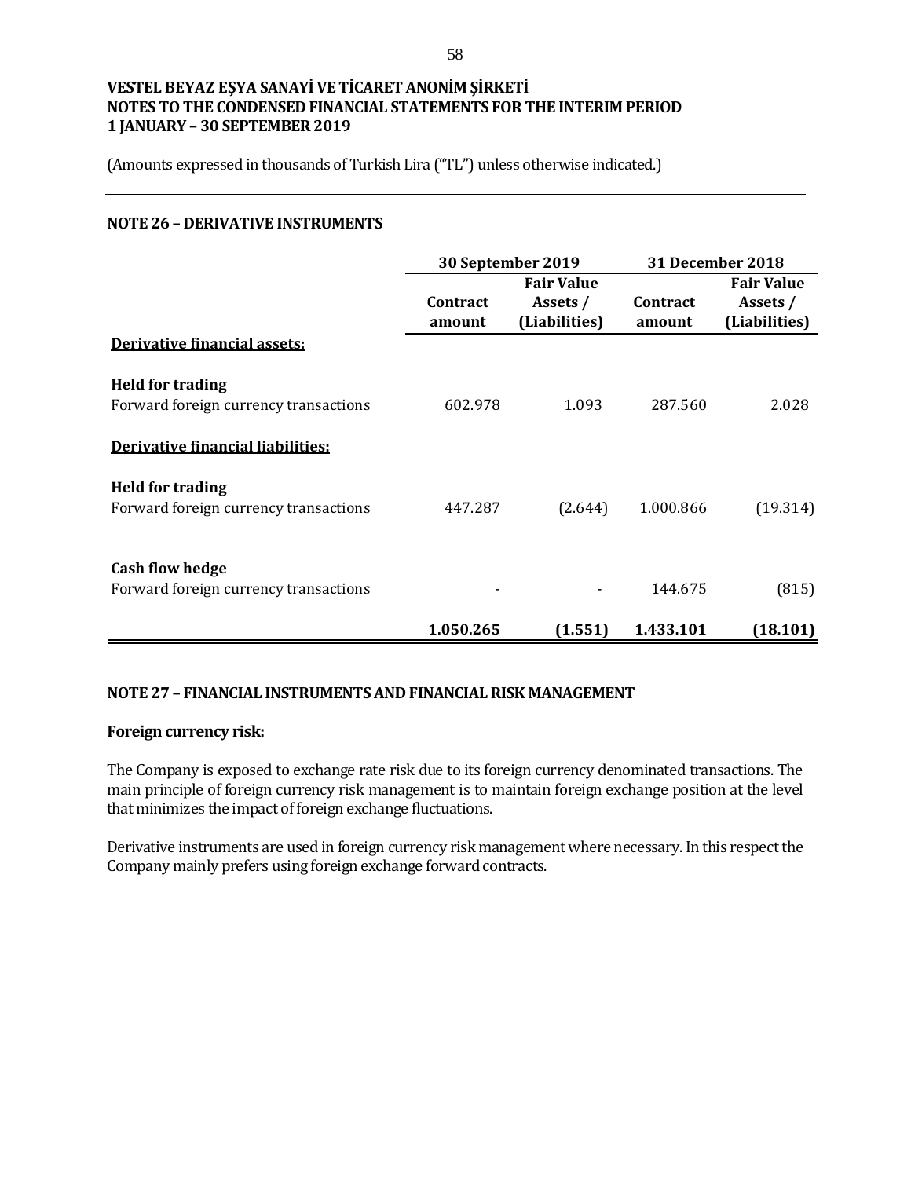VESTEL BEYAZ EŞYA SANAYİ VE TİCARET ANONİM ŞİRKETİ
NOTES TO THE CONDENSED FINANCIAL STATEMENTS FOR THE INTERIM PERIOD
1 JANUARY – 30 SEPTEMBER 2019

(Amounts expressed in thousands of Turkish Lira ("TL") unless otherwise indicated.)

## NOTE 26 – DERIVATIVE INSTRUMENTS

| | 30 September 2019 | | 31 December 2018 | |
|---|---|---|---|---|
| | Contract amount | Fair Value Assets / (Liabilities) | Contract amount | Fair Value Assets / (Liabilities) |
| **Derivative financial assets:** | | | | |
| **Held for trading** | | | | |
| Forward foreign currency transactions | 602.978 | 1.093 | 287.560 | 2.028 |
| **Derivative financial liabilities:** | | | | |
| **Held for trading** | | | | |
| Forward foreign currency transactions | 447.287 | (2.644) | 1.000.866 | (19.314) |
| **Cash flow hedge** | | | | |
| Forward foreign currency transactions | - | - | 144.675 | (815) |
| | **1.050.265** | **(1.551)** | **1.433.101** | **(18.101)** |

## NOTE 27 – FINANCIAL INSTRUMENTS AND FINANCIAL RISK MANAGEMENT

**Foreign currency risk:**

The Company is exposed to exchange rate risk due to its foreign currency denominated transactions. The main principle of foreign currency risk management is to maintain foreign exchange position at the level that minimizes the impact of foreign exchange fluctuations.

Derivative instruments are used in foreign currency risk management where necessary. In this respect the Company mainly prefers using foreign exchange forward contracts.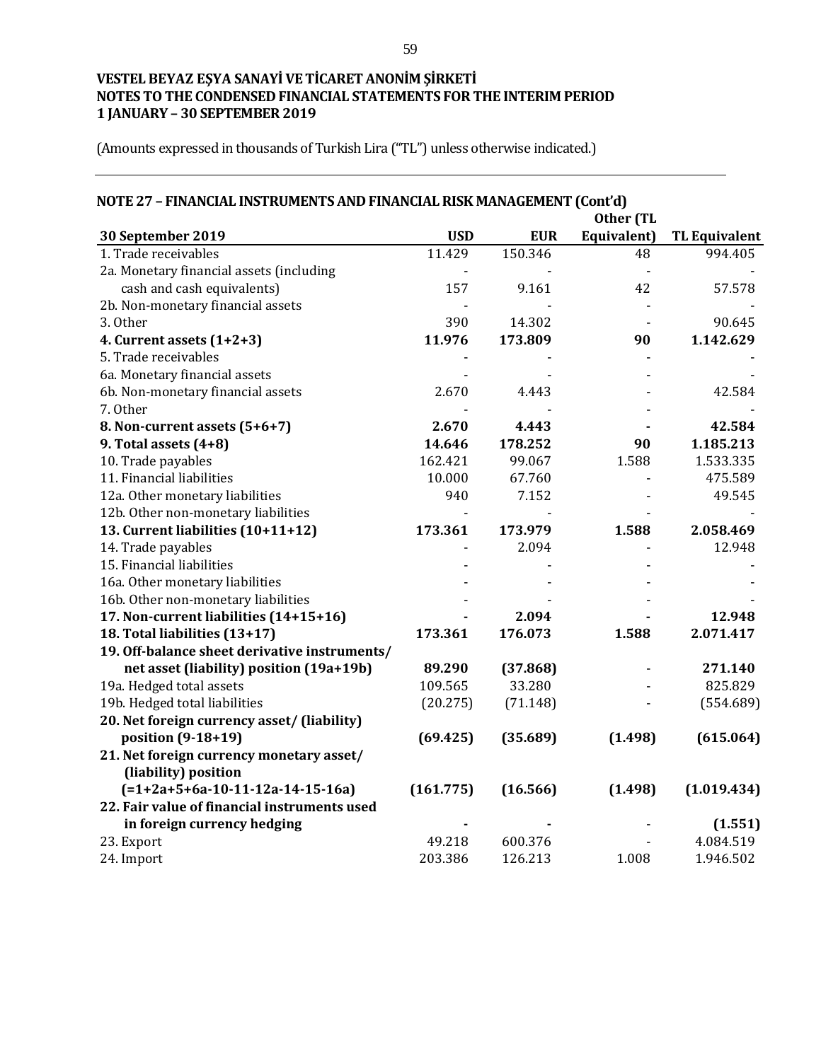# VESTEL BEYAZ EŞYA SANAYİ VE TİCARET ANONİM ŞİRKETİ
## NOTES TO THE CONDENSED FINANCIAL STATEMENTS FOR THE INTERIM PERIOD
## 1 JANUARY – 30 SEPTEMBER 2019

(Amounts expressed in thousands of Turkish Lira ("TL") unless otherwise indicated.)

### NOTE 27 – FINANCIAL INSTRUMENTS AND FINANCIAL RISK MANAGEMENT (Cont'd)

| 30 September 2019 | USD | EUR | Other (TL Equivalent) | TL Equivalent |
|---|---|---|---|---|
| 1. Trade receivables | 11.429 | 150.346 | 48 | 994.405 |
| 2a. Monetary financial assets (including cash and cash equivalents) | 157 | 9.161 | 42 | 57.578 |
| 2b. Non-monetary financial assets | - | - | - | - |
| 3. Other | 390 | 14.302 | - | 90.645 |
| **4. Current assets (1+2+3)** | **11.976** | **173.809** | **90** | **1.142.629** |
| 5. Trade receivables | - | - | - | - |
| 6a. Monetary financial assets | - | - | - | - |
| 6b. Non-monetary financial assets | 2.670 | 4.443 | - | 42.584 |
| 7. Other | - | - | - | - |
| **8. Non-current assets (5+6+7)** | **2.670** | **4.443** | **-** | **42.584** |
| **9. Total assets (4+8)** | **14.646** | **178.252** | **90** | **1.185.213** |
| 10. Trade payables | 162.421 | 99.067 | 1.588 | 1.533.335 |
| 11. Financial liabilities | 10.000 | 67.760 | - | 475.589 |
| 12a. Other monetary liabilities | 940 | 7.152 | - | 49.545 |
| 12b. Other non-monetary liabilities | - | - | - | - |
| **13. Current liabilities (10+11+12)** | **173.361** | **173.979** | **1.588** | **2.058.469** |
| 14. Trade payables | - | 2.094 | - | 12.948 |
| 15. Financial liabilities | - | - | - | - |
| 16a. Other monetary liabilities | - | - | - | - |
| 16b. Other non-monetary liabilities | - | - | - | - |
| **17. Non-current liabilities (14+15+16)** | **-** | **2.094** | **-** | **12.948** |
| **18. Total liabilities (13+17)** | **173.361** | **176.073** | **1.588** | **2.071.417** |
| **19. Off-balance sheet derivative instruments/ net asset (liability) position (19a+19b)** | **89.290** | **(37.868)** | **-** | **271.140** |
| 19a. Hedged total assets | 109.565 | 33.280 | - | 825.829 |
| 19b. Hedged total liabilities | (20.275) | (71.148) | - | (554.689) |
| **20. Net foreign currency asset/ (liability) position (9-18+19)** | **(69.425)** | **(35.689)** | **(1.498)** | **(615.064)** |
| **21. Net foreign currency monetary asset/ (liability) position (=1+2a+5+6a-10-11-12a-14-15-16a)** | **(161.775)** | **(16.566)** | **(1.498)** | **(1.019.434)** |
| **22. Fair value of financial instruments used in foreign currency hedging** | **-** | **-** | - | **(1.551)** |
| 23. Export | 49.218 | 600.376 | - | 4.084.519 |
| 24. Import | 203.386 | 126.213 | 1.008 | 1.946.502 |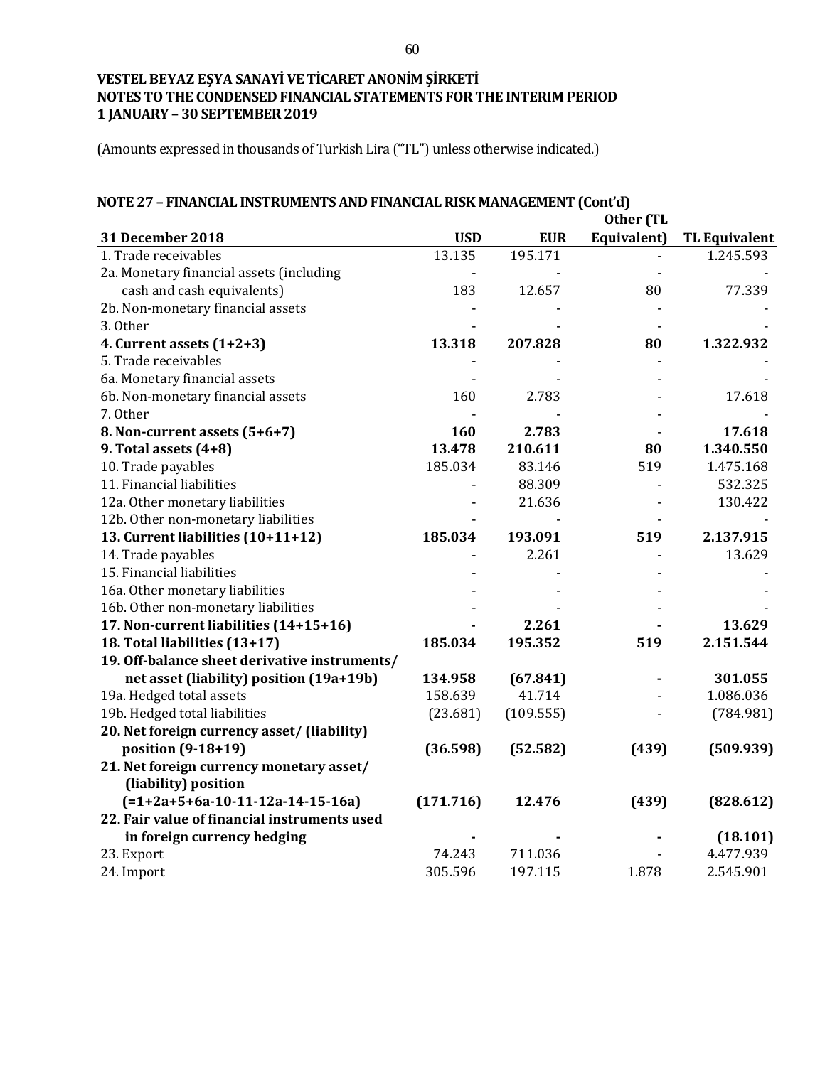VESTEL BEYAZ EŞYA SANAYİ VE TİCARET ANONİM ŞİRKETİ
NOTES TO THE CONDENSED FINANCIAL STATEMENTS FOR THE INTERIM PERIOD
1 JANUARY – 30 SEPTEMBER 2019

(Amounts expressed in thousands of Turkish Lira ("TL") unless otherwise indicated.)

## NOTE 27 – FINANCIAL INSTRUMENTS AND FINANCIAL RISK MANAGEMENT (Cont'd)

| 31 December 2018 | USD | EUR | Other (TL Equivalent) | TL Equivalent |
|---|---|---|---|---|
| 1. Trade receivables | 13.135 | 195.171 | - | 1.245.593 |
| 2a. Monetary financial assets (including cash and cash equivalents) | 183 | 12.657 | 80 | 77.339 |
| 2b. Non-monetary financial assets | - | - | - | - |
| 3. Other | - | - | - | - |
| **4. Current assets (1+2+3)** | **13.318** | **207.828** | **80** | **1.322.932** |
| 5. Trade receivables | - | - | - | - |
| 6a. Monetary financial assets | - | - | - | - |
| 6b. Non-monetary financial assets | 160 | 2.783 | - | 17.618 |
| 7. Other | - | - | - | - |
| **8. Non-current assets (5+6+7)** | **160** | **2.783** | - | **17.618** |
| **9. Total assets (4+8)** | **13.478** | **210.611** | **80** | **1.340.550** |
| 10. Trade payables | 185.034 | 83.146 | 519 | 1.475.168 |
| 11. Financial liabilities | - | 88.309 | - | 532.325 |
| 12a. Other monetary liabilities | - | 21.636 | - | 130.422 |
| 12b. Other non-monetary liabilities | - | - | - | - |
| **13. Current liabilities (10+11+12)** | **185.034** | **193.091** | **519** | **2.137.915** |
| 14. Trade payables | - | 2.261 | - | 13.629 |
| 15. Financial liabilities | - | - | - | - |
| 16a. Other monetary liabilities | - | - | - | - |
| 16b. Other non-monetary liabilities | - | - | - | - |
| **17. Non-current liabilities (14+15+16)** | - | **2.261** | - | **13.629** |
| **18. Total liabilities (13+17)** | **185.034** | **195.352** | **519** | **2.151.544** |
| **19. Off-balance sheet derivative instruments/ net asset (liability) position (19a+19b)** | **134.958** | **(67.841)** | - | **301.055** |
| 19a. Hedged total assets | 158.639 | 41.714 | - | 1.086.036 |
| 19b. Hedged total liabilities | (23.681) | (109.555) | - | (784.981) |
| **20. Net foreign currency asset/ (liability) position (9-18+19)** | **(36.598)** | **(52.582)** | **(439)** | **(509.939)** |
| **21. Net foreign currency monetary asset/ (liability) position (=1+2a+5+6a-10-11-12a-14-15-16a)** | **(171.716)** | **12.476** | **(439)** | **(828.612)** |
| **22. Fair value of financial instruments used in foreign currency hedging** | - | - | - | **(18.101)** |
| 23. Export | 74.243 | 711.036 | - | 4.477.939 |
| 24. Import | 305.596 | 197.115 | 1.878 | 2.545.901 |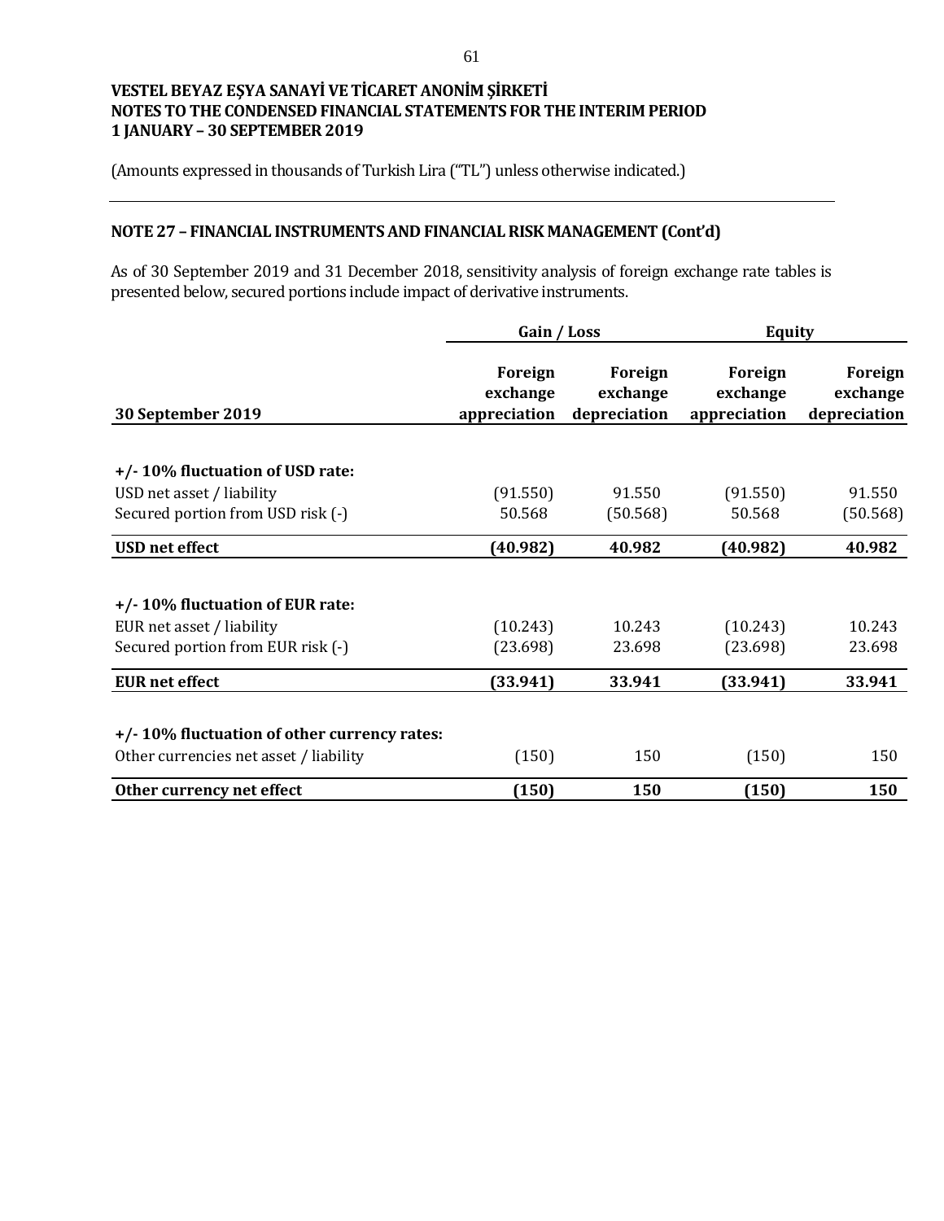**VESTEL BEYAZ EŞYA SANAYİ VE TİCARET ANONİM ŞİRKETİ**
**NOTES TO THE CONDENSED FINANCIAL STATEMENTS FOR THE INTERIM PERIOD**
**1 JANUARY – 30 SEPTEMBER 2019**

(Amounts expressed in thousands of Turkish Lira ("TL") unless otherwise indicated.)

## NOTE 27 – FINANCIAL INSTRUMENTS AND FINANCIAL RISK MANAGEMENT (Cont'd)

As of 30 September 2019 and 31 December 2018, sensitivity analysis of foreign exchange rate tables is presented below, secured portions include impact of derivative instruments.

| | Gain / Loss | | Equity | |
|---|---|---|---|---|
| **30 September 2019** | **Foreign exchange appreciation** | **Foreign exchange depreciation** | **Foreign exchange appreciation** | **Foreign exchange depreciation** |
| **+/- 10% fluctuation of USD rate:** | | | | |
| USD net asset / liability | (91.550) | 91.550 | (91.550) | 91.550 |
| Secured portion from USD risk (-) | 50.568 | (50.568) | 50.568 | (50.568) |
| **USD net effect** | **(40.982)** | **40.982** | **(40.982)** | **40.982** |
| **+/- 10% fluctuation of EUR rate:** | | | | |
| EUR net asset / liability | (10.243) | 10.243 | (10.243) | 10.243 |
| Secured portion from EUR risk (-) | (23.698) | 23.698 | (23.698) | 23.698 |
| **EUR net effect** | **(33.941)** | **33.941** | **(33.941)** | **33.941** |
| **+/- 10% fluctuation of other currency rates:** | | | | |
| Other currencies net asset / liability | (150) | 150 | (150) | 150 |
| **Other currency net effect** | **(150)** | **150** | **(150)** | **150** |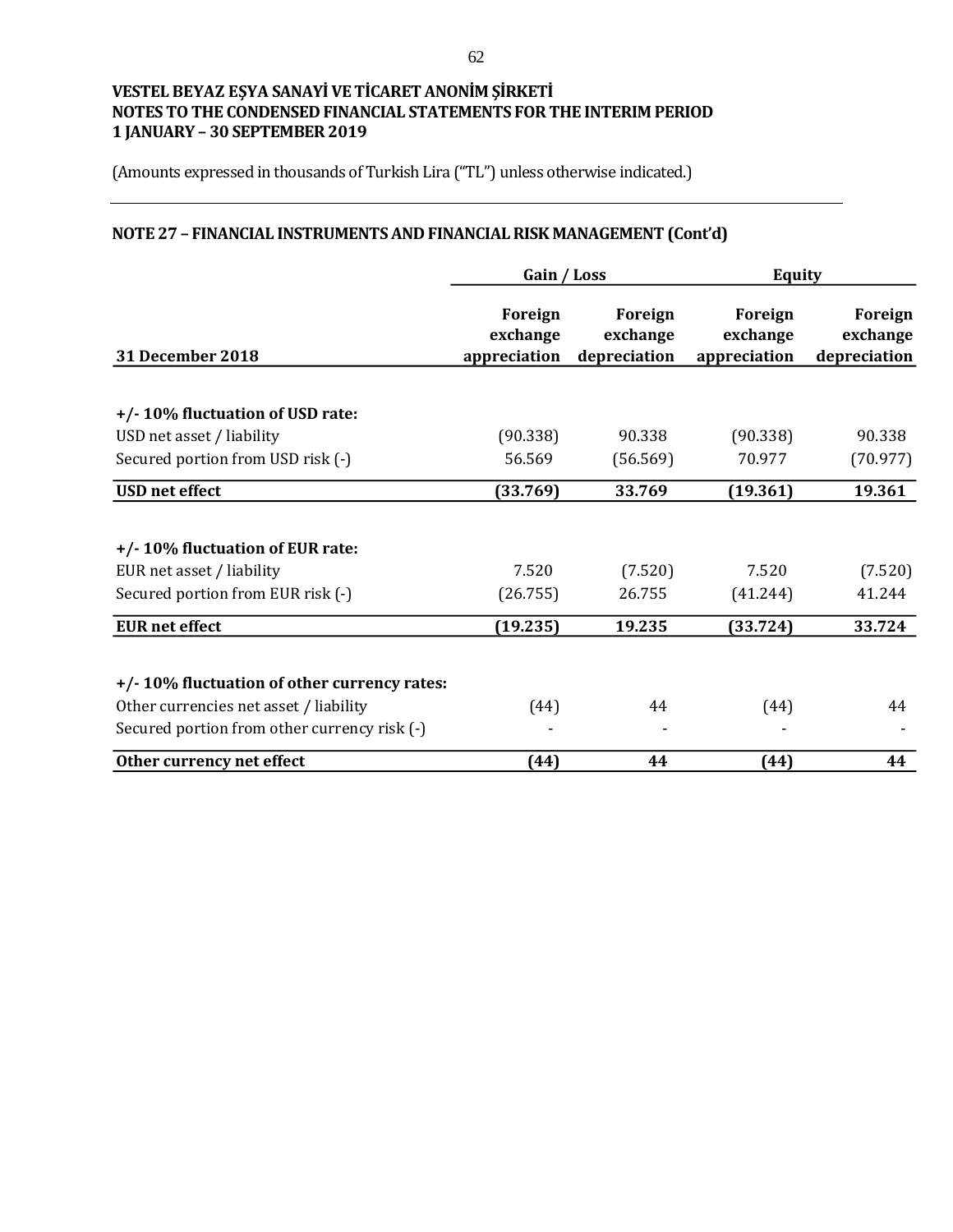**VESTEL BEYAZ EŞYA SANAYİ VE TİCARET ANONİM ŞİRKETİ**
**NOTES TO THE CONDENSED FINANCIAL STATEMENTS FOR THE INTERIM PERIOD**
**1 JANUARY – 30 SEPTEMBER 2019**

(Amounts expressed in thousands of Turkish Lira ("TL") unless otherwise indicated.)

## NOTE 27 – FINANCIAL INSTRUMENTS AND FINANCIAL RISK MANAGEMENT (Cont'd)

| | Gain / Loss | | Equity | |
|---|---|---|---|---|
| **31 December 2018** | **Foreign exchange appreciation** | **Foreign exchange depreciation** | **Foreign exchange appreciation** | **Foreign exchange depreciation** |
| **+/- 10% fluctuation of USD rate:** | | | | |
| USD net asset / liability | (90.338) | 90.338 | (90.338) | 90.338 |
| Secured portion from USD risk (-) | 56.569 | (56.569) | 70.977 | (70.977) |
| **USD net effect** | **(33.769)** | **33.769** | **(19.361)** | **19.361** |
| **+/- 10% fluctuation of EUR rate:** | | | | |
| EUR net asset / liability | 7.520 | (7.520) | 7.520 | (7.520) |
| Secured portion from EUR risk (-) | (26.755) | 26.755 | (41.244) | 41.244 |
| **EUR net effect** | **(19.235)** | **19.235** | **(33.724)** | **33.724** |
| **+/- 10% fluctuation of other currency rates:** | | | | |
| Other currencies net asset / liability | (44) | 44 | (44) | 44 |
| Secured portion from other currency risk (-) | - | - | - | - |
| **Other currency net effect** | **(44)** | **44** | **(44)** | **44** |